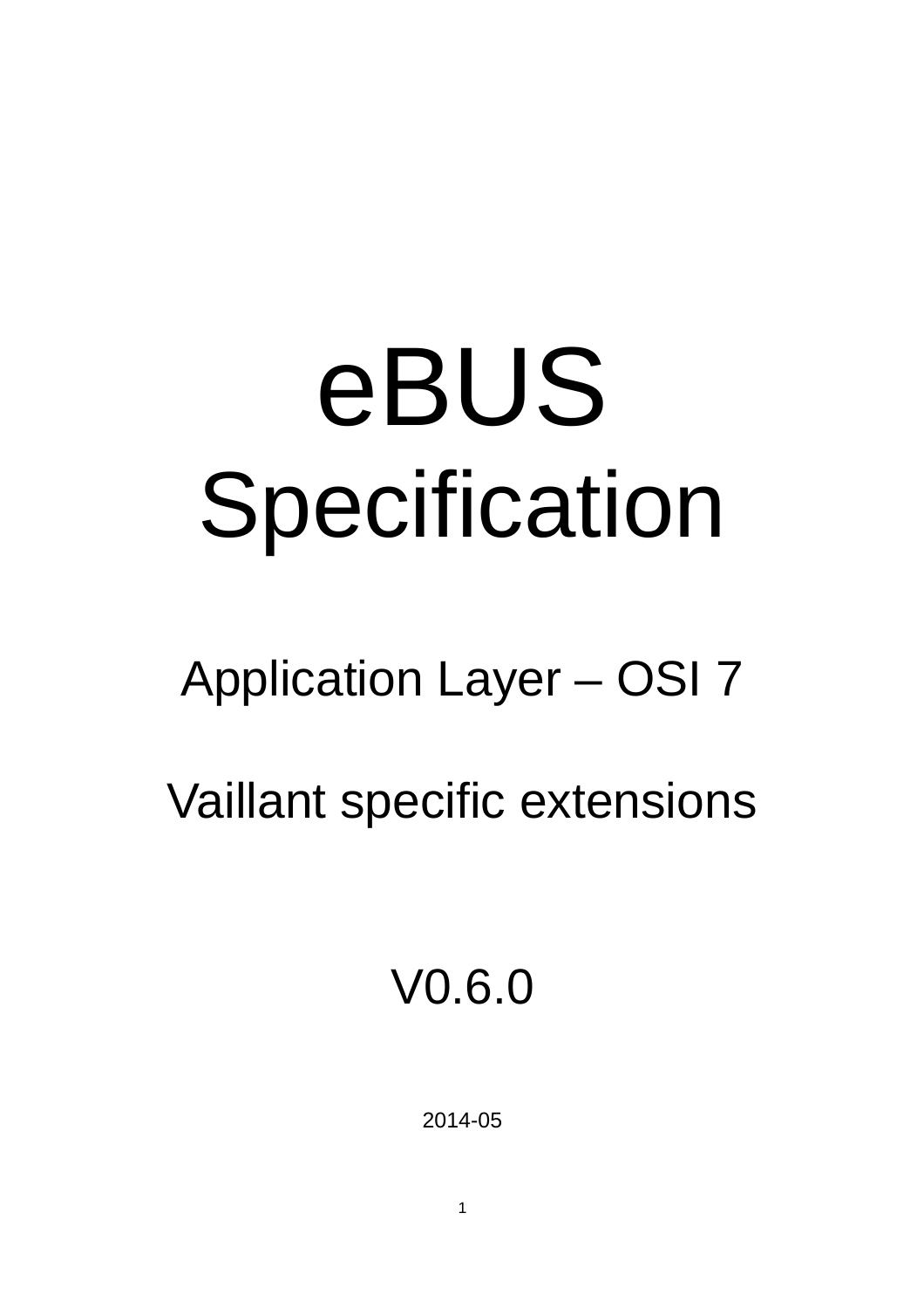# eBUS Specification

## Application Layer – OSI 7

## Vaillant specific extensions

## V0.6.0

2014-05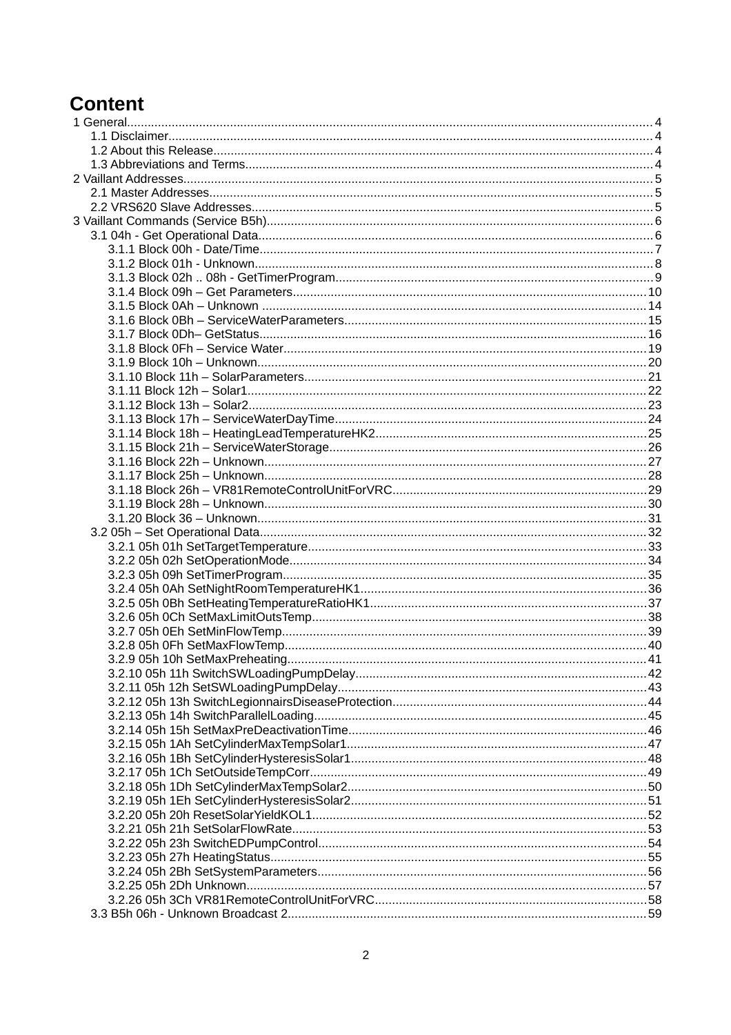# Content

- 1 General .... 4
  - 1.1 Disclaimer .... 4
  - 1.2 About this Release .... 4
  - 1.3 Abbreviations and Terms .... 4
- 2 Vaillant Addresses .... 5
  - 2.1 Master Addresses .... 5
  - 2.2 VRS620 Slave Addresses .... 5
- 3 Vaillant Commands (Service B5h) .... 6
  - 3.1 04h - Get Operational Data .... 6
    - 3.1.1 Block 00h - Date/Time .... 7
    - 3.1.2 Block 01h - Unknown .... 8
    - 3.1.3 Block 02h .. 08h - GetTimerProgram .... 9
    - 3.1.4 Block 09h – Get Parameters .... 10
    - 3.1.5 Block 0Ah – Unknown .... 14
    - 3.1.6 Block 0Bh – ServiceWaterParameters .... 15
    - 3.1.7 Block 0Dh– GetStatus .... 16
    - 3.1.8 Block 0Fh – Service Water .... 19
    - 3.1.9 Block 10h – Unknown .... 20
    - 3.1.10 Block 11h – SolarParameters .... 21
    - 3.1.11 Block 12h – Solar1 .... 22
    - 3.1.12 Block 13h – Solar2 .... 23
    - 3.1.13 Block 17h – ServiceWaterDayTime .... 24
    - 3.1.14 Block 18h – HeatingLeadTemperatureHK2 .... 25
    - 3.1.15 Block 21h – ServiceWaterStorage .... 26
    - 3.1.16 Block 22h – Unknown .... 27
    - 3.1.17 Block 25h – Unknown .... 28
    - 3.1.18 Block 26h – VR81RemoteControlUnitForVRC .... 29
    - 3.1.19 Block 28h – Unknown .... 30
    - 3.1.20 Block 36 – Unknown .... 31
  - 3.2 05h – Set Operational Data .... 32
    - 3.2.1 05h 01h SetTargetTemperature .... 33
    - 3.2.2 05h 02h SetOperationMode .... 34
    - 3.2.3 05h 09h SetTimerProgram .... 35
    - 3.2.4 05h 0Ah SetNightRoomTemperatureHK1 .... 36
    - 3.2.5 05h 0Bh SetHeatingTemperatureRatioHK1 .... 37
    - 3.2.6 05h 0Ch SetMaxLimitOutsTemp .... 38
    - 3.2.7 05h 0Eh SetMinFlowTemp .... 39
    - 3.2.8 05h 0Fh SetMaxFlowTemp .... 40
    - 3.2.9 05h 10h SetMaxPreheating .... 41
    - 3.2.10 05h 11h SwitchSWLoadingPumpDelay .... 42
    - 3.2.11 05h 12h SetSWLoadingPumpDelay .... 43
    - 3.2.12 05h 13h SwitchLegionnairsDiseaseProtection .... 44
    - 3.2.13 05h 14h SwitchParallelLoading .... 45
    - 3.2.14 05h 15h SetMaxPreDeactivationTime .... 46
    - 3.2.15 05h 1Ah SetCylinderMaxTempSolar1 .... 47
    - 3.2.16 05h 1Bh SetCylinderHysteresisSolar1 .... 48
    - 3.2.17 05h 1Ch SetOutsideTempCorr .... 49
    - 3.2.18 05h 1Dh SetCylinderMaxTempSolar2 .... 50
    - 3.2.19 05h 1Eh SetCylinderHysteresisSolar2 .... 51
    - 3.2.20 05h 20h ResetSolarYieldKOL1 .... 52
    - 3.2.21 05h 21h SetSolarFlowRate .... 53
    - 3.2.22 05h 23h SwitchEDPumpControl .... 54
    - 3.2.23 05h 27h HeatingStatus .... 55
    - 3.2.24 05h 2Bh SetSystemParameters .... 56
    - 3.2.25 05h 2Dh Unknown .... 57
    - 3.2.26 05h 3Ch VR81RemoteControlUnitForVRC .... 58
  - 3.3 B5h 06h - Unknown Broadcast 2 .... 59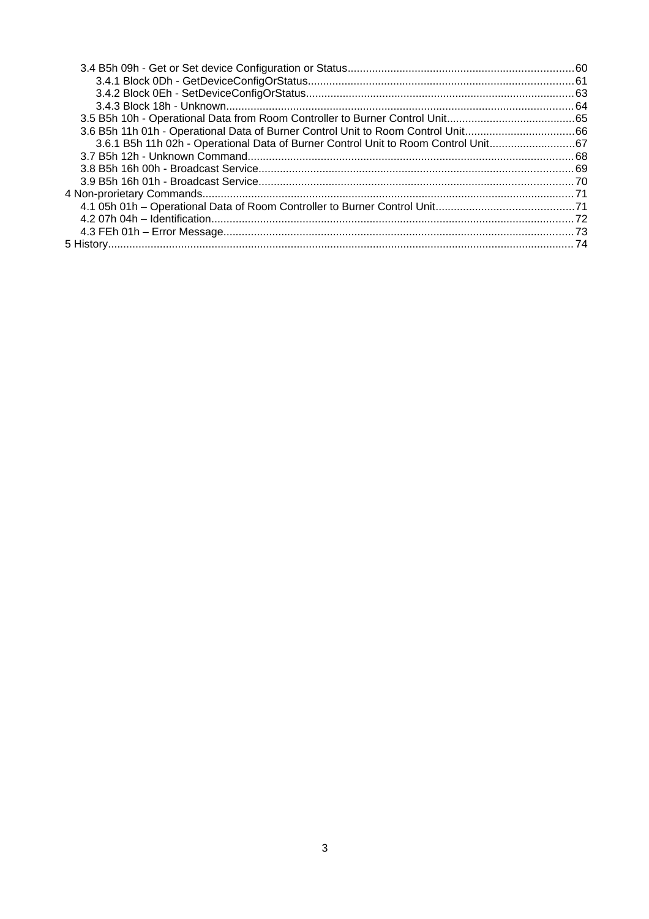- 3.4 B5h 09h - Get or Set device Configuration or Status....................................................................60
  - 3.4.1 Block 0Dh - GetDeviceConfigOrStatus..............................................................................61
  - 3.4.2 Block 0Eh - SetDeviceConfigOrStatus...............................................................................63
  - 3.4.3 Block 18h - Unknown..........................................................................................................64
- 3.5 B5h 10h - Operational Data from Room Controller to Burner Control Unit.......................................65
- 3.6 B5h 11h 01h - Operational Data of Burner Control Unit to Room Control Unit..................................66
  - 3.6.1 B5h 11h 02h - Operational Data of Burner Control Unit to Room Control Unit.........................67
- 3.7 B5h 12h - Unknown Command..................................................................................................68
- 3.8 B5h 16h 00h - Broadcast Service..............................................................................................69
- 3.9 B5h 16h 01h - Broadcast Service..............................................................................................70

4 Non-prorietary Commands..........................................................................................................71
- 4.1 05h 01h – Operational Data of Room Controller to Burner Control Unit..........................................71
- 4.2 07h 04h – Identification............................................................................................................72
- 4.3 FEh 01h – Error Message.........................................................................................................73

5 History.......................................................................................................................................74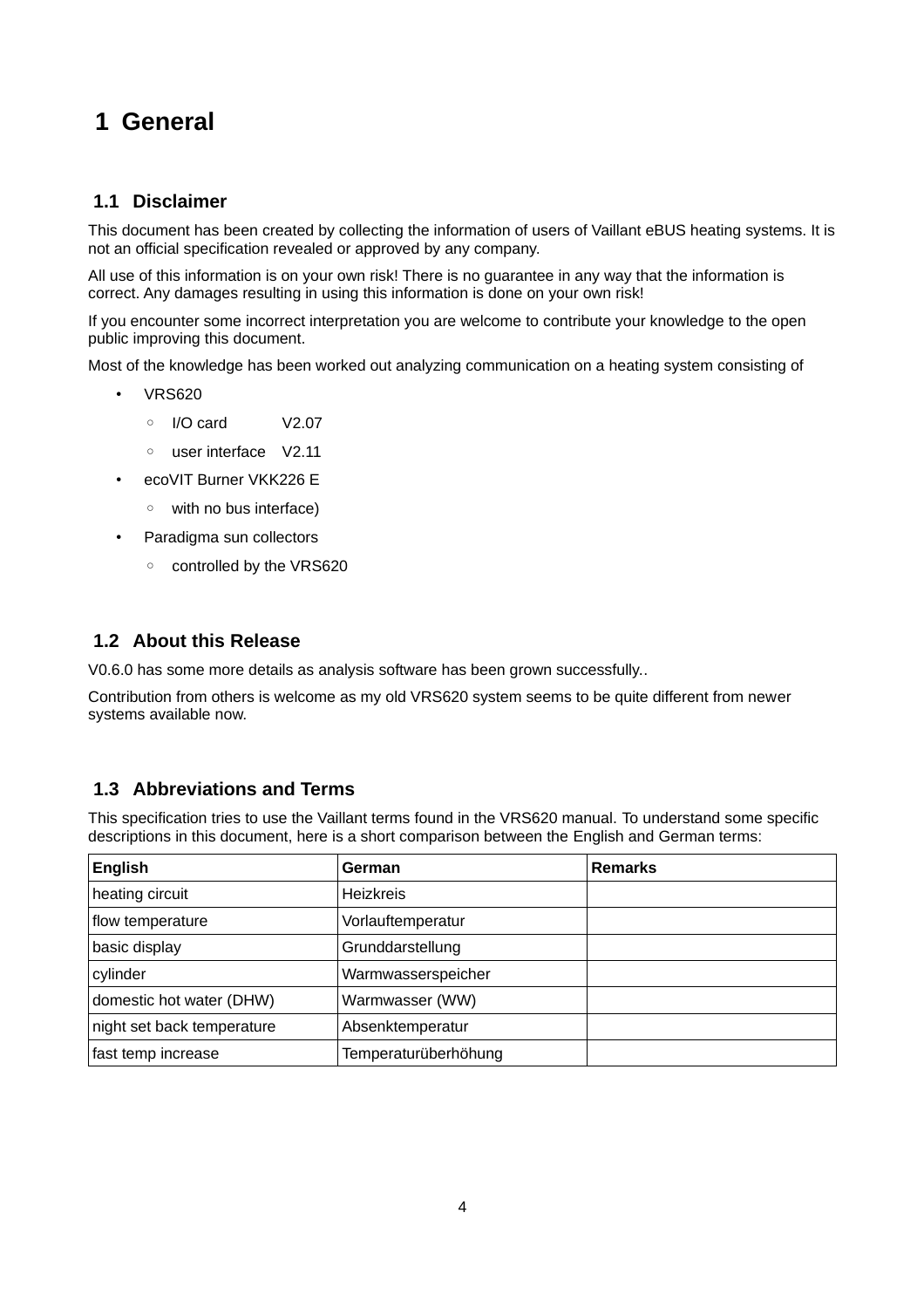# 1 General

## 1.1 Disclaimer

This document has been created by collecting the information of users of Vaillant eBUS heating systems. It is not an official specification revealed or approved by any company.

All use of this information is on your own risk! There is no guarantee in any way that the information is correct. Any damages resulting in using this information is done on your own risk!

If you encounter some incorrect interpretation you are welcome to contribute your knowledge to the open public improving this document.

Most of the knowledge has been worked out analyzing communication on a heating system consisting of

- VRS620
  - I/O card V2.07
  - user interface V2.11
- ecoVIT Burner VKK226 E
  - with no bus interface)
- Paradigma sun collectors
  - controlled by the VRS620

## 1.2 About this Release

V0.6.0 has some more details as analysis software has been grown successfully..

Contribution from others is welcome as my old VRS620 system seems to be quite different from newer systems available now.

## 1.3 Abbreviations and Terms

This specification tries to use the Vaillant terms found in the VRS620 manual. To understand some specific descriptions in this document, here is a short comparison between the English and German terms:

| English | German | Remarks |
|---|---|---|
| heating circuit | Heizkreis | |
| flow temperature | Vorlauftemperatur | |
| basic display | Grunddarstellung | |
| cylinder | Warmwasserspeicher | |
| domestic hot water (DHW) | Warmwasser (WW) | |
| night set back temperature | Absenktemperatur | |
| fast temp increase | Temperaturüberhöhung | |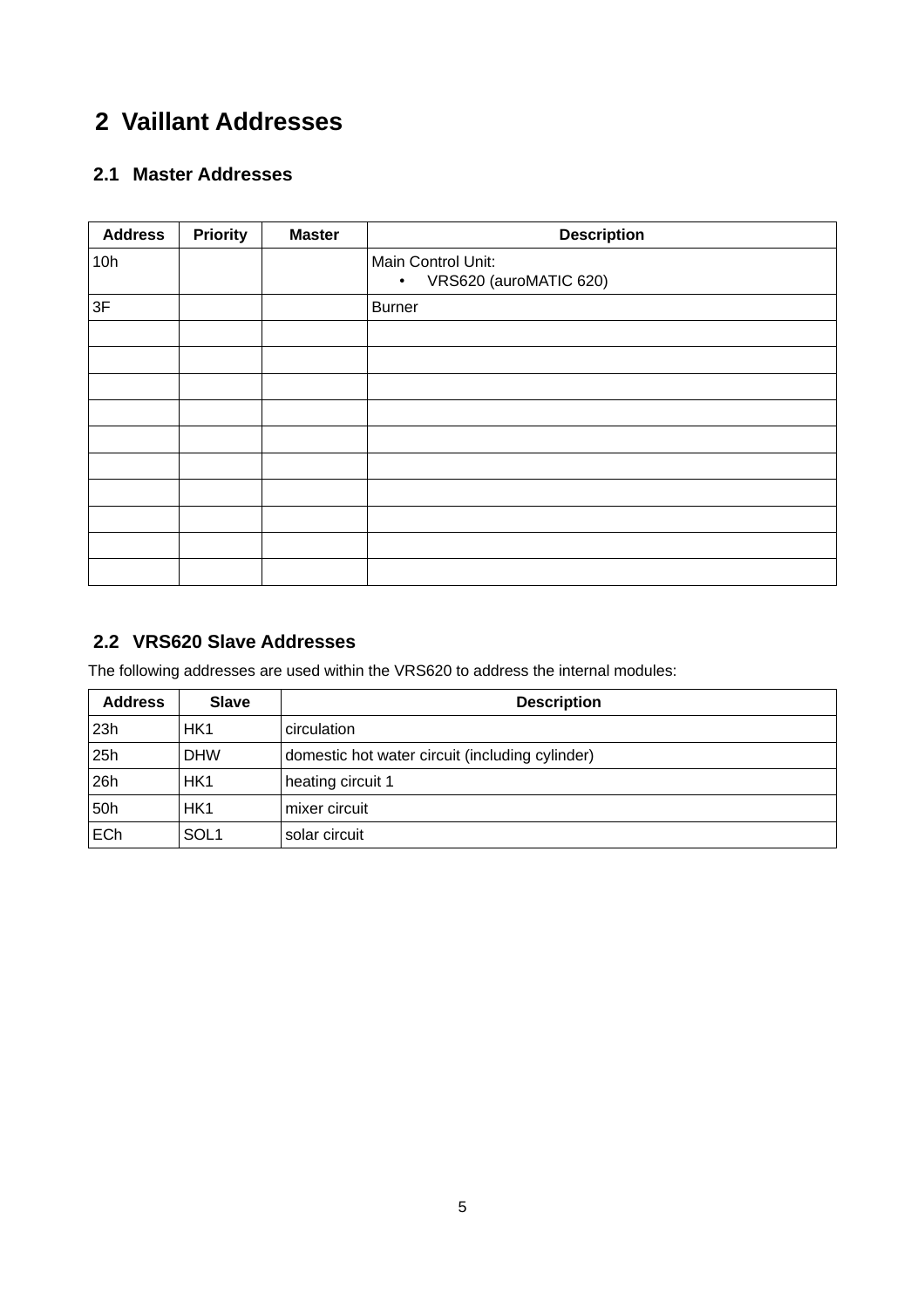# 2 Vaillant Addresses

## 2.1 Master Addresses

| Address | Priority | Master | Description |
|---|---|---|---|
| 10h | | | Main Control Unit:<br>• VRS620 (auroMATIC 620) |
| 3F | | | Burner |
| | | | |
| | | | |
| | | | |
| | | | |
| | | | |
| | | | |
| | | | |
| | | | |
| | | | |
| | | | |

## 2.2 VRS620 Slave Addresses

The following addresses are used within the VRS620 to address the internal modules:

| Address | Slave | Description |
|---|---|---|
| 23h | HK1 | circulation |
| 25h | DHW | domestic hot water circuit (including cylinder) |
| 26h | HK1 | heating circuit 1 |
| 50h | HK1 | mixer circuit |
| ECh | SOL1 | solar circuit |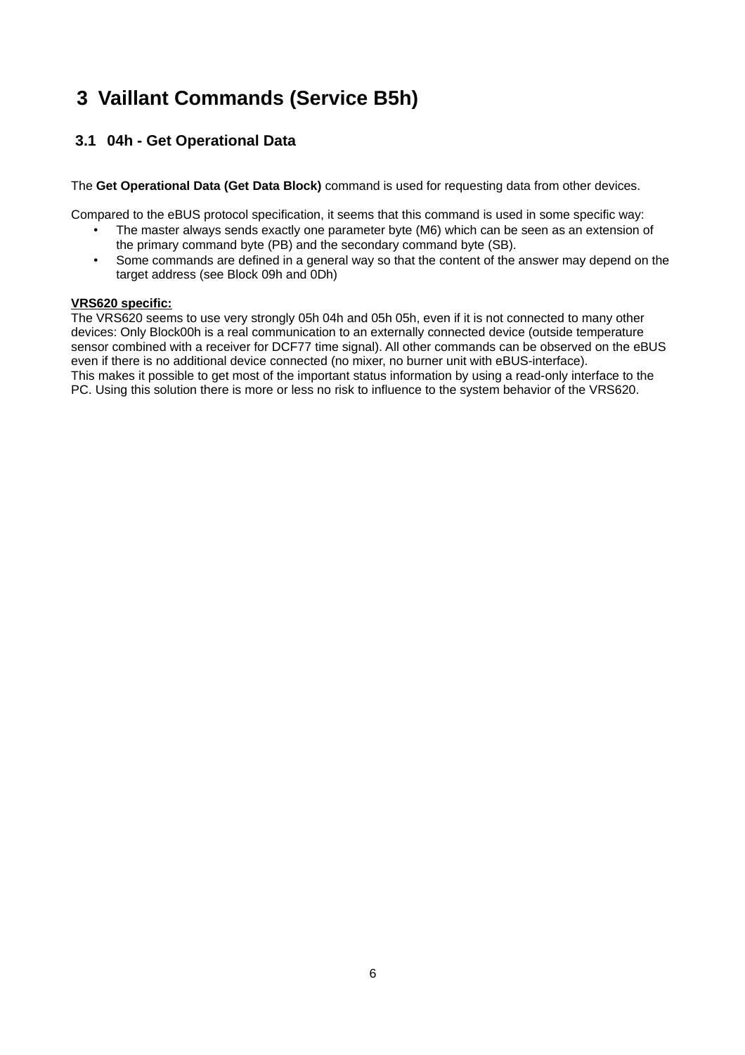# 3 Vaillant Commands (Service B5h)

## 3.1 04h - Get Operational Data

The **Get Operational Data (Get Data Block)** command is used for requesting data from other devices.

Compared to the eBUS protocol specification, it seems that this command is used in some specific way:

- The master always sends exactly one parameter byte (M6) which can be seen as an extension of the primary command byte (PB) and the secondary command byte (SB).
- Some commands are defined in a general way so that the content of the answer may depend on the target address (see Block 09h and 0Dh)

**VRS620 specific:**

The VRS620 seems to use very strongly 05h 04h and 05h 05h, even if it is not connected to many other devices: Only Block00h is a real communication to an externally connected device (outside temperature sensor combined with a receiver for DCF77 time signal). All other commands can be observed on the eBUS even if there is no additional device connected (no mixer, no burner unit with eBUS-interface).
This makes it possible to get most of the important status information by using a read-only interface to the PC. Using this solution there is more or less no risk to influence to the system behavior of the VRS620.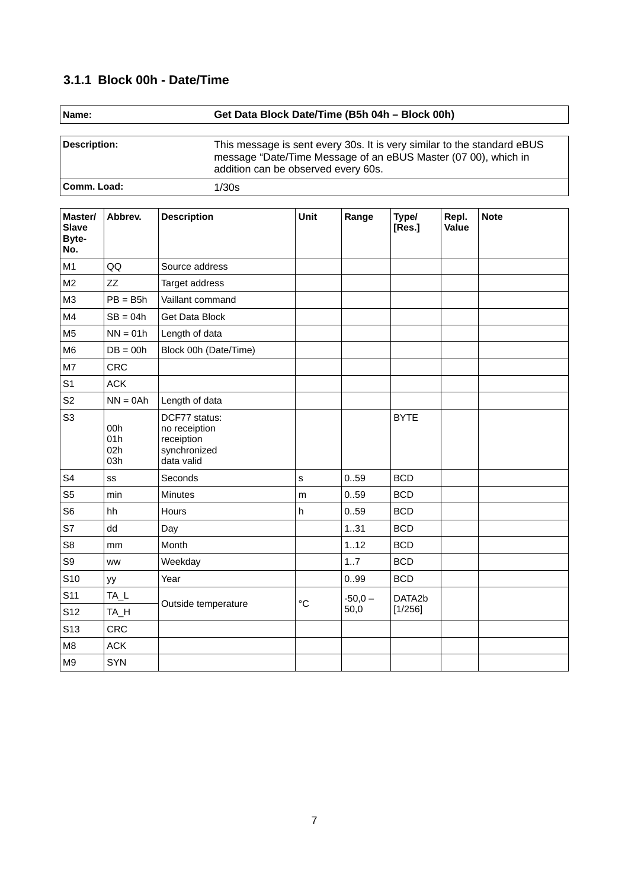### 3.1.1 Block 00h - Date/Time

| **Name:** | **Get Data Block Date/Time (B5h 04h – Block 00h)** |
|---|---|

| **Description:** | This message is sent every 30s. It is very similar to the standard eBUS message “Date/Time Message of an eBUS Master (07 00), which in addition can be observed every 60s. |
|---|---|
| **Comm. Load:** | 1/30s |

| Master/ Slave Byte-No. | Abbrev. | Description | Unit | Range | Type/ [Res.] | Repl. Value | Note |
|---|---|---|---|---|---|---|---|
| M1 | QQ | Source address | | | | | |
| M2 | ZZ | Target address | | | | | |
| M3 | PB = B5h | Vaillant command | | | | | |
| M4 | SB = 04h | Get Data Block | | | | | |
| M5 | NN = 01h | Length of data | | | | | |
| M6 | DB = 00h | Block 00h (Date/Time) | | | | | |
| M7 | CRC | | | | | | |
| S1 | ACK | | | | | | |
| S2 | NN = 0Ah | Length of data | | | | | |
| S3 | 00h<br>01h<br>02h<br>03h | DCF77 status:<br>no receiption<br>receiption<br>synchronized<br>data valid | | | BYTE | | |
| S4 | ss | Seconds | s | 0..59 | BCD | | |
| S5 | min | Minutes | m | 0..59 | BCD | | |
| S6 | hh | Hours | h | 0..59 | BCD | | |
| S7 | dd | Day | | 1..31 | BCD | | |
| S8 | mm | Month | | 1..12 | BCD | | |
| S9 | ww | Weekday | | 1..7 | BCD | | |
| S10 | yy | Year | | 0..99 | BCD | | |
| S11 | TA_L | Outside temperature | °C | -50,0 – 50,0 | DATA2b [1/256] | | |
| S12 | TA_H | | | | | | |
| S13 | CRC | | | | | | |
| M8 | ACK | | | | | | |
| M9 | SYN | | | | | | |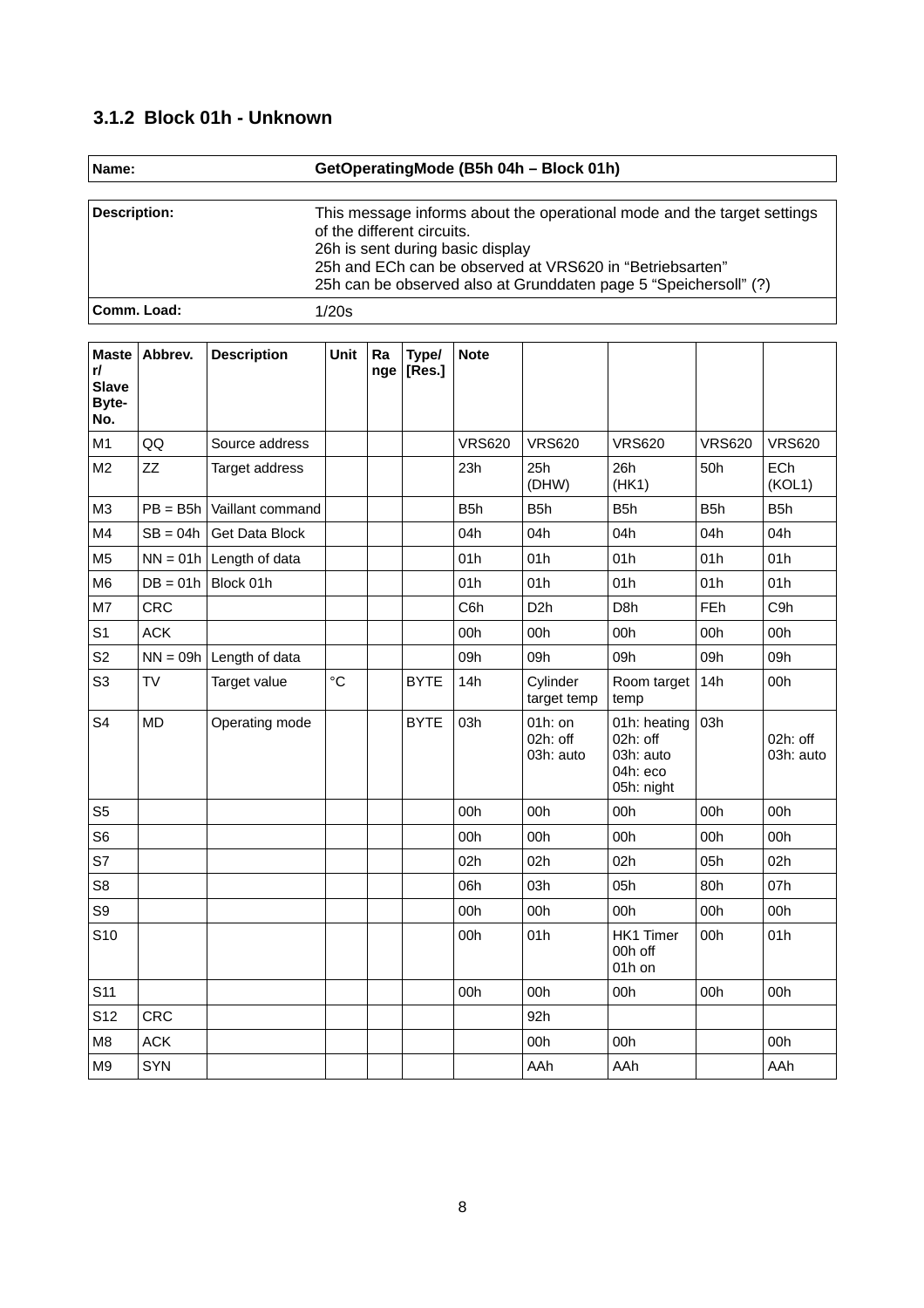### 3.1.2 Block 01h - Unknown

| **Name:** | **GetOperatingMode (B5h 04h – Block 01h)** |
|---|---|

| **Description:** | This message informs about the operational mode and the target settings of the different circuits.<br>26h is sent during basic display<br>25h and ECh can be observed at VRS620 in "Betriebsarten"<br>25h can be observed also at Grunddaten page 5 "Speichersoll" (?) |
|---|---|
| **Comm. Load:** | 1/20s |

| **Master/Slave Byte-No.** | **Abbrev.** | **Description** | **Unit** | **Range** | **Type/[Res.]** | **Note** | | | | |
|---|---|---|---|---|---|---|---|---|---|---|
| M1 | QQ | Source address | | | | VRS620 | VRS620 | VRS620 | VRS620 | VRS620 |
| M2 | ZZ | Target address | | | | 23h | 25h (DHW) | 26h (HK1) | 50h | ECh (KOL1) |
| M3 | PB = B5h | Vaillant command | | | | B5h | B5h | B5h | B5h | B5h |
| M4 | SB = 04h | Get Data Block | | | | 04h | 04h | 04h | 04h | 04h |
| M5 | NN = 01h | Length of data | | | | 01h | 01h | 01h | 01h | 01h |
| M6 | DB = 01h | Block 01h | | | | 01h | 01h | 01h | 01h | 01h |
| M7 | CRC | | | | | C6h | D2h | D8h | FEh | C9h |
| S1 | ACK | | | | | 00h | 00h | 00h | 00h | 00h |
| S2 | NN = 09h | Length of data | | | | 09h | 09h | 09h | 09h | 09h |
| S3 | TV | Target value | °C | | BYTE | 14h | Cylinder target temp | Room target temp | 14h | 00h |
| S4 | MD | Operating mode | | | BYTE | 03h | 01h: on<br>02h: off<br>03h: auto | 01h: heating<br>02h: off<br>03h: auto<br>04h: eco<br>05h: night | 03h | 02h: off<br>03h: auto |
| S5 | | | | | | 00h | 00h | 00h | 00h | 00h |
| S6 | | | | | | 00h | 00h | 00h | 00h | 00h |
| S7 | | | | | | 02h | 02h | 02h | 05h | 02h |
| S8 | | | | | | 06h | 03h | 05h | 80h | 07h |
| S9 | | | | | | 00h | 00h | 00h | 00h | 00h |
| S10 | | | | | | 00h | 01h | HK1 Timer<br>00h off<br>01h on | 00h | 01h |
| S11 | | | | | | 00h | 00h | 00h | 00h | 00h |
| S12 | CRC | | | | | | 92h | | | |
| M8 | ACK | | | | | | 00h | 00h | | 00h |
| M9 | SYN | | | | | | AAh | AAh | | AAh |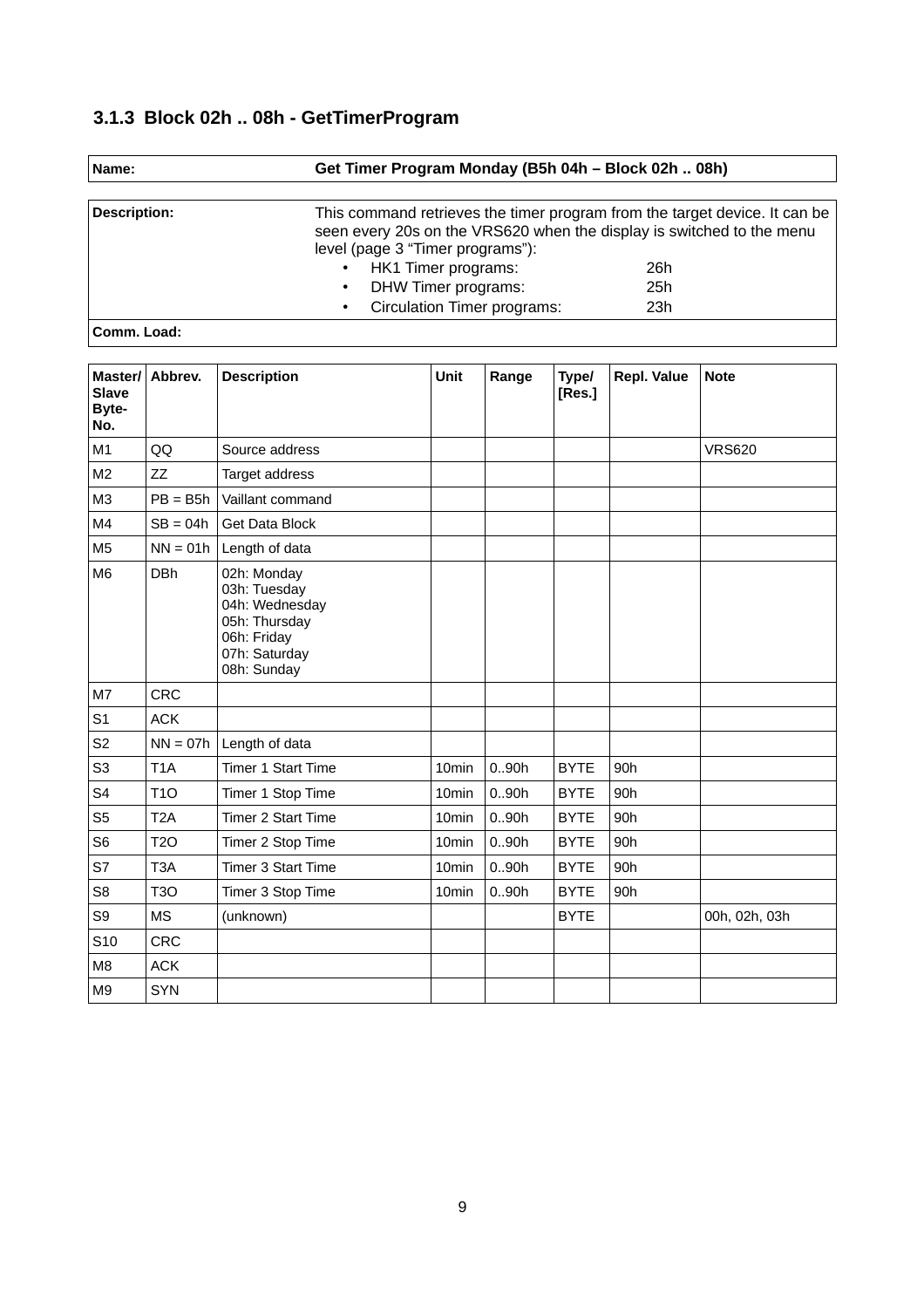### 3.1.3 Block 02h .. 08h - GetTimerProgram

| Name: | Get Timer Program Monday (B5h 04h – Block 02h .. 08h) |
|---|---|

| Description: | This command retrieves the timer program from the target device. It can be seen every 20s on the VRS620 when the display is switched to the menu level (page 3 "Timer programs"):<br>• HK1 Timer programs: 26h<br>• DHW Timer programs: 25h<br>• Circulation Timer programs: 23h |
|---|---|
| **Comm. Load:** | |

| Master/ Slave Byte-No. | Abbrev. | Description | Unit | Range | Type/ [Res.] | Repl. Value | Note |
|---|---|---|---|---|---|---|---|
| M1 | QQ | Source address | | | | | VRS620 |
| M2 | ZZ | Target address | | | | | |
| M3 | PB = B5h | Vaillant command | | | | | |
| M4 | SB = 04h | Get Data Block | | | | | |
| M5 | NN = 01h | Length of data | | | | | |
| M6 | DBh | 02h: Monday<br>03h: Tuesday<br>04h: Wednesday<br>05h: Thursday<br>06h: Friday<br>07h: Saturday<br>08h: Sunday | | | | | |
| M7 | CRC | | | | | | |
| S1 | ACK | | | | | | |
| S2 | NN = 07h | Length of data | | | | | |
| S3 | T1A | Timer 1 Start Time | 10min | 0..90h | BYTE | 90h | |
| S4 | T1O | Timer 1 Stop Time | 10min | 0..90h | BYTE | 90h | |
| S5 | T2A | Timer 2 Start Time | 10min | 0..90h | BYTE | 90h | |
| S6 | T2O | Timer 2 Stop Time | 10min | 0..90h | BYTE | 90h | |
| S7 | T3A | Timer 3 Start Time | 10min | 0..90h | BYTE | 90h | |
| S8 | T3O | Timer 3 Stop Time | 10min | 0..90h | BYTE | 90h | |
| S9 | MS | (unknown) | | | BYTE | | 00h, 02h, 03h |
| S10 | CRC | | | | | | |
| M8 | ACK | | | | | | |
| M9 | SYN | | | | | | |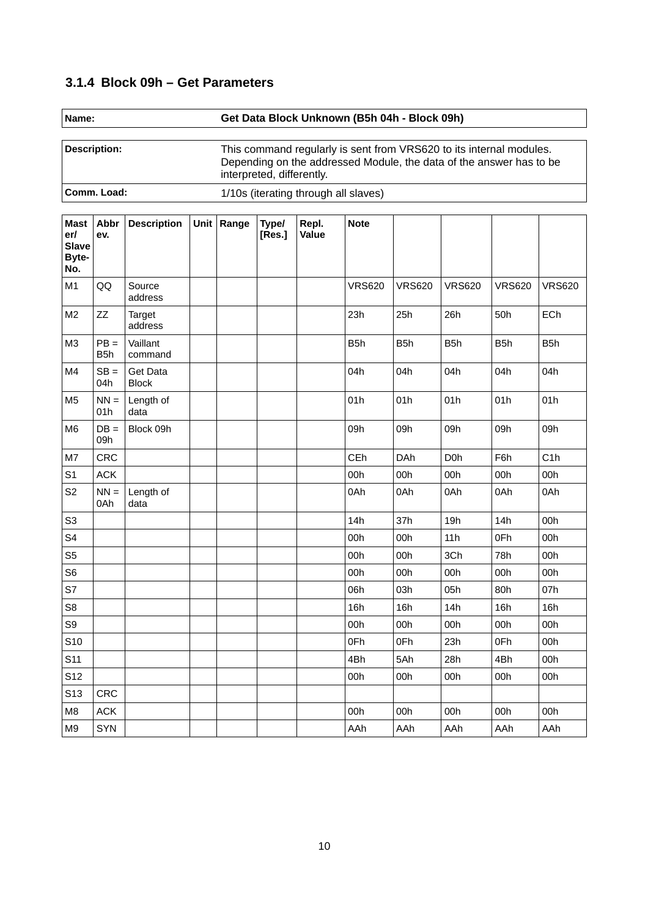### 3.1.4 Block 09h – Get Parameters

| **Name:** | **Get Data Block Unknown (B5h 04h - Block 09h)** |
|---|---|

| **Description:** | This command regularly is sent from VRS620 to its internal modules. Depending on the addressed Module, the data of the answer has to be interpreted, differently. |
|---|---|
| **Comm. Load:** | 1/10s (iterating through all slaves) |

| **Master/ Slave Byte-No.** | **Abbrev.** | **Description** | **Unit** | **Range** | **Type/ [Res.]** | **Repl. Value** | **Note** | | | | |
|---|---|---|---|---|---|---|---|---|---|---|---|
| M1 | QQ | Source address | | | | | VRS620 | VRS620 | VRS620 | VRS620 | VRS620 |
| M2 | ZZ | Target address | | | | | 23h | 25h | 26h | 50h | ECh |
| M3 | PB = B5h | Vaillant command | | | | | B5h | B5h | B5h | B5h | B5h |
| M4 | SB = 04h | Get Data Block | | | | | 04h | 04h | 04h | 04h | 04h |
| M5 | NN = 01h | Length of data | | | | | 01h | 01h | 01h | 01h | 01h |
| M6 | DB = 09h | Block 09h | | | | | 09h | 09h | 09h | 09h | 09h |
| M7 | CRC | | | | | | CEh | DAh | D0h | F6h | C1h |
| S1 | ACK | | | | | | 00h | 00h | 00h | 00h | 00h |
| S2 | NN = 0Ah | Length of data | | | | | 0Ah | 0Ah | 0Ah | 0Ah | 0Ah |
| S3 | | | | | | | 14h | 37h | 19h | 14h | 00h |
| S4 | | | | | | | 00h | 00h | 11h | 0Fh | 00h |
| S5 | | | | | | | 00h | 00h | 3Ch | 78h | 00h |
| S6 | | | | | | | 00h | 00h | 00h | 00h | 00h |
| S7 | | | | | | | 06h | 03h | 05h | 80h | 07h |
| S8 | | | | | | | 16h | 16h | 14h | 16h | 16h |
| S9 | | | | | | | 00h | 00h | 00h | 00h | 00h |
| S10 | | | | | | | 0Fh | 0Fh | 23h | 0Fh | 00h |
| S11 | | | | | | | 4Bh | 5Ah | 28h | 4Bh | 00h |
| S12 | | | | | | | 00h | 00h | 00h | 00h | 00h |
| S13 | CRC | | | | | | | | | | |
| M8 | ACK | | | | | | 00h | 00h | 00h | 00h | 00h |
| M9 | SYN | | | | | | AAh | AAh | AAh | AAh | AAh |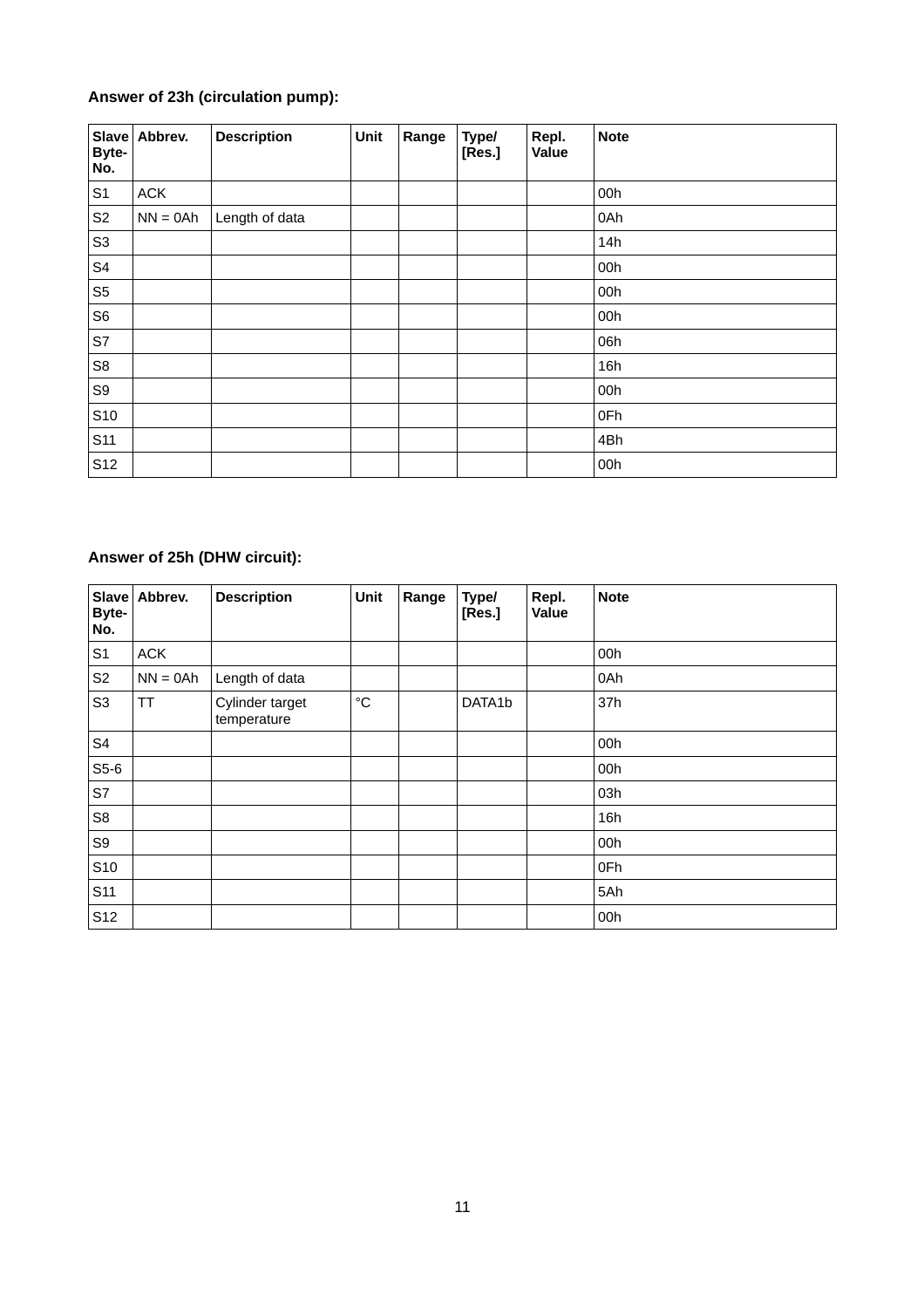**Answer of 23h (circulation pump):**

| Slave Byte-No. | Abbrev. | Description | Unit | Range | Type/ [Res.] | Repl. Value | Note |
|---|---|---|---|---|---|---|---|
| S1 | ACK | | | | | | 00h |
| S2 | NN = 0Ah | Length of data | | | | | 0Ah |
| S3 | | | | | | | 14h |
| S4 | | | | | | | 00h |
| S5 | | | | | | | 00h |
| S6 | | | | | | | 00h |
| S7 | | | | | | | 06h |
| S8 | | | | | | | 16h |
| S9 | | | | | | | 00h |
| S10 | | | | | | | 0Fh |
| S11 | | | | | | | 4Bh |
| S12 | | | | | | | 00h |

**Answer of 25h (DHW circuit):**

| Slave Byte-No. | Abbrev. | Description | Unit | Range | Type/ [Res.] | Repl. Value | Note |
|---|---|---|---|---|---|---|---|
| S1 | ACK | | | | | | 00h |
| S2 | NN = 0Ah | Length of data | | | | | 0Ah |
| S3 | TT | Cylinder target temperature | °C | | DATA1b | | 37h |
| S4 | | | | | | | 00h |
| S5-6 | | | | | | | 00h |
| S7 | | | | | | | 03h |
| S8 | | | | | | | 16h |
| S9 | | | | | | | 00h |
| S10 | | | | | | | 0Fh |
| S11 | | | | | | | 5Ah |
| S12 | | | | | | | 00h |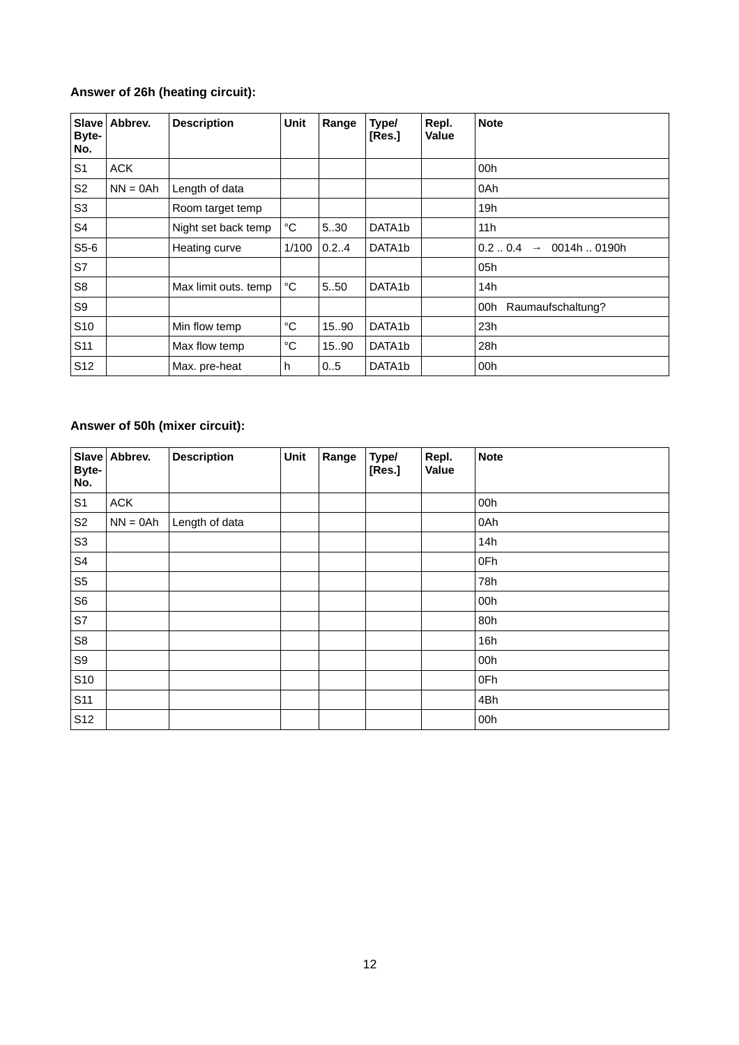**Answer of 26h (heating circuit):**

| Slave Byte-No. | Abbrev. | Description | Unit | Range | Type/ [Res.] | Repl. Value | Note |
|---|---|---|---|---|---|---|---|
| S1 | ACK | | | | | | 00h |
| S2 | NN = 0Ah | Length of data | | | | | 0Ah |
| S3 | | Room target temp | | | | | 19h |
| S4 | | Night set back temp | °C | 5..30 | DATA1b | | 11h |
| S5-6 | | Heating curve | 1/100 | 0.2..4 | DATA1b | | 0.2 .. 0.4 → 0014h .. 0190h |
| S7 | | | | | | | 05h |
| S8 | | Max limit outs. temp | °C | 5..50 | DATA1b | | 14h |
| S9 | | | | | | | 00h Raumaufschaltung? |
| S10 | | Min flow temp | °C | 15..90 | DATA1b | | 23h |
| S11 | | Max flow temp | °C | 15..90 | DATA1b | | 28h |
| S12 | | Max. pre-heat | h | 0..5 | DATA1b | | 00h |

**Answer of 50h (mixer circuit):**

| Slave Byte-No. | Abbrev. | Description | Unit | Range | Type/ [Res.] | Repl. Value | Note |
|---|---|---|---|---|---|---|---|
| S1 | ACK | | | | | | 00h |
| S2 | NN = 0Ah | Length of data | | | | | 0Ah |
| S3 | | | | | | | 14h |
| S4 | | | | | | | 0Fh |
| S5 | | | | | | | 78h |
| S6 | | | | | | | 00h |
| S7 | | | | | | | 80h |
| S8 | | | | | | | 16h |
| S9 | | | | | | | 00h |
| S10 | | | | | | | 0Fh |
| S11 | | | | | | | 4Bh |
| S12 | | | | | | | 00h |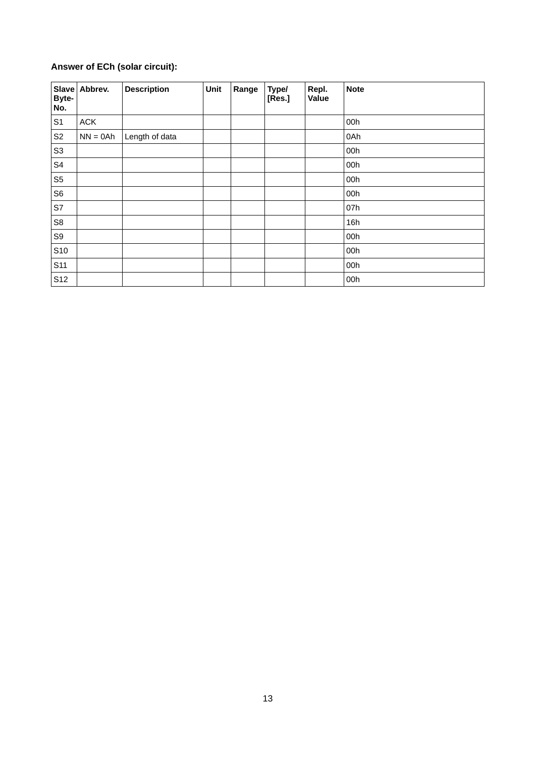**Answer of ECh (solar circuit):**

| Slave Byte-No. | Abbrev. | Description | Unit | Range | Type/ [Res.] | Repl. Value | Note |
|---|---|---|---|---|---|---|---|
| S1 | ACK | | | | | | 00h |
| S2 | NN = 0Ah | Length of data | | | | | 0Ah |
| S3 | | | | | | | 00h |
| S4 | | | | | | | 00h |
| S5 | | | | | | | 00h |
| S6 | | | | | | | 00h |
| S7 | | | | | | | 07h |
| S8 | | | | | | | 16h |
| S9 | | | | | | | 00h |
| S10 | | | | | | | 00h |
| S11 | | | | | | | 00h |
| S12 | | | | | | | 00h |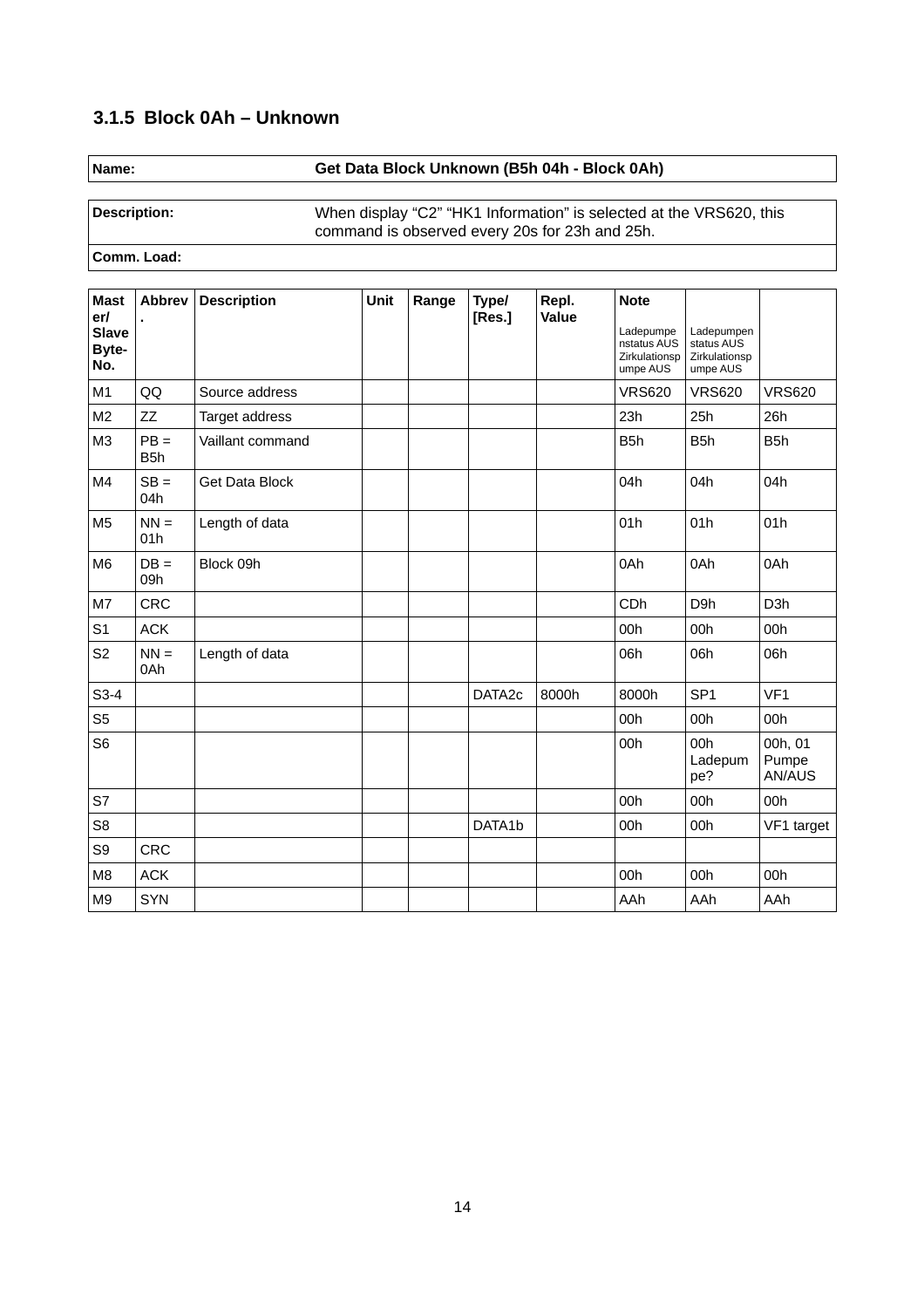### 3.1.5 Block 0Ah – Unknown

| **Name:** | **Get Data Block Unknown (B5h 04h - Block 0Ah)** |
|---|---|
| **Description:** | When display “C2” “HK1 Information” is selected at the VRS620, this command is observed every 20s for 23h and 25h. |
| **Comm. Load:** | |

| Master/ Slave Byte-No. | Abbrev. | Description | Unit | Range | Type/ [Res.] | Repl. Value | Note<br>Ladepumpenstatus AUS Zirkulationspumpe AUS | Ladepumpenstatus AUS Zirkulationspumpe AUS | |
|---|---|---|---|---|---|---|---|---|---|
| M1 | QQ | Source address | | | | | VRS620 | VRS620 | VRS620 |
| M2 | ZZ | Target address | | | | | 23h | 25h | 26h |
| M3 | PB = B5h | Vaillant command | | | | | B5h | B5h | B5h |
| M4 | SB = 04h | Get Data Block | | | | | 04h | 04h | 04h |
| M5 | NN = 01h | Length of data | | | | | 01h | 01h | 01h |
| M6 | DB = 09h | Block 09h | | | | | 0Ah | 0Ah | 0Ah |
| M7 | CRC | | | | | | CDh | D9h | D3h |
| S1 | ACK | | | | | | 00h | 00h | 00h |
| S2 | NN = 0Ah | Length of data | | | | | 06h | 06h | 06h |
| S3-4 | | | | | DATA2c | 8000h | 8000h | SP1 | VF1 |
| S5 | | | | | | | 00h | 00h | 00h |
| S6 | | | | | | | 00h | 00h Ladepumpe? | 00h, 01 Pumpe AN/AUS |
| S7 | | | | | | | 00h | 00h | 00h |
| S8 | | | | | DATA1b | | 00h | 00h | VF1 target |
| S9 | CRC | | | | | | | | |
| M8 | ACK | | | | | | 00h | 00h | 00h |
| M9 | SYN | | | | | | AAh | AAh | AAh |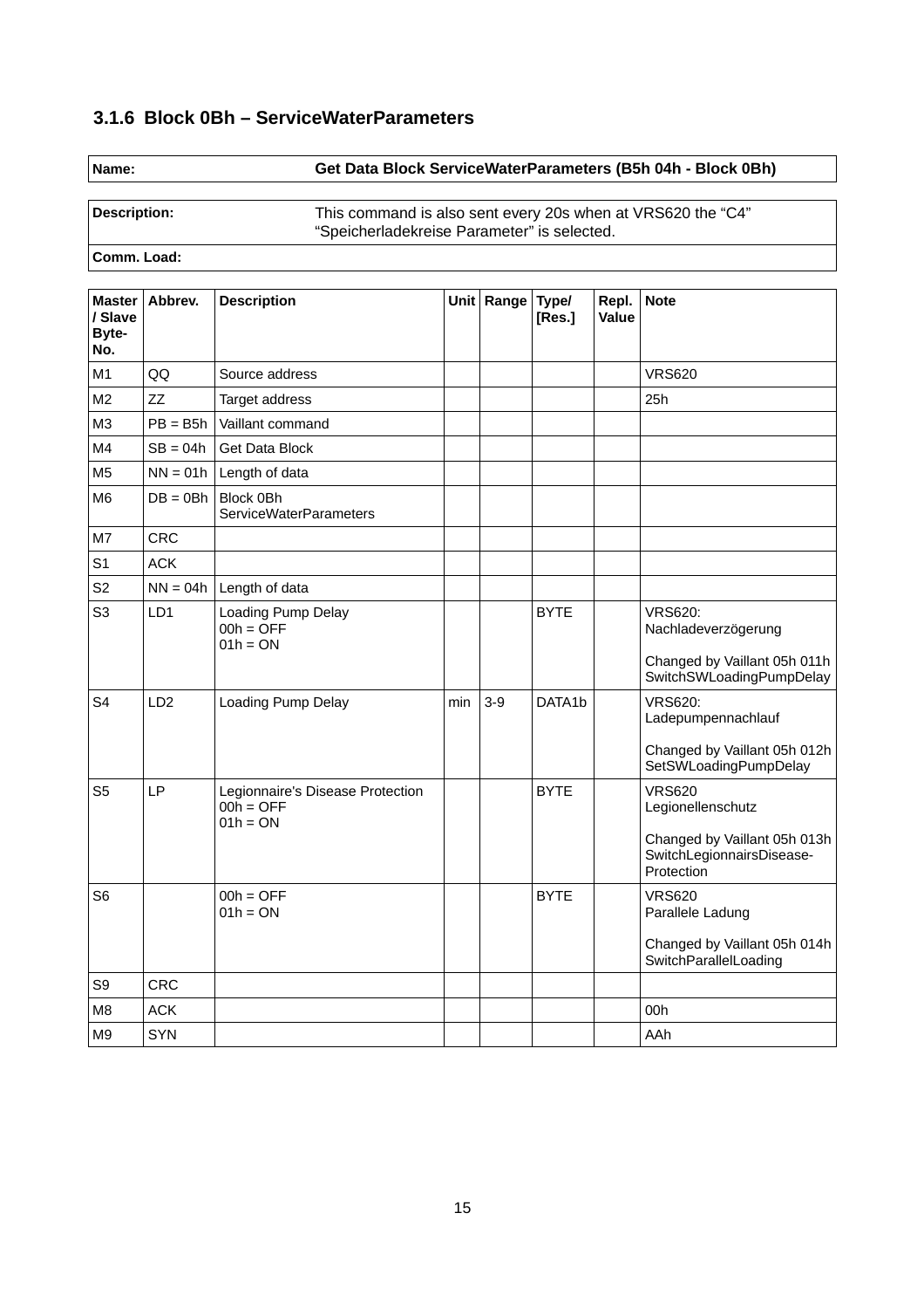### 3.1.6 Block 0Bh – ServiceWaterParameters

| Name: | Get Data Block ServiceWaterParameters (B5h 04h - Block 0Bh) |
|---|---|

| Description: | This command is also sent every 20s when at VRS620 the “C4” “Speicherladekreise Parameter” is selected. |
|---|---|
| Comm. Load: | |

| Master / Slave Byte-No. | Abbrev. | Description | Unit | Range | Type/ [Res.] | Repl. Value | Note |
|---|---|---|---|---|---|---|---|
| M1 | QQ | Source address | | | | | VRS620 |
| M2 | ZZ | Target address | | | | | 25h |
| M3 | PB = B5h | Vaillant command | | | | | |
| M4 | SB = 04h | Get Data Block | | | | | |
| M5 | NN = 01h | Length of data | | | | | |
| M6 | DB = 0Bh | Block 0Bh ServiceWaterParameters | | | | | |
| M7 | CRC | | | | | | |
| S1 | ACK | | | | | | |
| S2 | NN = 04h | Length of data | | | | | |
| S3 | LD1 | Loading Pump Delay<br>00h = OFF<br>01h = ON | | | BYTE | | VRS620: Nachladeverzögerung<br><br>Changed by Vaillant 05h 011h SwitchSWLoadingPumpDelay |
| S4 | LD2 | Loading Pump Delay | min | 3-9 | DATA1b | | VRS620: Ladepumpennachlauf<br><br>Changed by Vaillant 05h 012h SetSWLoadingPumpDelay |
| S5 | LP | Legionnaire's Disease Protection<br>00h = OFF<br>01h = ON | | | BYTE | | VRS620 Legionellenschutz<br><br>Changed by Vaillant 05h 013h SwitchLegionnairsDisease-Protection |
| S6 | | 00h = OFF<br>01h = ON | | | BYTE | | VRS620 Parallele Ladung<br><br>Changed by Vaillant 05h 014h SwitchParallelLoading |
| S9 | CRC | | | | | | |
| M8 | ACK | | | | | | 00h |
| M9 | SYN | | | | | | AAh |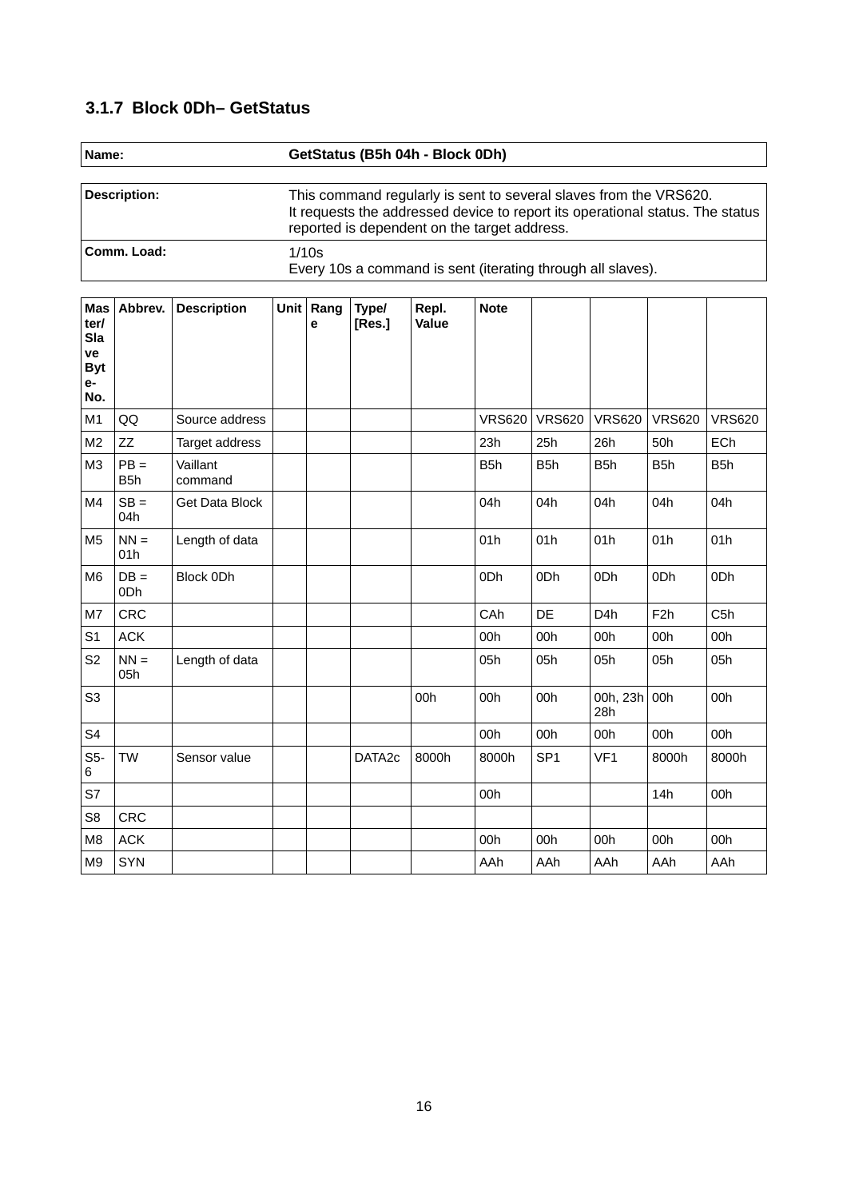### 3.1.7 Block 0Dh– GetStatus

| **Name:** | **GetStatus (B5h 04h - Block 0Dh)** |
|---|---|

| **Description:** | This command regularly is sent to several slaves from the VRS620. It requests the addressed device to report its operational status. The status reported is dependent on the target address. |
|---|---|
| **Comm. Load:** | 1/10s<br>Every 10s a command is sent (iterating through all slaves). |

| **Master/Slave Byte-No.** | **Abbrev.** | **Description** | **Unit** | **Range** | **Type/ [Res.]** | **Repl. Value** | **Note** | | | | |
|---|---|---|---|---|---|---|---|---|---|---|---|
| M1 | QQ | Source address | | | | | VRS620 | VRS620 | VRS620 | VRS620 | VRS620 |
| M2 | ZZ | Target address | | | | | 23h | 25h | 26h | 50h | ECh |
| M3 | PB = B5h | Vaillant command | | | | | B5h | B5h | B5h | B5h | B5h |
| M4 | SB = 04h | Get Data Block | | | | | 04h | 04h | 04h | 04h | 04h |
| M5 | NN = 01h | Length of data | | | | | 01h | 01h | 01h | 01h | 01h |
| M6 | DB = 0Dh | Block 0Dh | | | | | 0Dh | 0Dh | 0Dh | 0Dh | 0Dh |
| M7 | CRC | | | | | | CAh | DE | D4h | F2h | C5h |
| S1 | ACK | | | | | | 00h | 00h | 00h | 00h | 00h |
| S2 | NN = 05h | Length of data | | | | | 05h | 05h | 05h | 05h | 05h |
| S3 | | | | | | 00h | 00h | 00h | 00h, 23h 28h | 00h | 00h |
| S4 | | | | | | | 00h | 00h | 00h | 00h | 00h |
| S5-6 | TW | Sensor value | | | DATA2c | 8000h | 8000h | SP1 | VF1 | 8000h | 8000h |
| S7 | | | | | | | 00h | | | 14h | 00h |
| S8 | CRC | | | | | | | | | | |
| M8 | ACK | | | | | | 00h | 00h | 00h | 00h | 00h |
| M9 | SYN | | | | | | AAh | AAh | AAh | AAh | AAh |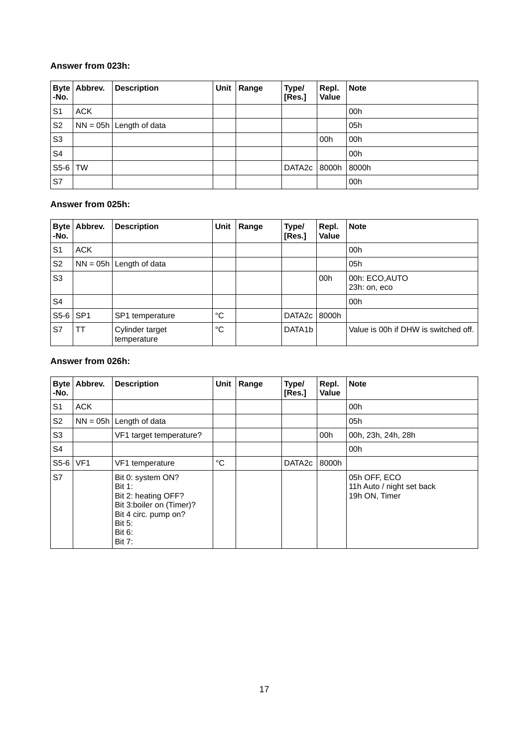**Answer from 023h:**

| Byte -No. | Abbrev. | Description | Unit | Range | Type/ [Res.] | Repl. Value | Note |
|---|---|---|---|---|---|---|---|
| S1 | ACK | | | | | | 00h |
| S2 | NN = 05h | Length of data | | | | | 05h |
| S3 | | | | | | 00h | 00h |
| S4 | | | | | | | 00h |
| S5-6 | TW | | | | DATA2c | 8000h | 8000h |
| S7 | | | | | | | 00h |

**Answer from 025h:**

| Byte -No. | Abbrev. | Description | Unit | Range | Type/ [Res.] | Repl. Value | Note |
|---|---|---|---|---|---|---|---|
| S1 | ACK | | | | | | 00h |
| S2 | NN = 05h | Length of data | | | | | 05h |
| S3 | | | | | | 00h | 00h: ECO,AUTO<br>23h: on, eco |
| S4 | | | | | | | 00h |
| S5-6 | SP1 | SP1 temperature | °C | | DATA2c | 8000h | |
| S7 | TT | Cylinder target temperature | °C | | DATA1b | | Value is 00h if DHW is switched off. |

**Answer from 026h:**

| Byte -No. | Abbrev. | Description | Unit | Range | Type/ [Res.] | Repl. Value | Note |
|---|---|---|---|---|---|---|---|
| S1 | ACK | | | | | | 00h |
| S2 | NN = 05h | Length of data | | | | | 05h |
| S3 | | VF1 target temperature? | | | | 00h | 00h, 23h, 24h, 28h |
| S4 | | | | | | | 00h |
| S5-6 | VF1 | VF1 temperature | °C | | DATA2c | 8000h | |
| S7 | | Bit 0: system ON?<br>Bit 1:<br>Bit 2: heating OFF?<br>Bit 3:boiler on (Timer)?<br>Bit 4 circ. pump on?<br>Bit 5:<br>Bit 6:<br>Bit 7: | | | | | 05h OFF, ECO<br>11h Auto / night set back<br>19h ON, Timer |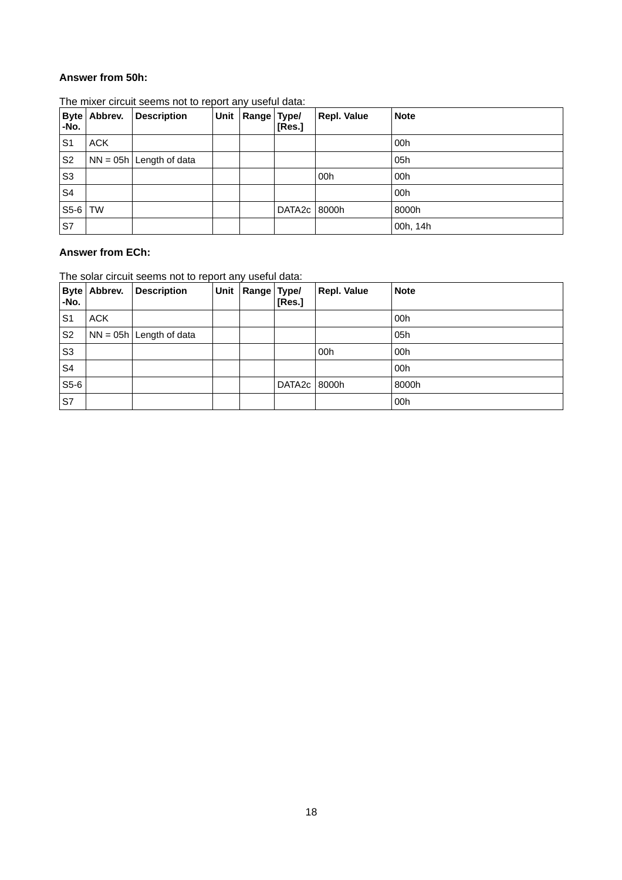**Answer from 50h:**

The mixer circuit seems not to report any useful data:

| Byte -No. | Abbrev. | Description | Unit | Range | Type/ [Res.] | Repl. Value | Note |
|---|---|---|---|---|---|---|---|
| S1 | ACK | | | | | | 00h |
| S2 | NN = 05h | Length of data | | | | | 05h |
| S3 | | | | | | 00h | 00h |
| S4 | | | | | | | 00h |
| S5-6 | TW | | | | DATA2c | 8000h | 8000h |
| S7 | | | | | | | 00h, 14h |

**Answer from ECh:**

The solar circuit seems not to report any useful data:

| Byte -No. | Abbrev. | Description | Unit | Range | Type/ [Res.] | Repl. Value | Note |
|---|---|---|---|---|---|---|---|
| S1 | ACK | | | | | | 00h |
| S2 | NN = 05h | Length of data | | | | | 05h |
| S3 | | | | | | 00h | 00h |
| S4 | | | | | | | 00h |
| S5-6 | | | | | DATA2c | 8000h | 8000h |
| S7 | | | | | | | 00h |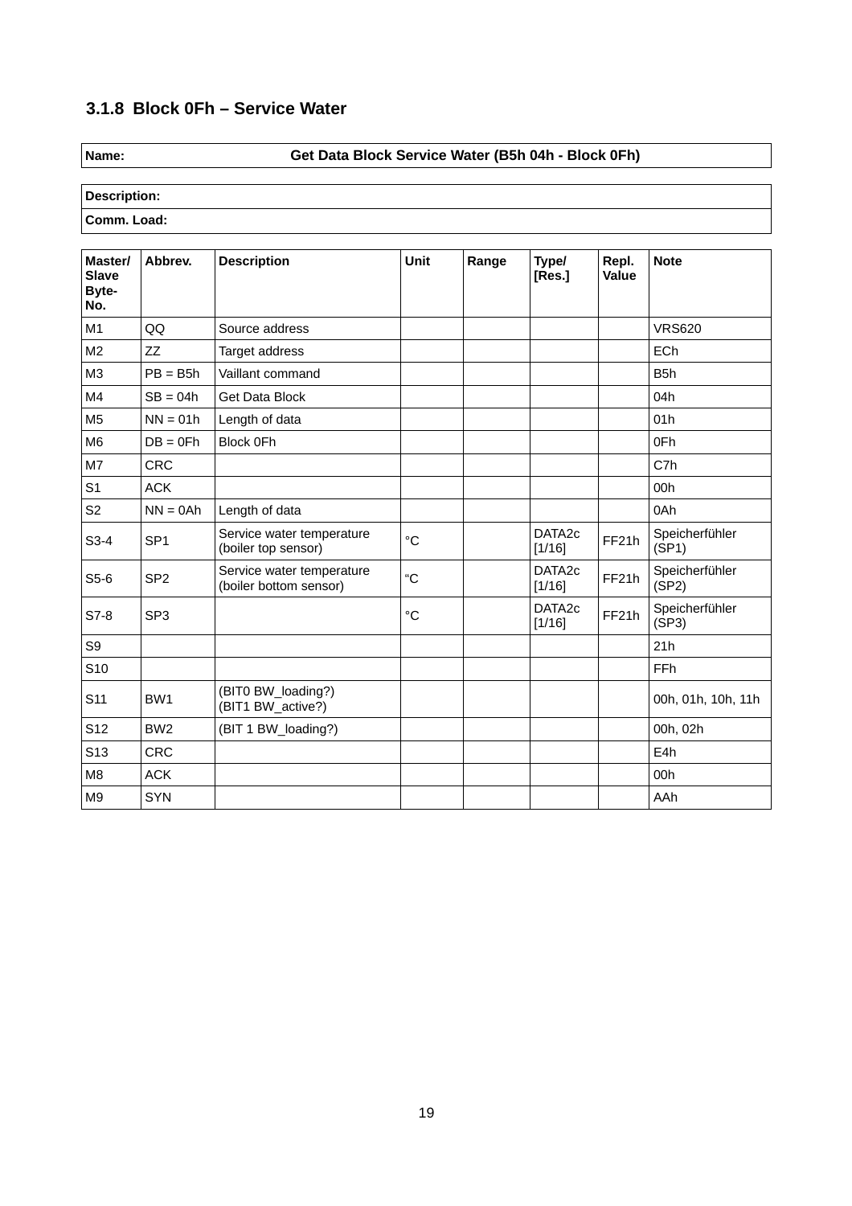### 3.1.8 Block 0Fh – Service Water

| **Name:** | **Get Data Block Service Water (B5h 04h - Block 0Fh)** |
|---|---|

| **Description:** |
|---|
| **Comm. Load:** |

| Master/ Slave Byte-No. | Abbrev. | Description | Unit | Range | Type/ [Res.] | Repl. Value | Note |
|---|---|---|---|---|---|---|---|
| M1 | QQ | Source address | | | | | VRS620 |
| M2 | ZZ | Target address | | | | | ECh |
| M3 | PB = B5h | Vaillant command | | | | | B5h |
| M4 | SB = 04h | Get Data Block | | | | | 04h |
| M5 | NN = 01h | Length of data | | | | | 01h |
| M6 | DB = 0Fh | Block 0Fh | | | | | 0Fh |
| M7 | CRC | | | | | | C7h |
| S1 | ACK | | | | | | 00h |
| S2 | NN = 0Ah | Length of data | | | | | 0Ah |
| S3-4 | SP1 | Service water temperature (boiler top sensor) | °C | | DATA2c [1/16] | FF21h | Speicherfühler (SP1) |
| S5-6 | SP2 | Service water temperature (boiler bottom sensor) | “C | | DATA2c [1/16] | FF21h | Speicherfühler (SP2) |
| S7-8 | SP3 | | °C | | DATA2c [1/16] | FF21h | Speicherfühler (SP3) |
| S9 | | | | | | | 21h |
| S10 | | | | | | | FFh |
| S11 | BW1 | (BIT0 BW_loading?) (BIT1 BW_active?) | | | | | 00h, 01h, 10h, 11h |
| S12 | BW2 | (BIT 1 BW_loading?) | | | | | 00h, 02h |
| S13 | CRC | | | | | | E4h |
| M8 | ACK | | | | | | 00h |
| M9 | SYN | | | | | | AAh |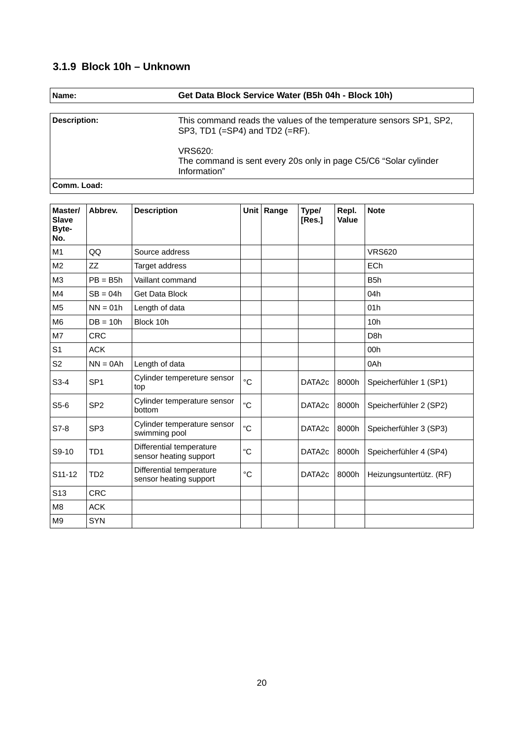### 3.1.9 Block 10h – Unknown

| **Name:** | **Get Data Block Service Water (B5h 04h - Block 10h)** |
|---|---|

| **Description:** | This command reads the values of the temperature sensors SP1, SP2, SP3, TD1 (=SP4) and TD2 (=RF).<br><br>VRS620:<br>The command is sent every 20s only in page C5/C6 “Solar cylinder Information” |
|---|---|
| **Comm. Load:** | |

| **Master/ Slave Byte-No.** | **Abbrev.** | **Description** | **Unit** | **Range** | **Type/ [Res.]** | **Repl. Value** | **Note** |
|---|---|---|---|---|---|---|---|
| M1 | QQ | Source address | | | | | VRS620 |
| M2 | ZZ | Target address | | | | | ECh |
| M3 | PB = B5h | Vaillant command | | | | | B5h |
| M4 | SB = 04h | Get Data Block | | | | | 04h |
| M5 | NN = 01h | Length of data | | | | | 01h |
| M6 | DB = 10h | Block 10h | | | | | 10h |
| M7 | CRC | | | | | | D8h |
| S1 | ACK | | | | | | 00h |
| S2 | NN = 0Ah | Length of data | | | | | 0Ah |
| S3-4 | SP1 | Cylinder tempereture sensor top | °C | | DATA2c | 8000h | Speicherfühler 1 (SP1) |
| S5-6 | SP2 | Cylinder temperature sensor bottom | “C | | DATA2c | 8000h | Speicherfühler 2 (SP2) |
| S7-8 | SP3 | Cylinder temperature sensor swimming pool | “C | | DATA2c | 8000h | Speicherfühler 3 (SP3) |
| S9-10 | TD1 | Differential temperature sensor heating support | “C | | DATA2c | 8000h | Speicherfühler 4 (SP4) |
| S11-12 | TD2 | Differential temperature sensor heating support | °C | | DATA2c | 8000h | Heizungsuntertütz. (RF) |
| S13 | CRC | | | | | | |
| M8 | ACK | | | | | | |
| M9 | SYN | | | | | | |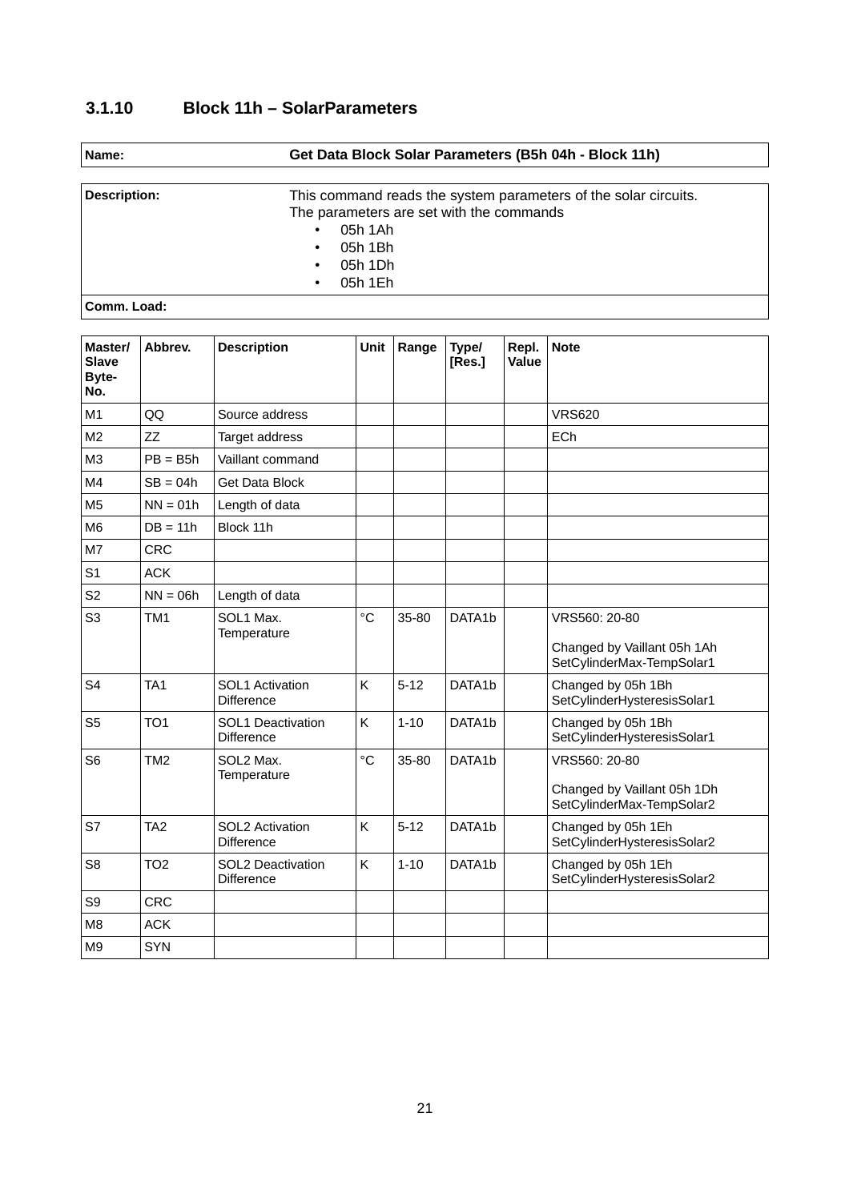### 3.1.10 Block 11h – SolarParameters

| Name: | Get Data Block Solar Parameters (B5h 04h - Block 11h) |
|---|---|

| Description: | This command reads the system parameters of the solar circuits.<br>The parameters are set with the commands<br>• 05h 1Ah<br>• 05h 1Bh<br>• 05h 1Dh<br>• 05h 1Eh |
|---|---|
| Comm. Load: | |

| Master/ Slave Byte-No. | Abbrev. | Description | Unit | Range | Type/ [Res.] | Repl. Value | Note |
|---|---|---|---|---|---|---|---|
| M1 | QQ | Source address | | | | | VRS620 |
| M2 | ZZ | Target address | | | | | ECh |
| M3 | PB = B5h | Vaillant command | | | | | |
| M4 | SB = 04h | Get Data Block | | | | | |
| M5 | NN = 01h | Length of data | | | | | |
| M6 | DB = 11h | Block 11h | | | | | |
| M7 | CRC | | | | | | |
| S1 | ACK | | | | | | |
| S2 | NN = 06h | Length of data | | | | | |
| S3 | TM1 | SOL1 Max. Temperature | °C | 35-80 | DATA1b | | VRS560: 20-80<br><br>Changed by Vaillant 05h 1Ah SetCylinderMax-TempSolar1 |
| S4 | TA1 | SOL1 Activation Difference | K | 5-12 | DATA1b | | Changed by 05h 1Bh SetCylinderHysteresisSolar1 |
| S5 | TO1 | SOL1 Deactivation Difference | K | 1-10 | DATA1b | | Changed by 05h 1Bh SetCylinderHysteresisSolar1 |
| S6 | TM2 | SOL2 Max. Temperature | °C | 35-80 | DATA1b | | VRS560: 20-80<br><br>Changed by Vaillant 05h 1Dh SetCylinderMax-TempSolar2 |
| S7 | TA2 | SOL2 Activation Difference | K | 5-12 | DATA1b | | Changed by 05h 1Eh SetCylinderHysteresisSolar2 |
| S8 | TO2 | SOL2 Deactivation Difference | K | 1-10 | DATA1b | | Changed by 05h 1Eh SetCylinderHysteresisSolar2 |
| S9 | CRC | | | | | | |
| M8 | ACK | | | | | | |
| M9 | SYN | | | | | | |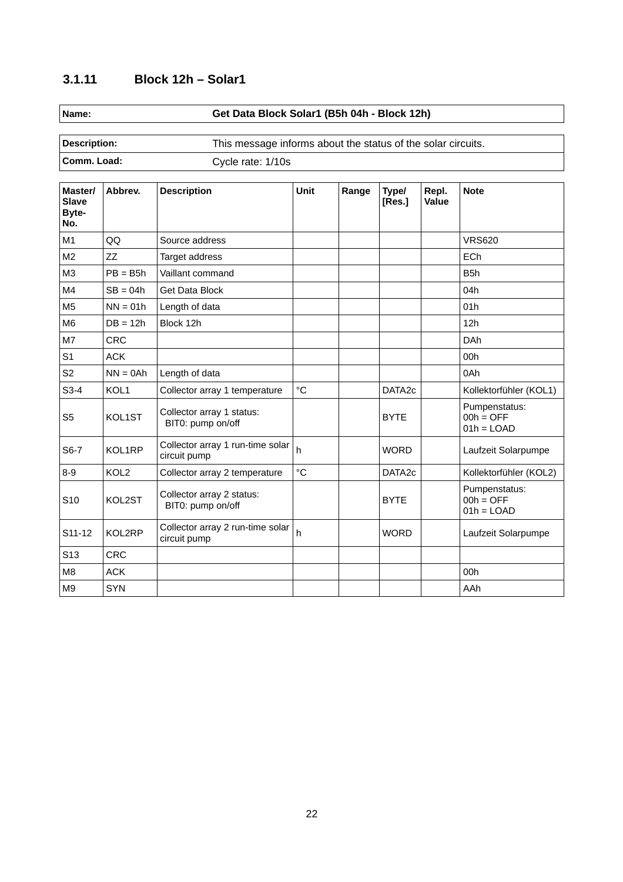### 3.1.11 Block 12h – Solar1

| **Name:** | **Get Data Block Solar1 (B5h 04h - Block 12h)** |
|---|---|

| **Description:** | This message informs about the status of the solar circuits. |
|---|---|
| **Comm. Load:** | Cycle rate: 1/10s |

| Master/ Slave Byte-No. | Abbrev. | Description | Unit | Range | Type/ [Res.] | Repl. Value | Note |
|---|---|---|---|---|---|---|---|
| M1 | QQ | Source address | | | | | VRS620 |
| M2 | ZZ | Target address | | | | | ECh |
| M3 | PB = B5h | Vaillant command | | | | | B5h |
| M4 | SB = 04h | Get Data Block | | | | | 04h |
| M5 | NN = 01h | Length of data | | | | | 01h |
| M6 | DB = 12h | Block 12h | | | | | 12h |
| M7 | CRC | | | | | | DAh |
| S1 | ACK | | | | | | 00h |
| S2 | NN = 0Ah | Length of data | | | | | 0Ah |
| S3-4 | KOL1 | Collector array 1 temperature | °C | | DATA2c | | Kollektorfühler (KOL1) |
| S5 | KOL1ST | Collector array 1 status: BIT0: pump on/off | | | BYTE | | Pumpenstatus: 00h = OFF 01h = LOAD |
| S6-7 | KOL1RP | Collector array 1 run-time solar circuit pump | h | | WORD | | Laufzeit Solarpumpe |
| 8-9 | KOL2 | Collector array 2 temperature | °C | | DATA2c | | Kollektorfühler (KOL2) |
| S10 | KOL2ST | Collector array 2 status: BIT0: pump on/off | | | BYTE | | Pumpenstatus: 00h = OFF 01h = LOAD |
| S11-12 | KOL2RP | Collector array 2 run-time solar circuit pump | h | | WORD | | Laufzeit Solarpumpe |
| S13 | CRC | | | | | | |
| M8 | ACK | | | | | | 00h |
| M9 | SYN | | | | | | AAh |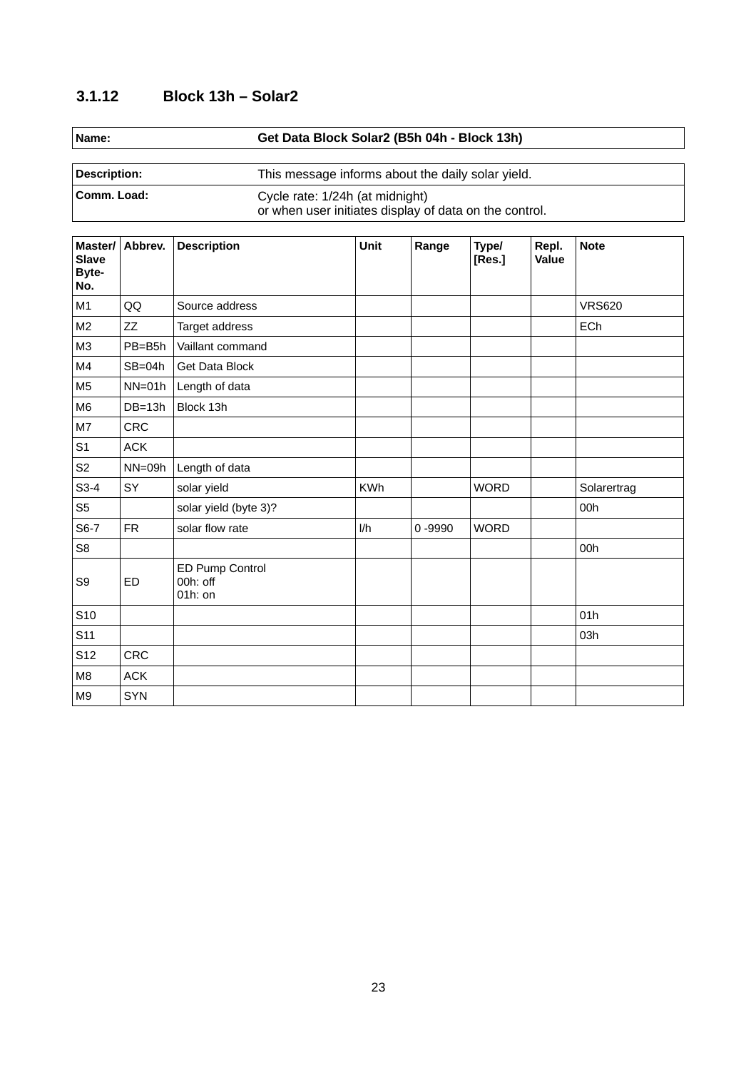### 3.1.12 Block 13h – Solar2

| **Name:** | **Get Data Block Solar2 (B5h 04h - Block 13h)** |
|---|---|

| **Description:** | This message informs about the daily solar yield. |
|---|---|
| **Comm. Load:** | Cycle rate: 1/24h (at midnight)<br>or when user initiates display of data on the control. |

| Master/ Slave Byte-No. | Abbrev. | Description | Unit | Range | Type/ [Res.] | Repl. Value | Note |
|---|---|---|---|---|---|---|---|
| M1 | QQ | Source address | | | | | VRS620 |
| M2 | ZZ | Target address | | | | | ECh |
| M3 | PB=B5h | Vaillant command | | | | | |
| M4 | SB=04h | Get Data Block | | | | | |
| M5 | NN=01h | Length of data | | | | | |
| M6 | DB=13h | Block 13h | | | | | |
| M7 | CRC | | | | | | |
| S1 | ACK | | | | | | |
| S2 | NN=09h | Length of data | | | | | |
| S3-4 | SY | solar yield | KWh | | WORD | | Solarertrag |
| S5 | | solar yield (byte 3)? | | | | | 00h |
| S6-7 | FR | solar flow rate | l/h | 0 -9990 | WORD | | |
| S8 | | | | | | | 00h |
| S9 | ED | ED Pump Control<br>00h: off<br>01h: on | | | | | |
| S10 | | | | | | | 01h |
| S11 | | | | | | | 03h |
| S12 | CRC | | | | | | |
| M8 | ACK | | | | | | |
| M9 | SYN | | | | | | |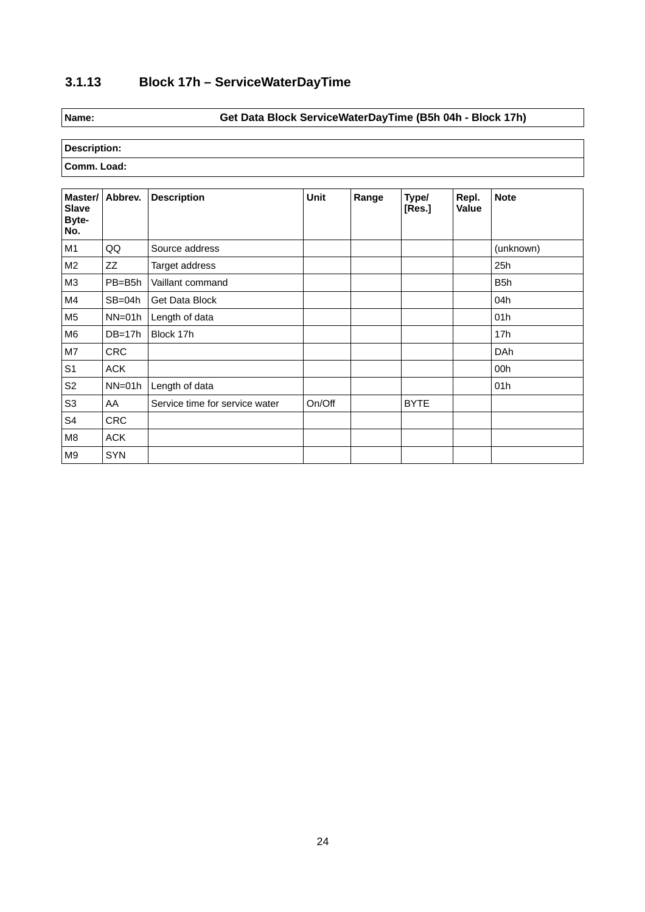### 3.1.13 Block 17h – ServiceWaterDayTime

| Name: | Get Data Block ServiceWaterDayTime (B5h 04h - Block 17h) |
|---|---|

| Description: |
|---|
| Comm. Load: |

| Master/ Slave Byte- No. | Abbrev. | Description | Unit | Range | Type/ [Res.] | Repl. Value | Note |
|---|---|---|---|---|---|---|---|
| M1 | QQ | Source address | | | | | (unknown) |
| M2 | ZZ | Target address | | | | | 25h |
| M3 | PB=B5h | Vaillant command | | | | | B5h |
| M4 | SB=04h | Get Data Block | | | | | 04h |
| M5 | NN=01h | Length of data | | | | | 01h |
| M6 | DB=17h | Block 17h | | | | | 17h |
| M7 | CRC | | | | | | DAh |
| S1 | ACK | | | | | | 00h |
| S2 | NN=01h | Length of data | | | | | 01h |
| S3 | AA | Service time for service water | On/Off | | BYTE | | |
| S4 | CRC | | | | | | |
| M8 | ACK | | | | | | |
| M9 | SYN | | | | | | |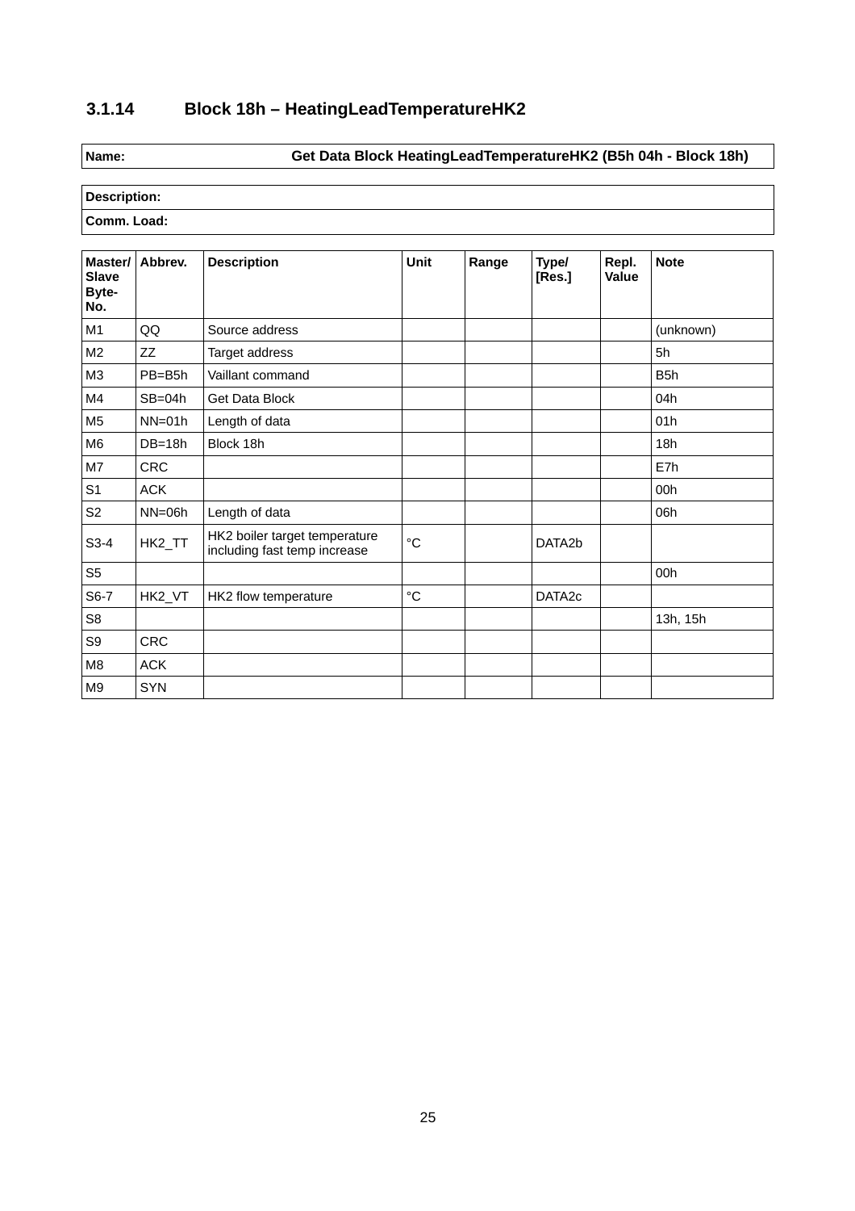### 3.1.14 Block 18h – HeatingLeadTemperatureHK2

| Name: | Get Data Block HeatingLeadTemperatureHK2 (B5h 04h - Block 18h) |
|---|---|

| Description: |
|---|
| Comm. Load: |

| Master/ Slave Byte-No. | Abbrev. | Description | Unit | Range | Type/ [Res.] | Repl. Value | Note |
|---|---|---|---|---|---|---|---|
| M1 | QQ | Source address | | | | | (unknown) |
| M2 | ZZ | Target address | | | | | 5h |
| M3 | PB=B5h | Vaillant command | | | | | B5h |
| M4 | SB=04h | Get Data Block | | | | | 04h |
| M5 | NN=01h | Length of data | | | | | 01h |
| M6 | DB=18h | Block 18h | | | | | 18h |
| M7 | CRC | | | | | | E7h |
| S1 | ACK | | | | | | 00h |
| S2 | NN=06h | Length of data | | | | | 06h |
| S3-4 | HK2_TT | HK2 boiler target temperature including fast temp increase | °C | | DATA2b | | |
| S5 | | | | | | | 00h |
| S6-7 | HK2_VT | HK2 flow temperature | °C | | DATA2c | | |
| S8 | | | | | | | 13h, 15h |
| S9 | CRC | | | | | | |
| M8 | ACK | | | | | | |
| M9 | SYN | | | | | | |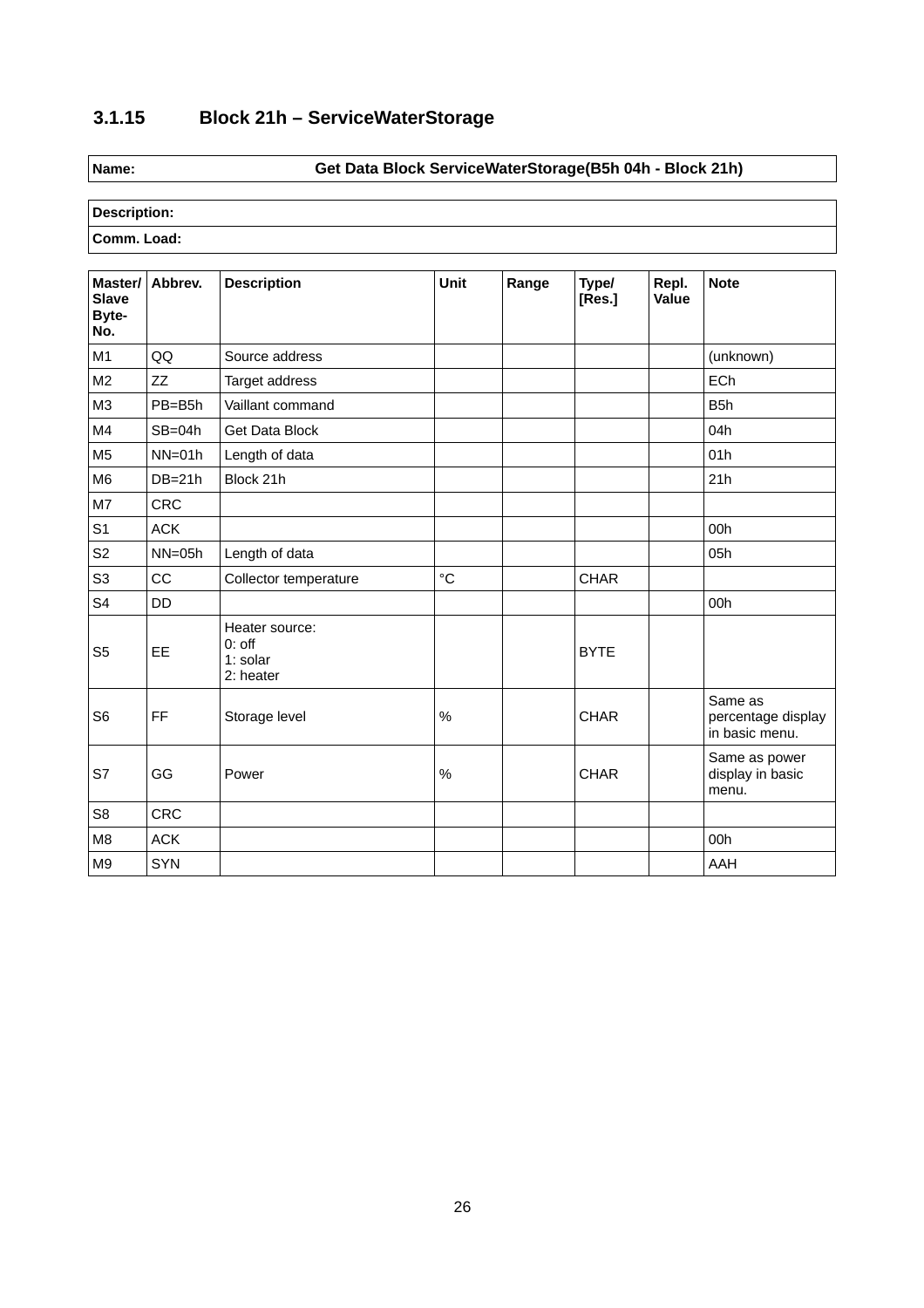### 3.1.15 Block 21h – ServiceWaterStorage

| **Name:** | **Get Data Block ServiceWaterStorage(B5h 04h - Block 21h)** |
|---|---|

| **Description:** |
|---|
| **Comm. Load:** |

| Master/ Slave Byte-No. | Abbrev. | Description | Unit | Range | Type/ [Res.] | Repl. Value | Note |
|---|---|---|---|---|---|---|---|
| M1 | QQ | Source address | | | | | (unknown) |
| M2 | ZZ | Target address | | | | | ECh |
| M3 | PB=B5h | Vaillant command | | | | | B5h |
| M4 | SB=04h | Get Data Block | | | | | 04h |
| M5 | NN=01h | Length of data | | | | | 01h |
| M6 | DB=21h | Block 21h | | | | | 21h |
| M7 | CRC | | | | | | |
| S1 | ACK | | | | | | 00h |
| S2 | NN=05h | Length of data | | | | | 05h |
| S3 | CC | Collector temperature | °C | | CHAR | | |
| S4 | DD | | | | | | 00h |
| S5 | EE | Heater source:<br>0: off<br>1: solar<br>2: heater | | | BYTE | | |
| S6 | FF | Storage level | % | | CHAR | | Same as percentage display in basic menu. |
| S7 | GG | Power | % | | CHAR | | Same as power display in basic menu. |
| S8 | CRC | | | | | | |
| M8 | ACK | | | | | | 00h |
| M9 | SYN | | | | | | AAH |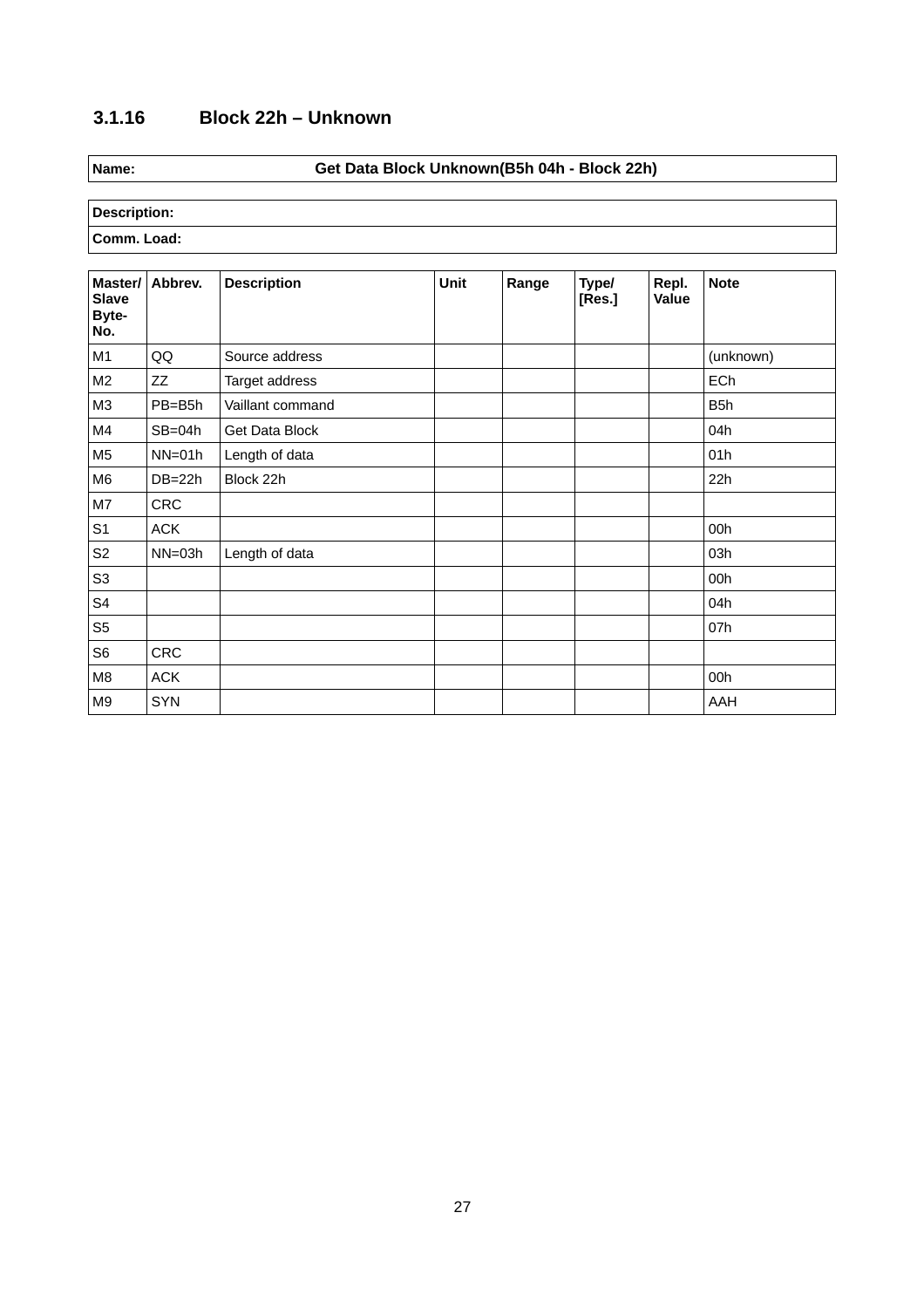### 3.1.16 Block 22h – Unknown

| Name: | Get Data Block Unknown(B5h 04h - Block 22h) |
|---|---|

| Description: |
|---|
| Comm. Load: |

| Master/ Slave Byte-No. | Abbrev. | Description | Unit | Range | Type/ [Res.] | Repl. Value | Note |
|---|---|---|---|---|---|---|---|
| M1 | QQ | Source address | | | | | (unknown) |
| M2 | ZZ | Target address | | | | | ECh |
| M3 | PB=B5h | Vaillant command | | | | | B5h |
| M4 | SB=04h | Get Data Block | | | | | 04h |
| M5 | NN=01h | Length of data | | | | | 01h |
| M6 | DB=22h | Block 22h | | | | | 22h |
| M7 | CRC | | | | | | |
| S1 | ACK | | | | | | 00h |
| S2 | NN=03h | Length of data | | | | | 03h |
| S3 | | | | | | | 00h |
| S4 | | | | | | | 04h |
| S5 | | | | | | | 07h |
| S6 | CRC | | | | | | |
| M8 | ACK | | | | | | 00h |
| M9 | SYN | | | | | | AAH |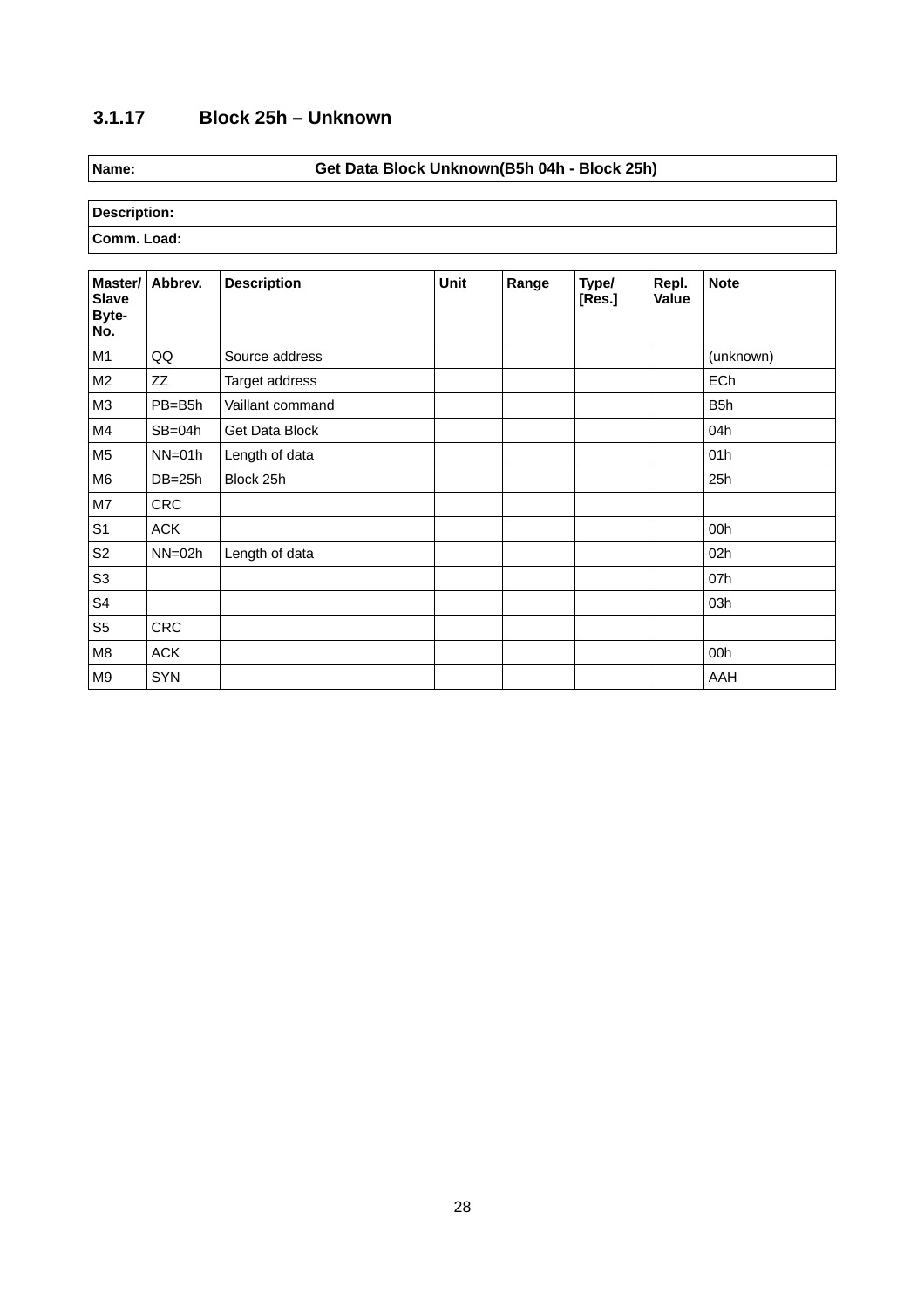### 3.1.17 Block 25h – Unknown

| Name: | Get Data Block Unknown(B5h 04h - Block 25h) |
|---|---|

| Description: |
|---|
| Comm. Load: |

| Master/ Slave Byte-No. | Abbrev. | Description | Unit | Range | Type/ [Res.] | Repl. Value | Note |
|---|---|---|---|---|---|---|---|
| M1 | QQ | Source address | | | | | (unknown) |
| M2 | ZZ | Target address | | | | | ECh |
| M3 | PB=B5h | Vaillant command | | | | | B5h |
| M4 | SB=04h | Get Data Block | | | | | 04h |
| M5 | NN=01h | Length of data | | | | | 01h |
| M6 | DB=25h | Block 25h | | | | | 25h |
| M7 | CRC | | | | | | |
| S1 | ACK | | | | | | 00h |
| S2 | NN=02h | Length of data | | | | | 02h |
| S3 | | | | | | | 07h |
| S4 | | | | | | | 03h |
| S5 | CRC | | | | | | |
| M8 | ACK | | | | | | 00h |
| M9 | SYN | | | | | | AAH |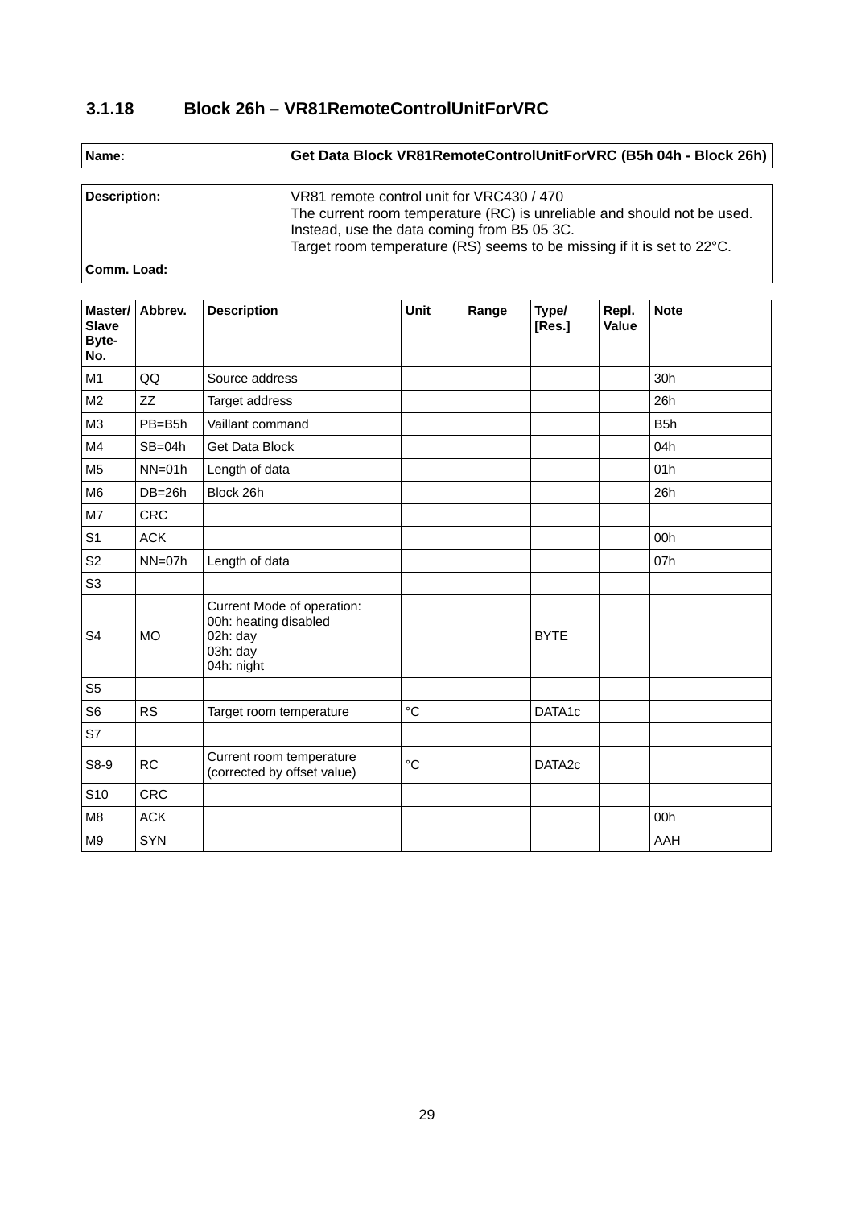### 3.1.18 Block 26h – VR81RemoteControlUnitForVRC

| Name: | Get Data Block VR81RemoteControlUnitForVRC (B5h 04h - Block 26h) |
|---|---|

| Description: | VR81 remote control unit for VRC430 / 470<br>The current room temperature (RC) is unreliable and should not be used. Instead, use the data coming from B5 05 3C.<br>Target room temperature (RS) seems to be missing if it is set to 22°C. |
|---|---|
| Comm. Load: | |

| Master/ Slave Byte-No. | Abbrev. | Description | Unit | Range | Type/ [Res.] | Repl. Value | Note |
|---|---|---|---|---|---|---|---|
| M1 | QQ | Source address | | | | | 30h |
| M2 | ZZ | Target address | | | | | 26h |
| M3 | PB=B5h | Vaillant command | | | | | B5h |
| M4 | SB=04h | Get Data Block | | | | | 04h |
| M5 | NN=01h | Length of data | | | | | 01h |
| M6 | DB=26h | Block 26h | | | | | 26h |
| M7 | CRC | | | | | | |
| S1 | ACK | | | | | | 00h |
| S2 | NN=07h | Length of data | | | | | 07h |
| S3 | | | | | | | |
| S4 | MO | Current Mode of operation:<br>00h: heating disabled<br>02h: day<br>03h: day<br>04h: night | | | BYTE | | |
| S5 | | | | | | | |
| S6 | RS | Target room temperature | °C | | DATA1c | | |
| S7 | | | | | | | |
| S8-9 | RC | Current room temperature (corrected by offset value) | °C | | DATA2c | | |
| S10 | CRC | | | | | | |
| M8 | ACK | | | | | | 00h |
| M9 | SYN | | | | | | AAH |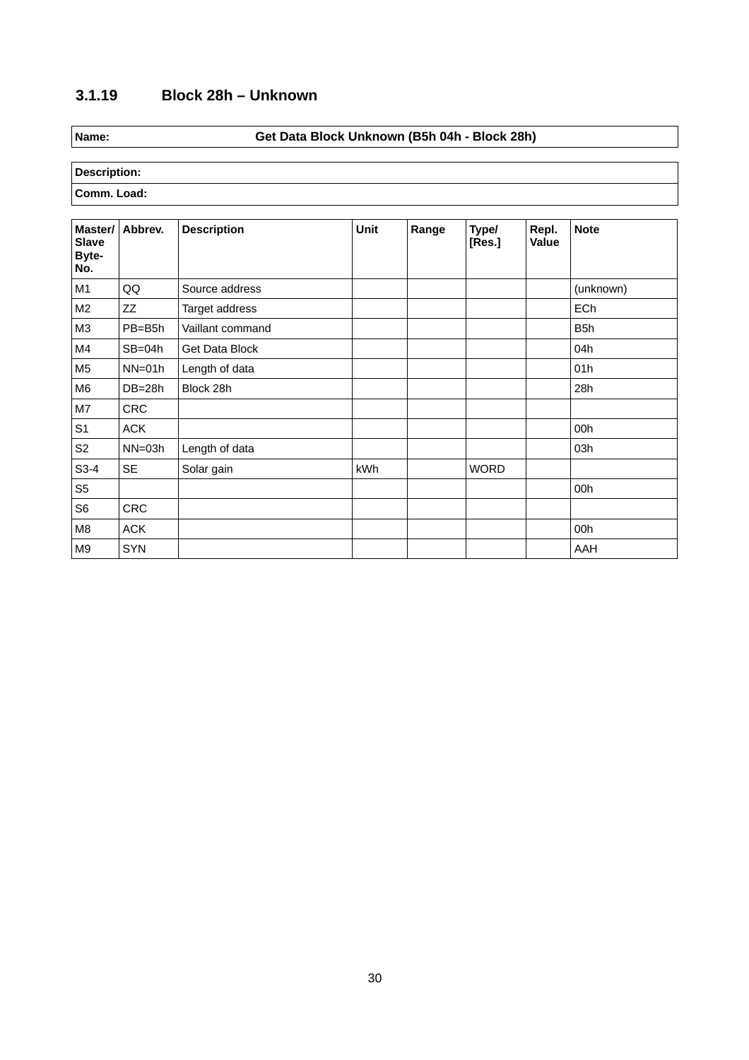### 3.1.19 Block 28h – Unknown

| **Name:** | **Get Data Block Unknown (B5h 04h - Block 28h)** |
|---|---|

| |
|---|
| **Description:** |
| **Comm. Load:** |

| Master/ Slave Byte-No. | Abbrev. | Description | Unit | Range | Type/ [Res.] | Repl. Value | Note |
|---|---|---|---|---|---|---|---|
| M1 | QQ | Source address | | | | | (unknown) |
| M2 | ZZ | Target address | | | | | ECh |
| M3 | PB=B5h | Vaillant command | | | | | B5h |
| M4 | SB=04h | Get Data Block | | | | | 04h |
| M5 | NN=01h | Length of data | | | | | 01h |
| M6 | DB=28h | Block 28h | | | | | 28h |
| M7 | CRC | | | | | | |
| S1 | ACK | | | | | | 00h |
| S2 | NN=03h | Length of data | | | | | 03h |
| S3-4 | SE | Solar gain | kWh | | WORD | | |
| S5 | | | | | | | 00h |
| S6 | CRC | | | | | | |
| M8 | ACK | | | | | | 00h |
| M9 | SYN | | | | | | AAH |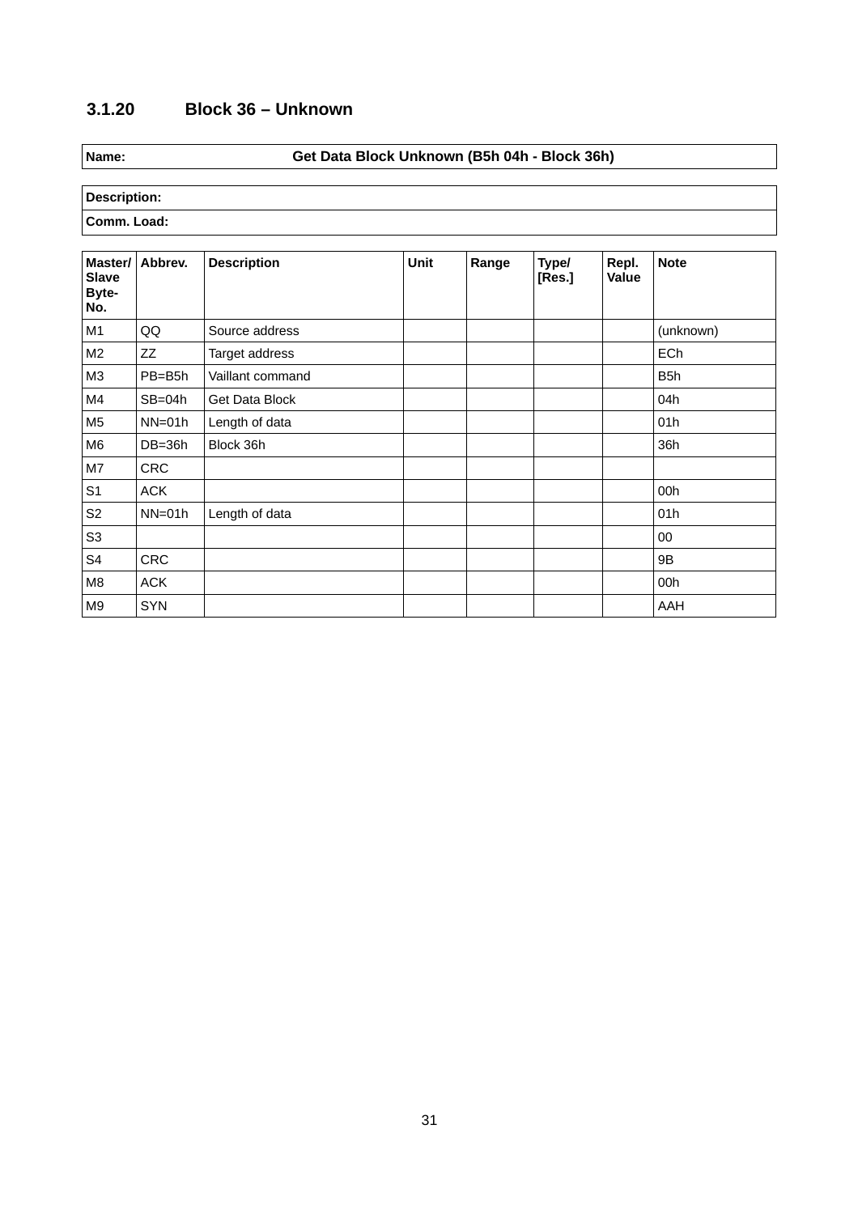### 3.1.20 Block 36 – Unknown

| **Name:** | **Get Data Block Unknown (B5h 04h - Block 36h)** |
|---|---|

| **Description:** |
|---|
| **Comm. Load:** |

| Master/ Slave Byte-No. | Abbrev. | Description | Unit | Range | Type/ [Res.] | Repl. Value | Note |
|---|---|---|---|---|---|---|---|
| M1 | QQ | Source address | | | | | (unknown) |
| M2 | ZZ | Target address | | | | | ECh |
| M3 | PB=B5h | Vaillant command | | | | | B5h |
| M4 | SB=04h | Get Data Block | | | | | 04h |
| M5 | NN=01h | Length of data | | | | | 01h |
| M6 | DB=36h | Block 36h | | | | | 36h |
| M7 | CRC | | | | | | |
| S1 | ACK | | | | | | 00h |
| S2 | NN=01h | Length of data | | | | | 01h |
| S3 | | | | | | | 00 |
| S4 | CRC | | | | | | 9B |
| M8 | ACK | | | | | | 00h |
| M9 | SYN | | | | | | AAH |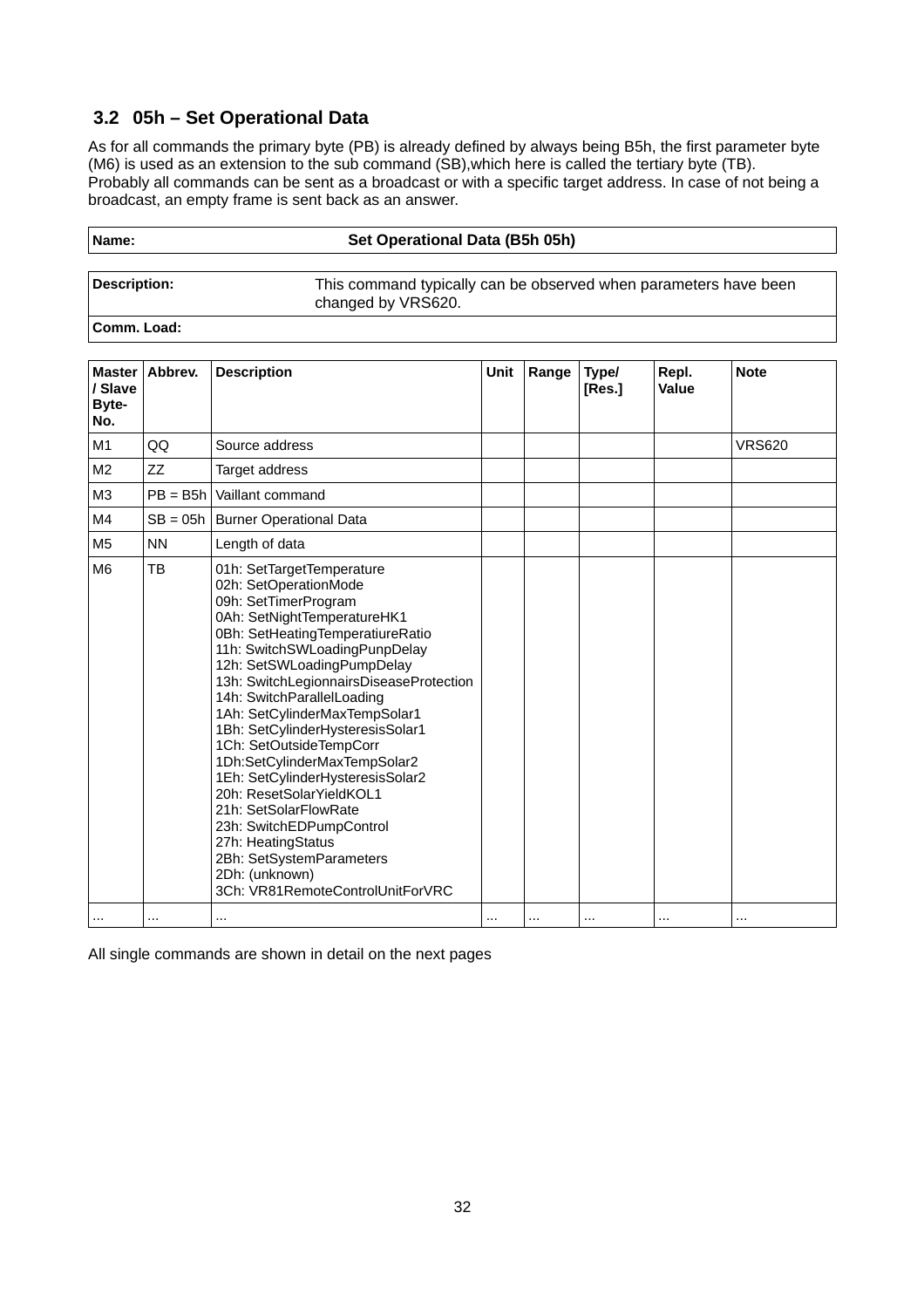## 3.2 05h – Set Operational Data

As for all commands the primary byte (PB) is already defined by always being B5h, the first parameter byte (M6) is used as an extension to the sub command (SB),which here is called the tertiary byte (TB).
Probably all commands can be sent as a broadcast or with a specific target address. In case of not being a broadcast, an empty frame is sent back as an answer.

| **Name:** | **Set Operational Data (B5h 05h)** |
|---|---|

| **Description:** | This command typically can be observed when parameters have been changed by VRS620. |
|---|---|
| **Comm. Load:** | |

| Master / Slave Byte-No. | Abbrev. | Description | Unit | Range | Type/ [Res.] | Repl. Value | Note |
|---|---|---|---|---|---|---|---|
| M1 | QQ | Source address | | | | | VRS620 |
| M2 | ZZ | Target address | | | | | |
| M3 | PB = B5h | Vaillant command | | | | | |
| M4 | SB = 05h | Burner Operational Data | | | | | |
| M5 | NN | Length of data | | | | | |
| M6 | TB | 01h: SetTargetTemperature<br>02h: SetOperationMode<br>09h: SetTimerProgram<br>0Ah: SetNightTemperatureHK1<br>0Bh: SetHeatingTemperatiureRatio<br>11h: SwitchSWLoadingPunpDelay<br>12h: SetSWLoadingPumpDelay<br>13h: SwitchLegionnairsDiseaseProtection<br>14h: SwitchParallelLoading<br>1Ah: SetCylinderMaxTempSolar1<br>1Bh: SetCylinderHysteresisSolar1<br>1Ch: SetOutsideTempCorr<br>1Dh:SetCylinderMaxTempSolar2<br>1Eh: SetCylinderHysteresisSolar2<br>20h: ResetSolarYieldKOL1<br>21h: SetSolarFlowRate<br>23h: SwitchEDPumpControl<br>27h: HeatingStatus<br>2Bh: SetSystemParameters<br>2Dh: (unknown)<br>3Ch: VR81RemoteControlUnitForVRC | | | | | |
| ... | ... | ... | ... | ... | ... | ... | ... |

All single commands are shown in detail on the next pages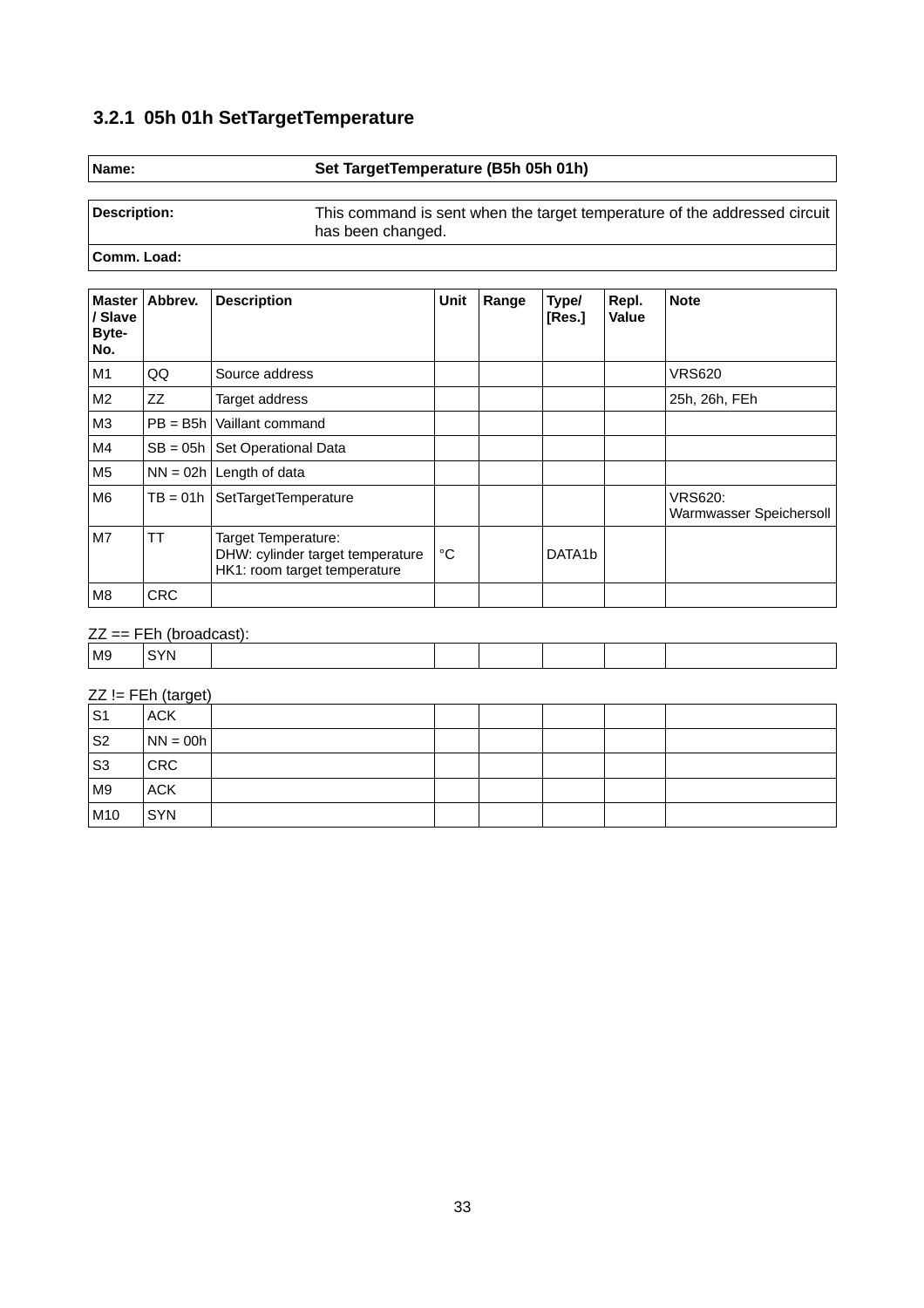### 3.2.1 05h 01h SetTargetTemperature

| **Name:** | **Set TargetTemperature (B5h 05h 01h)** |
|---|---|

| **Description:** | This command is sent when the target temperature of the addressed circuit has been changed. |
|---|---|
| **Comm. Load:** | |

| **Master / Slave Byte-No.** | **Abbrev.** | **Description** | **Unit** | **Range** | **Type/ [Res.]** | **Repl. Value** | **Note** |
|---|---|---|---|---|---|---|---|
| M1 | QQ | Source address | | | | | VRS620 |
| M2 | ZZ | Target address | | | | | 25h, 26h, FEh |
| M3 | PB = B5h | Vaillant command | | | | | |
| M4 | SB = 05h | Set Operational Data | | | | | |
| M5 | NN = 02h | Length of data | | | | | |
| M6 | TB = 01h | SetTargetTemperature | | | | | VRS620: Warmwasser Speichersoll |
| M7 | TT | Target Temperature: DHW: cylinder target temperature HK1: room target temperature | °C | | DATA1b | | |
| M8 | CRC | | | | | | |

ZZ == FEh (broadcast):

| | | | | | | | |
|---|---|---|---|---|---|---|---|
| M9 | SYN | | | | | | |

ZZ != FEh (target)

| | | | | | | | |
|---|---|---|---|---|---|---|---|
| S1 | ACK | | | | | | |
| S2 | NN = 00h | | | | | | |
| S3 | CRC | | | | | | |
| M9 | ACK | | | | | | |
| M10 | SYN | | | | | | |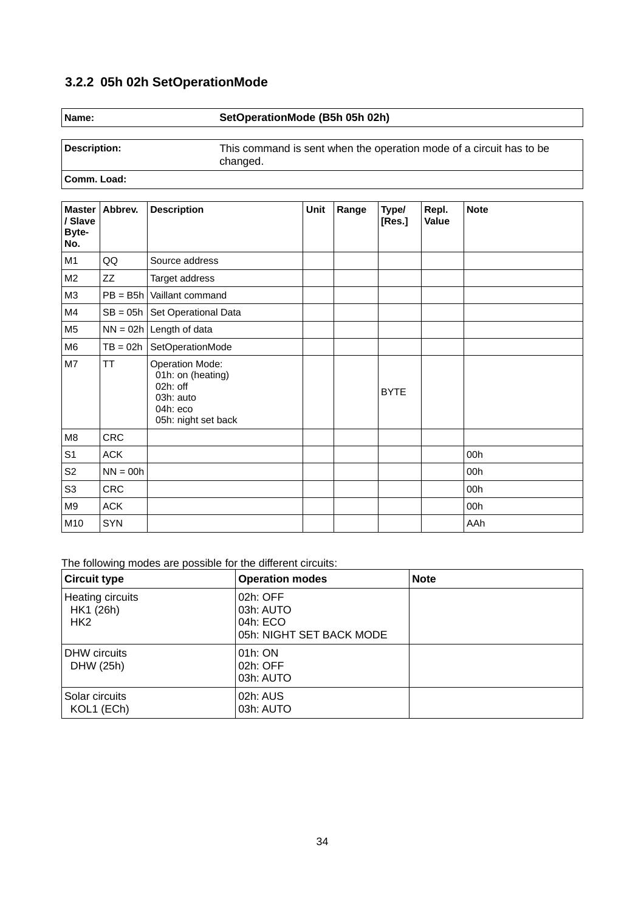### 3.2.2 05h 02h SetOperationMode

| **Name:** | **SetOperationMode (B5h 05h 02h)** |
|---|---|

| **Description:** | This command is sent when the operation mode of a circuit has to be changed. |
|---|---|
| **Comm. Load:** | |

| Master / Slave Byte-No. | Abbrev. | Description | Unit | Range | Type/ [Res.] | Repl. Value | Note |
|---|---|---|---|---|---|---|---|
| M1 | QQ | Source address | | | | | |
| M2 | ZZ | Target address | | | | | |
| M3 | PB = B5h | Vaillant command | | | | | |
| M4 | SB = 05h | Set Operational Data | | | | | |
| M5 | NN = 02h | Length of data | | | | | |
| M6 | TB = 02h | SetOperationMode | | | | | |
| M7 | TT | Operation Mode:<br>01h: on (heating)<br>02h: off<br>03h: auto<br>04h: eco<br>05h: night set back | | | BYTE | | |
| M8 | CRC | | | | | | |
| S1 | ACK | | | | | | 00h |
| S2 | NN = 00h | | | | | | 00h |
| S3 | CRC | | | | | | 00h |
| M9 | ACK | | | | | | 00h |
| M10 | SYN | | | | | | AAh |

The following modes are possible for the different circuits:

| Circuit type | Operation modes | Note |
|---|---|---|
| Heating circuits<br>HK1 (26h)<br>HK2 | 02h: OFF<br>03h: AUTO<br>04h: ECO<br>05h: NIGHT SET BACK MODE | |
| DHW circuits<br>DHW (25h) | 01h: ON<br>02h: OFF<br>03h: AUTO | |
| Solar circuits<br>KOL1 (ECh) | 02h: AUS<br>03h: AUTO | |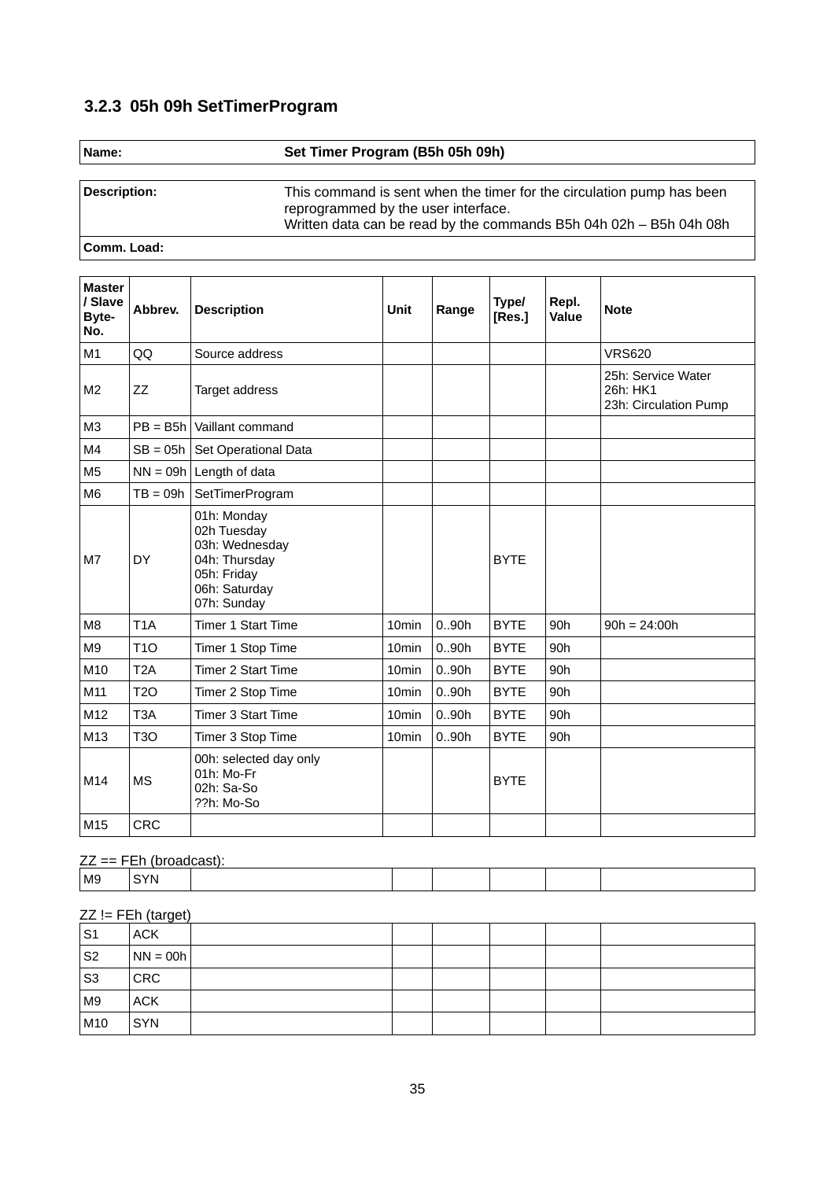### 3.2.3 05h 09h SetTimerProgram

| Name: | Set Timer Program (B5h 05h 09h) |
|---|---|

| Description: | This command is sent when the timer for the circulation pump has been reprogrammed by the user interface.<br>Written data can be read by the commands B5h 04h 02h – B5h 04h 08h |
|---|---|
| Comm. Load: | |

| Master / Slave Byte-No. | Abbrev. | Description | Unit | Range | Type/ [Res.] | Repl. Value | Note |
|---|---|---|---|---|---|---|---|
| M1 | QQ | Source address | | | | | VRS620 |
| M2 | ZZ | Target address | | | | | 25h: Service Water<br>26h: HK1<br>23h: Circulation Pump |
| M3 | PB = B5h | Vaillant command | | | | | |
| M4 | SB = 05h | Set Operational Data | | | | | |
| M5 | NN = 09h | Length of data | | | | | |
| M6 | TB = 09h | SetTimerProgram | | | | | |
| M7 | DY | 01h: Monday<br>02h Tuesday<br>03h: Wednesday<br>04h: Thursday<br>05h: Friday<br>06h: Saturday<br>07h: Sunday | | | BYTE | | |
| M8 | T1A | Timer 1 Start Time | 10min | 0..90h | BYTE | 90h | 90h = 24:00h |
| M9 | T1O | Timer 1 Stop Time | 10min | 0..90h | BYTE | 90h | |
| M10 | T2A | Timer 2 Start Time | 10min | 0..90h | BYTE | 90h | |
| M11 | T2O | Timer 2 Stop Time | 10min | 0..90h | BYTE | 90h | |
| M12 | T3A | Timer 3 Start Time | 10min | 0..90h | BYTE | 90h | |
| M13 | T3O | Timer 3 Stop Time | 10min | 0..90h | BYTE | 90h | |
| M14 | MS | 00h: selected day only<br>01h: Mo-Fr<br>02h: Sa-So<br>??h: Mo-So | | | BYTE | | |
| M15 | CRC | | | | | | |

ZZ == FEh (broadcast):

| | | | | | | | |
|---|---|---|---|---|---|---|---|
| M9 | SYN | | | | | | |

ZZ != FEh (target)

| | | | | | | | |
|---|---|---|---|---|---|---|---|
| S1 | ACK | | | | | | |
| S2 | NN = 00h | | | | | | |
| S3 | CRC | | | | | | |
| M9 | ACK | | | | | | |
| M10 | SYN | | | | | | |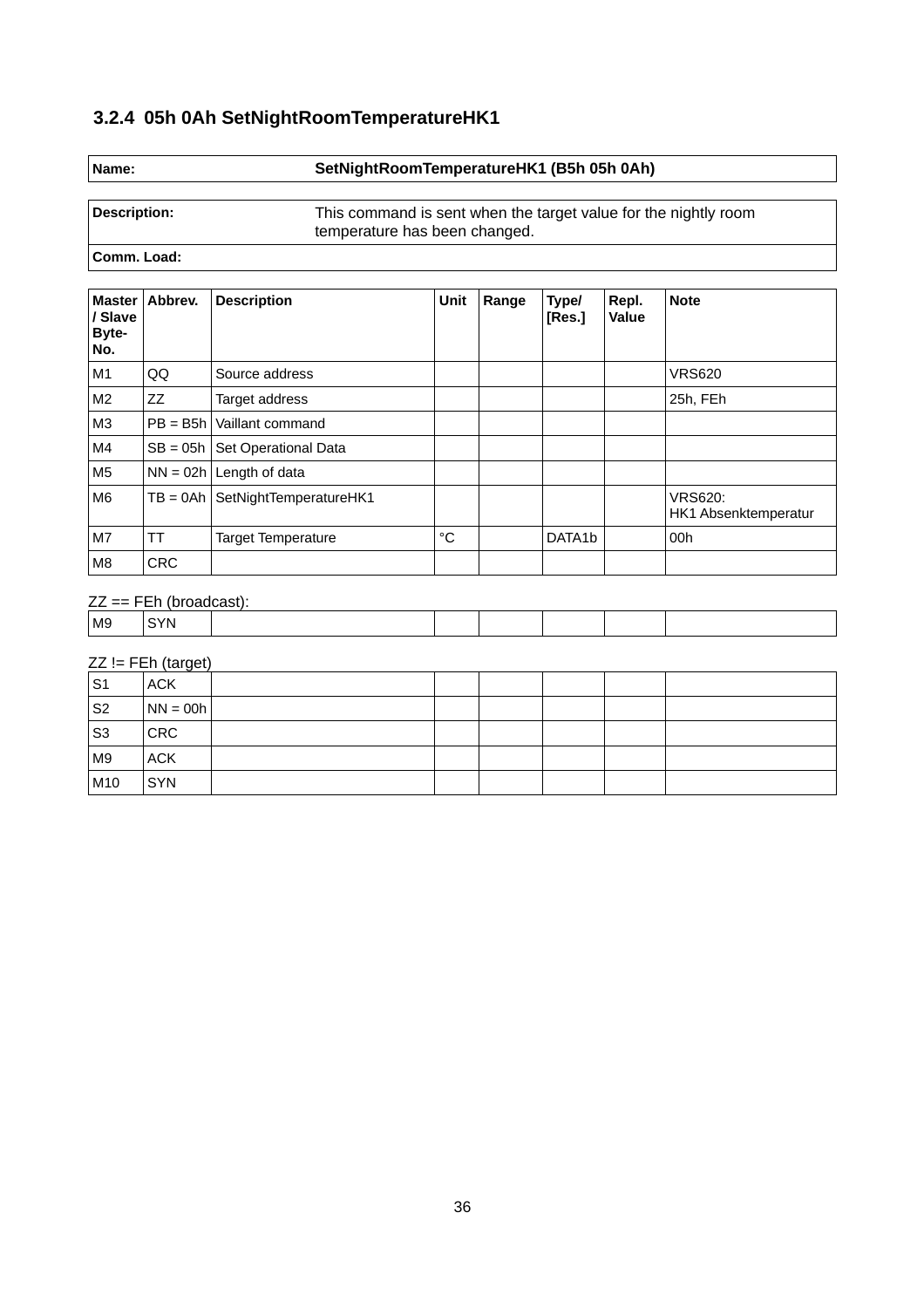### 3.2.4 05h 0Ah SetNightRoomTemperatureHK1

| **Name:** | **SetNightRoomTemperatureHK1 (B5h 05h 0Ah)** |
|---|---|

| **Description:** | This command is sent when the target value for the nightly room temperature has been changed. |
|---|---|
| **Comm. Load:** | |

| **Master / Slave Byte-No.** | **Abbrev.** | **Description** | **Unit** | **Range** | **Type/ [Res.]** | **Repl. Value** | **Note** |
|---|---|---|---|---|---|---|---|
| M1 | QQ | Source address | | | | | VRS620 |
| M2 | ZZ | Target address | | | | | 25h, FEh |
| M3 | PB = B5h | Vaillant command | | | | | |
| M4 | SB = 05h | Set Operational Data | | | | | |
| M5 | NN = 02h | Length of data | | | | | |
| M6 | TB = 0Ah | SetNightTemperatureHK1 | | | | | VRS620: HK1 Absenktemperatur |
| M7 | TT | Target Temperature | °C | | DATA1b | | 00h |
| M8 | CRC | | | | | | |

ZZ == FEh (broadcast):

| | | | | | | | |
|---|---|---|---|---|---|---|---|
| M9 | SYN | | | | | | |

ZZ != FEh (target)

| | | | | | | | |
|---|---|---|---|---|---|---|---|
| S1 | ACK | | | | | | |
| S2 | NN = 00h | | | | | | |
| S3 | CRC | | | | | | |
| M9 | ACK | | | | | | |
| M10 | SYN | | | | | | |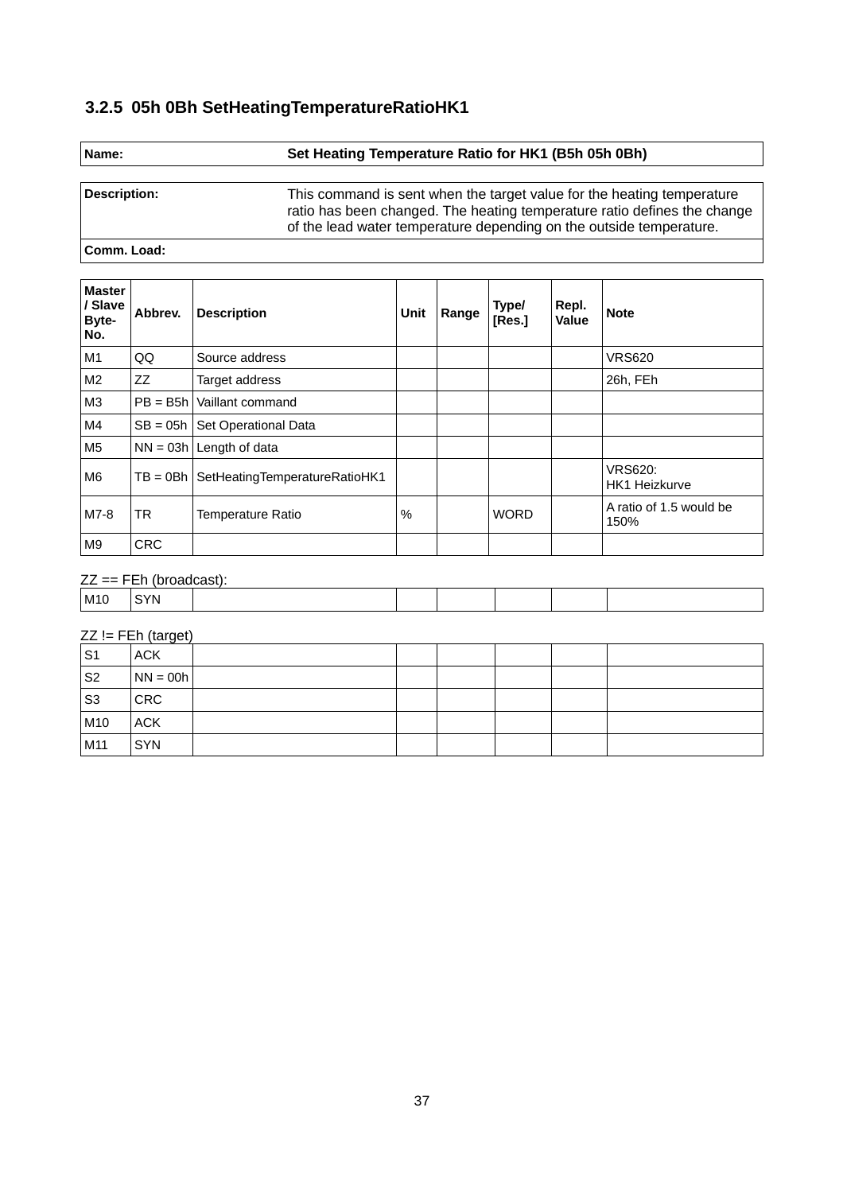### 3.2.5 05h 0Bh SetHeatingTemperatureRatioHK1

| **Name:** | **Set Heating Temperature Ratio for HK1 (B5h 05h 0Bh)** |
|---|---|

| **Description:** | This command is sent when the target value for the heating temperature ratio has been changed. The heating temperature ratio defines the change of the lead water temperature depending on the outside temperature. |
|---|---|
| **Comm. Load:** | |

| **Master / Slave Byte-No.** | **Abbrev.** | **Description** | **Unit** | **Range** | **Type/ [Res.]** | **Repl. Value** | **Note** |
|---|---|---|---|---|---|---|---|
| M1 | QQ | Source address | | | | | VRS620 |
| M2 | ZZ | Target address | | | | | 26h, FEh |
| M3 | PB = B5h | Vaillant command | | | | | |
| M4 | SB = 05h | Set Operational Data | | | | | |
| M5 | NN = 03h | Length of data | | | | | |
| M6 | TB = 0Bh | SetHeatingTemperatureRatioHK1 | | | | | VRS620: HK1 Heizkurve |
| M7-8 | TR | Temperature Ratio | % | | WORD | | A ratio of 1.5 would be 150% |
| M9 | CRC | | | | | | |

ZZ == FEh (broadcast):

| | | | | | | | |
|---|---|---|---|---|---|---|---|
| M10 | SYN | | | | | | |

ZZ != FEh (target)

| | | | | | | | |
|---|---|---|---|---|---|---|---|
| S1 | ACK | | | | | | |
| S2 | NN = 00h | | | | | | |
| S3 | CRC | | | | | | |
| M10 | ACK | | | | | | |
| M11 | SYN | | | | | | |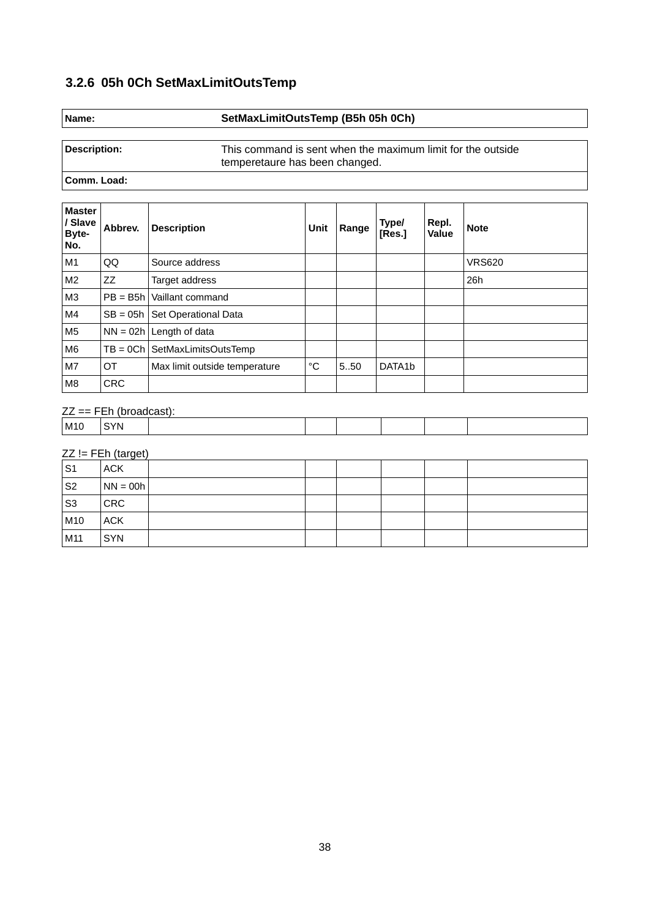### 3.2.6 05h 0Ch SetMaxLimitOutsTemp

| **Name:** | **SetMaxLimitOutsTemp (B5h 05h 0Ch)** |
|---|---|

| **Description:** | This command is sent when the maximum limit for the outside temperetaure has been changed. |
|---|---|
| **Comm. Load:** | |

| Master / Slave Byte-No. | Abbrev. | Description | Unit | Range | Type/ [Res.] | Repl. Value | Note |
|---|---|---|---|---|---|---|---|
| M1 | QQ | Source address | | | | | VRS620 |
| M2 | ZZ | Target address | | | | | 26h |
| M3 | PB = B5h | Vaillant command | | | | | |
| M4 | SB = 05h | Set Operational Data | | | | | |
| M5 | NN = 02h | Length of data | | | | | |
| M6 | TB = 0Ch | SetMaxLimitsOutsTemp | | | | | |
| M7 | OT | Max limit outside temperature | °C | 5..50 | DATA1b | | |
| M8 | CRC | | | | | | |

ZZ == FEh (broadcast):

| | | | | | | | |
|---|---|---|---|---|---|---|---|
| M10 | SYN | | | | | | |

ZZ != FEh (target)

| | | | | | | | |
|---|---|---|---|---|---|---|---|
| S1 | ACK | | | | | | |
| S2 | NN = 00h | | | | | | |
| S3 | CRC | | | | | | |
| M10 | ACK | | | | | | |
| M11 | SYN | | | | | | |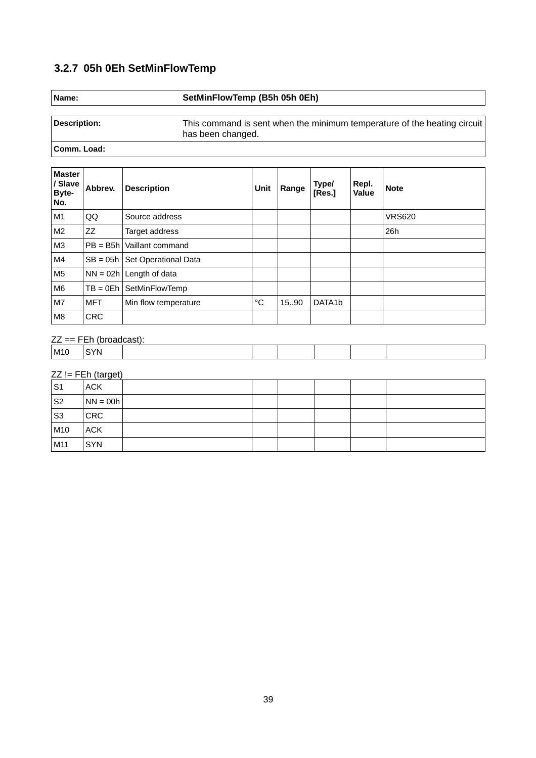### 3.2.7 05h 0Eh SetMinFlowTemp

| **Name:** | **SetMinFlowTemp (B5h 05h 0Eh)** |
|---|---|

| **Description:** | This command is sent when the minimum temperature of the heating circuit has been changed. |
|---|---|
| **Comm. Load:** | |

| Master / Slave Byte-No. | Abbrev. | Description | Unit | Range | Type/ [Res.] | Repl. Value | Note |
|---|---|---|---|---|---|---|---|
| M1 | QQ | Source address | | | | | VRS620 |
| M2 | ZZ | Target address | | | | | 26h |
| M3 | PB = B5h | Vaillant command | | | | | |
| M4 | SB = 05h | Set Operational Data | | | | | |
| M5 | NN = 02h | Length of data | | | | | |
| M6 | TB = 0Eh | SetMinFlowTemp | | | | | |
| M7 | MFT | Min flow temperature | °C | 15..90 | DATA1b | | |
| M8 | CRC | | | | | | |

ZZ == FEh (broadcast):

| | | | | | | | |
|---|---|---|---|---|---|---|---|
| M10 | SYN | | | | | | |

ZZ != FEh (target)

| | | | | | | | |
|---|---|---|---|---|---|---|---|
| S1 | ACK | | | | | | |
| S2 | NN = 00h | | | | | | |
| S3 | CRC | | | | | | |
| M10 | ACK | | | | | | |
| M11 | SYN | | | | | | |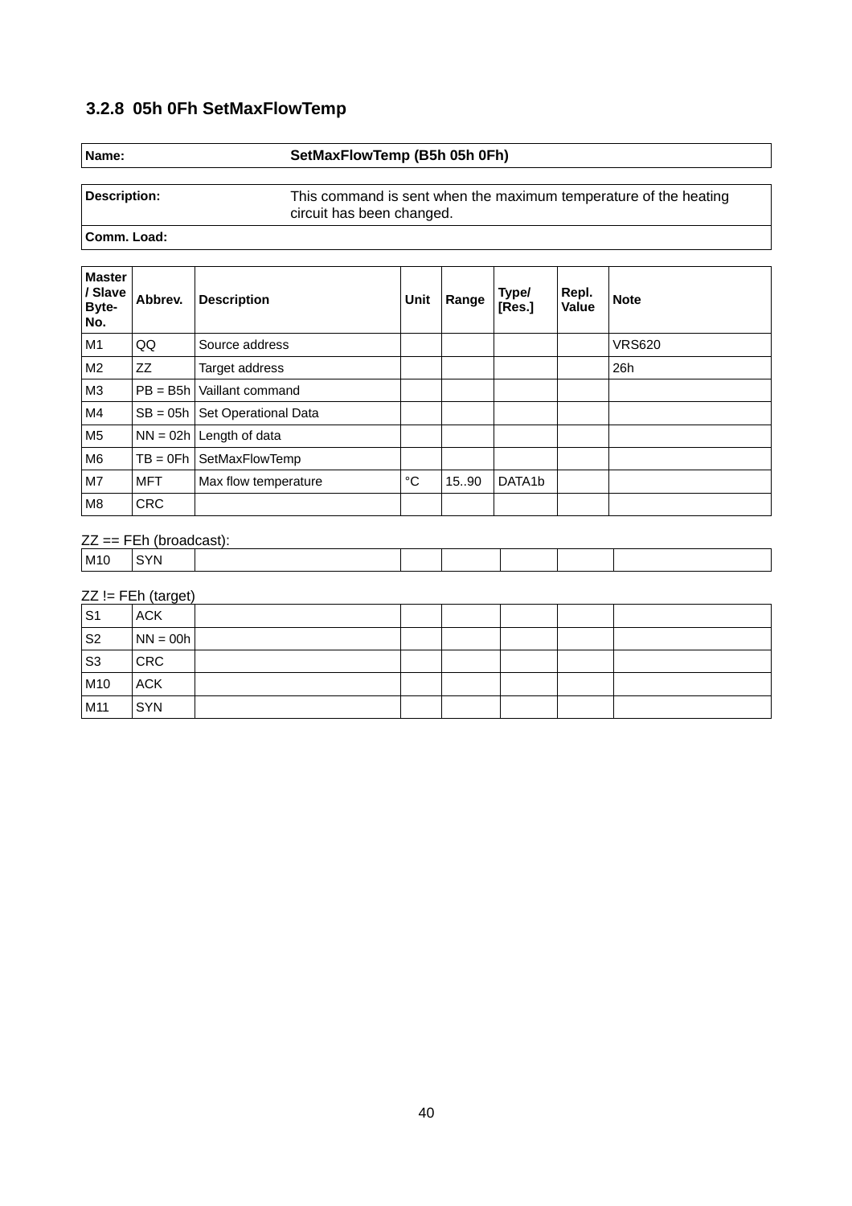### 3.2.8 05h 0Fh SetMaxFlowTemp

| **Name:** | **SetMaxFlowTemp (B5h 05h 0Fh)** |
|---|---|

| **Description:** | This command is sent when the maximum temperature of the heating circuit has been changed. |
|---|---|
| **Comm. Load:** | |

| Master / Slave Byte-No. | Abbrev. | Description | Unit | Range | Type/ [Res.] | Repl. Value | Note |
|---|---|---|---|---|---|---|---|
| M1 | QQ | Source address | | | | | VRS620 |
| M2 | ZZ | Target address | | | | | 26h |
| M3 | PB = B5h | Vaillant command | | | | | |
| M4 | SB = 05h | Set Operational Data | | | | | |
| M5 | NN = 02h | Length of data | | | | | |
| M6 | TB = 0Fh | SetMaxFlowTemp | | | | | |
| M7 | MFT | Max flow temperature | °C | 15..90 | DATA1b | | |
| M8 | CRC | | | | | | |

ZZ == FEh (broadcast):

| | | | | | | | |
|---|---|---|---|---|---|---|---|
| M10 | SYN | | | | | | |

ZZ != FEh (target)

| | | | | | | | |
|---|---|---|---|---|---|---|---|
| S1 | ACK | | | | | | |
| S2 | NN = 00h | | | | | | |
| S3 | CRC | | | | | | |
| M10 | ACK | | | | | | |
| M11 | SYN | | | | | | |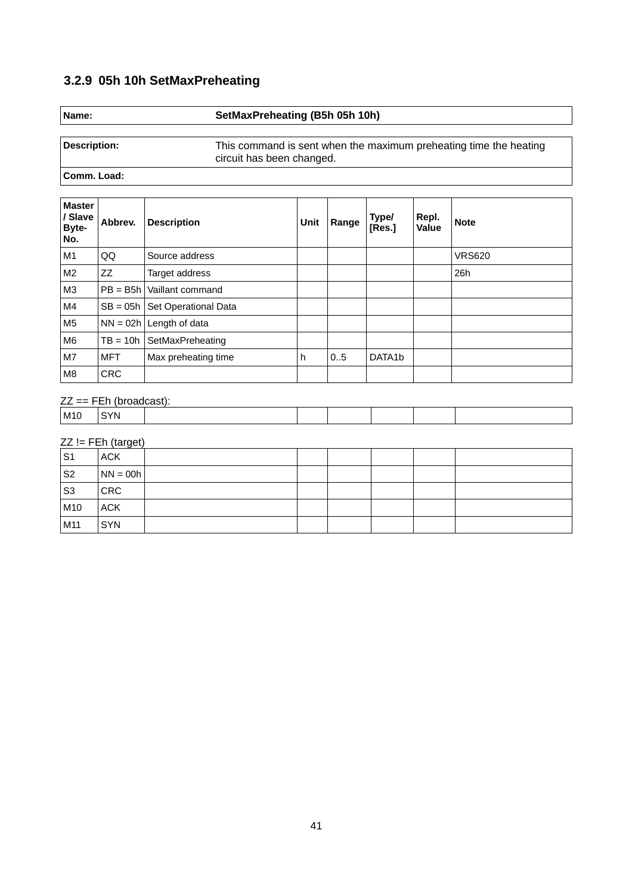### 3.2.9 05h 10h SetMaxPreheating

| Name: | SetMaxPreheating (B5h 05h 10h) |
|---|---|

| Description: | This command is sent when the maximum preheating time the heating circuit has been changed. |
|---|---|
| Comm. Load: | |

| Master / Slave Byte-No. | Abbrev. | Description | Unit | Range | Type/ [Res.] | Repl. Value | Note |
|---|---|---|---|---|---|---|---|
| M1 | QQ | Source address | | | | | VRS620 |
| M2 | ZZ | Target address | | | | | 26h |
| M3 | PB = B5h | Vaillant command | | | | | |
| M4 | SB = 05h | Set Operational Data | | | | | |
| M5 | NN = 02h | Length of data | | | | | |
| M6 | TB = 10h | SetMaxPreheating | | | | | |
| M7 | MFT | Max preheating time | h | 0..5 | DATA1b | | |
| M8 | CRC | | | | | | |

ZZ == FEh (broadcast):

| | | | | | | | |
|---|---|---|---|---|---|---|---|
| M10 | SYN | | | | | | |

ZZ != FEh (target)

| | | | | | | | |
|---|---|---|---|---|---|---|---|
| S1 | ACK | | | | | | |
| S2 | NN = 00h | | | | | | |
| S3 | CRC | | | | | | |
| M10 | ACK | | | | | | |
| M11 | SYN | | | | | | |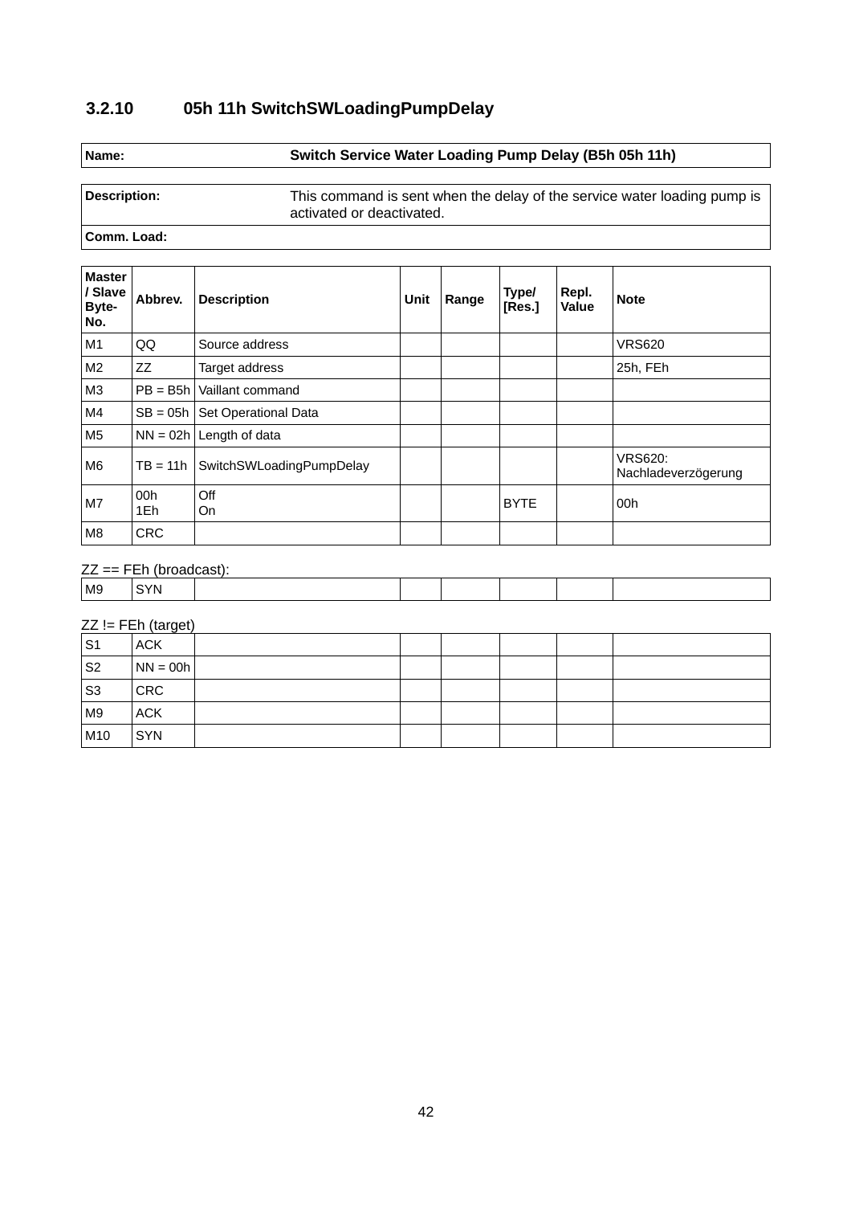### 3.2.10 05h 11h SwitchSWLoadingPumpDelay

| **Name:** | **Switch Service Water Loading Pump Delay (B5h 05h 11h)** |
|---|---|

| **Description:** | This command is sent when the delay of the service water loading pump is activated or deactivated. |
|---|---|
| **Comm. Load:** | |

| **Master / Slave Byte-No.** | **Abbrev.** | **Description** | **Unit** | **Range** | **Type/ [Res.]** | **Repl. Value** | **Note** |
|---|---|---|---|---|---|---|---|
| M1 | QQ | Source address | | | | | VRS620 |
| M2 | ZZ | Target address | | | | | 25h, FEh |
| M3 | PB = B5h | Vaillant command | | | | | |
| M4 | SB = 05h | Set Operational Data | | | | | |
| M5 | NN = 02h | Length of data | | | | | |
| M6 | TB = 11h | SwitchSWLoadingPumpDelay | | | | | VRS620: Nachladeverzögerung |
| M7 | 00h<br>1Eh | Off<br>On | | | BYTE | | 00h |
| M8 | CRC | | | | | | |

ZZ == FEh (broadcast):

| | | | | | | | |
|---|---|---|---|---|---|---|---|
| M9 | SYN | | | | | | |

ZZ != FEh (target)

| | | | | | | | |
|---|---|---|---|---|---|---|---|
| S1 | ACK | | | | | | |
| S2 | NN = 00h | | | | | | |
| S3 | CRC | | | | | | |
| M9 | ACK | | | | | | |
| M10 | SYN | | | | | | |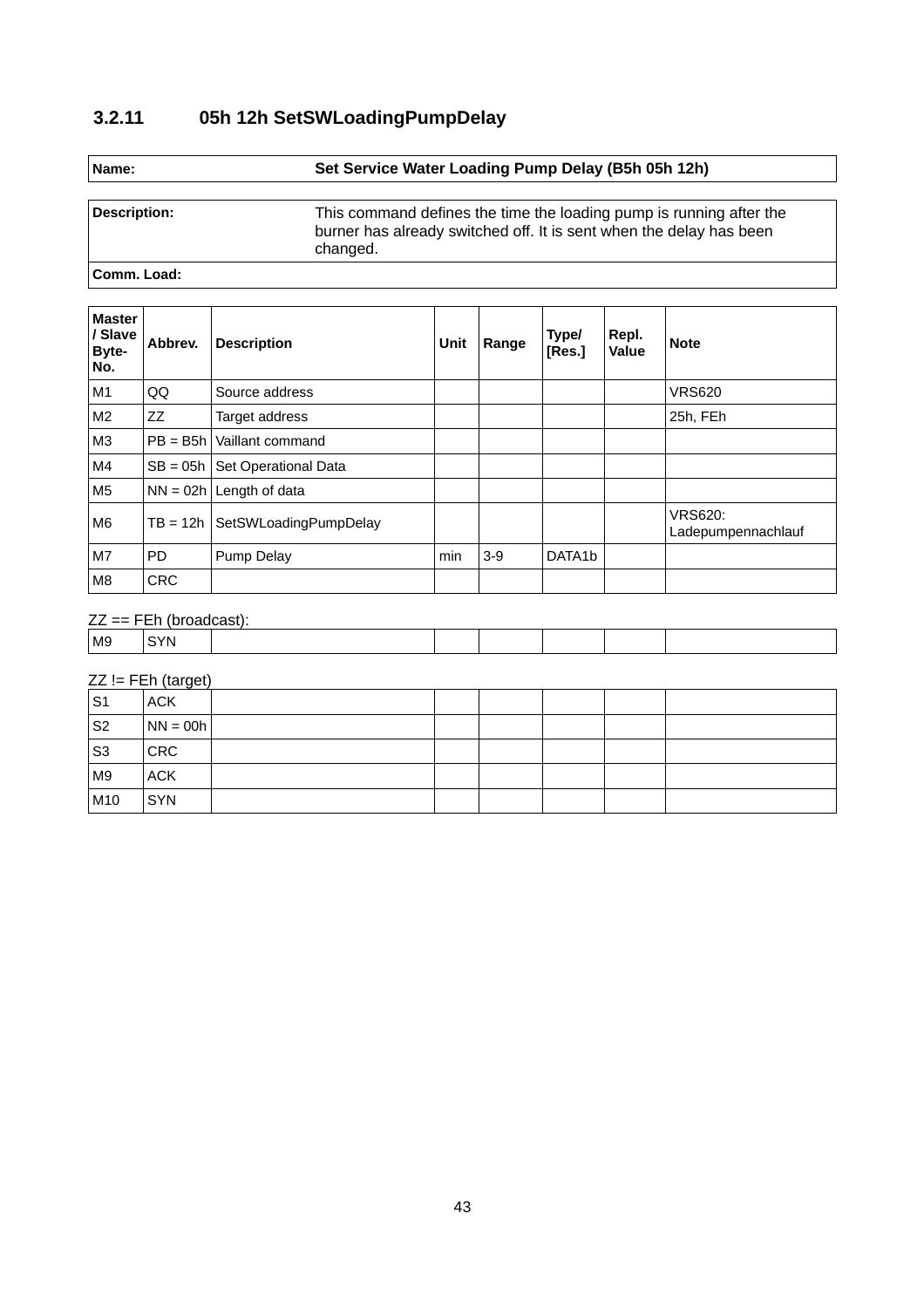### 3.2.11 05h 12h SetSWLoadingPumpDelay

| **Name:** | **Set Service Water Loading Pump Delay (B5h 05h 12h)** |
|---|---|

| **Description:** | This command defines the time the loading pump is running after the burner has already switched off. It is sent when the delay has been changed. |
|---|---|
| **Comm. Load:** | |

| **Master / Slave Byte-No.** | **Abbrev.** | **Description** | **Unit** | **Range** | **Type/ [Res.]** | **Repl. Value** | **Note** |
|---|---|---|---|---|---|---|---|
| M1 | QQ | Source address | | | | | VRS620 |
| M2 | ZZ | Target address | | | | | 25h, FEh |
| M3 | PB = B5h | Vaillant command | | | | | |
| M4 | SB = 05h | Set Operational Data | | | | | |
| M5 | NN = 02h | Length of data | | | | | |
| M6 | TB = 12h | SetSWLoadingPumpDelay | | | | | VRS620: Ladepumpennachlauf |
| M7 | PD | Pump Delay | min | 3-9 | DATA1b | | |
| M8 | CRC | | | | | | |

ZZ == FEh (broadcast):

| | | | | | | | |
|---|---|---|---|---|---|---|---|
| M9 | SYN | | | | | | |

ZZ != FEh (target)

| | | | | | | | |
|---|---|---|---|---|---|---|---|
| S1 | ACK | | | | | | |
| S2 | NN = 00h | | | | | | |
| S3 | CRC | | | | | | |
| M9 | ACK | | | | | | |
| M10 | SYN | | | | | | |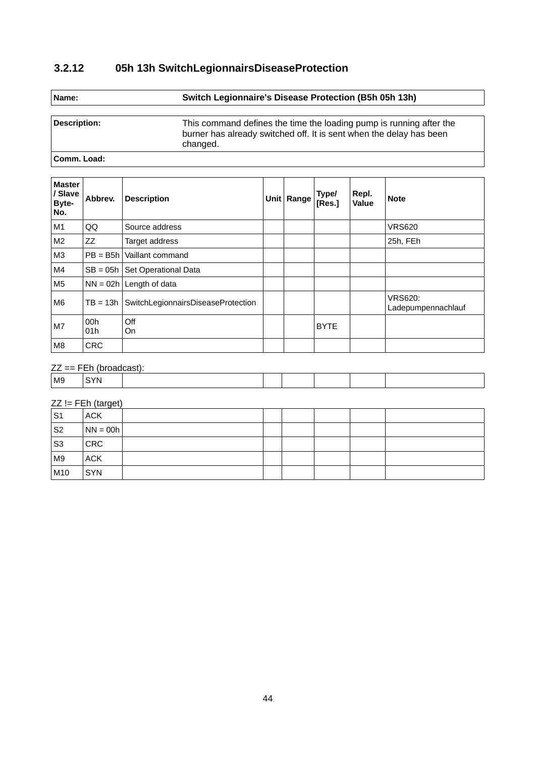### 3.2.12 05h 13h SwitchLegionnairsDiseaseProtection

| **Name:** | **Switch Legionnaire's Disease Protection (B5h 05h 13h)** |
|---|---|

| **Description:** | This command defines the time the loading pump is running after the burner has already switched off. It is sent when the delay has been changed. |
|---|---|
| **Comm. Load:** | |

| Master / Slave Byte-No. | Abbrev. | Description | Unit | Range | Type/ [Res.] | Repl. Value | Note |
|---|---|---|---|---|---|---|---|
| M1 | QQ | Source address | | | | | VRS620 |
| M2 | ZZ | Target address | | | | | 25h, FEh |
| M3 | PB = B5h | Vaillant command | | | | | |
| M4 | SB = 05h | Set Operational Data | | | | | |
| M5 | NN = 02h | Length of data | | | | | |
| M6 | TB = 13h | SwitchLegionnairsDiseaseProtection | | | | | VRS620: Ladepumpennachlauf |
| M7 | 00h<br>01h | Off<br>On | | | BYTE | | |
| M8 | CRC | | | | | | |

ZZ == FEh (broadcast):

| | | | | | | | |
|---|---|---|---|---|---|---|---|
| M9 | SYN | | | | | | |

ZZ != FEh (target)

| | | | | | | | |
|---|---|---|---|---|---|---|---|
| S1 | ACK | | | | | | |
| S2 | NN = 00h | | | | | | |
| S3 | CRC | | | | | | |
| M9 | ACK | | | | | | |
| M10 | SYN | | | | | | |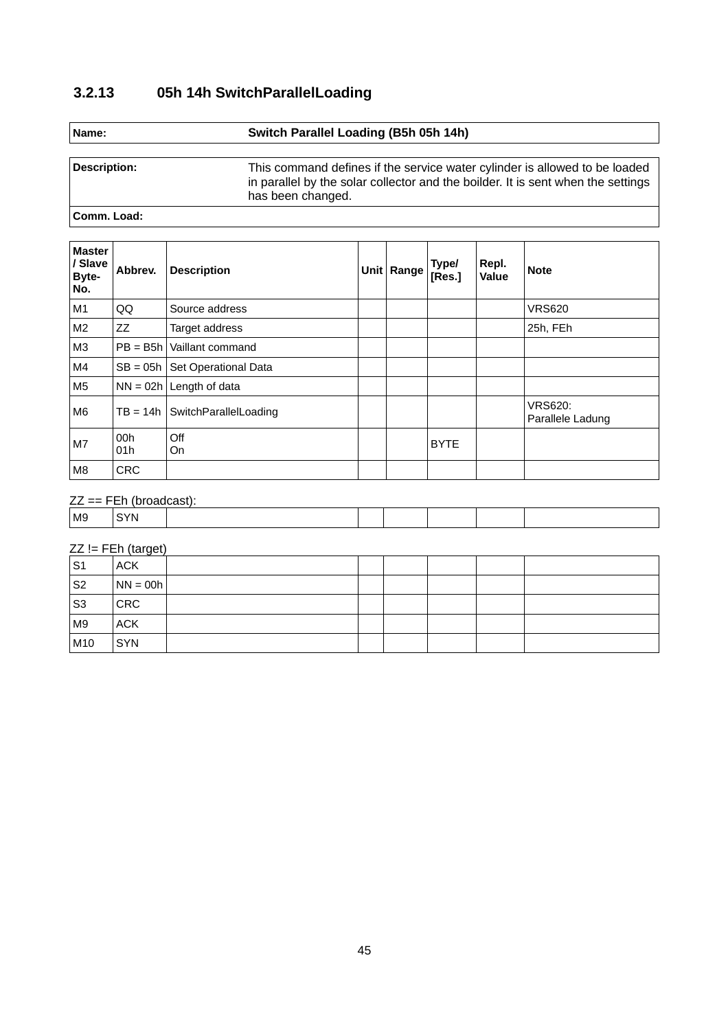### 3.2.13 05h 14h SwitchParallelLoading

| Name: | Switch Parallel Loading (B5h 05h 14h) |
|---|---|

| Description: | This command defines if the service water cylinder is allowed to be loaded in parallel by the solar collector and the boilder. It is sent when the settings has been changed. |
|---|---|
| Comm. Load: | |

| Master / Slave Byte-No. | Abbrev. | Description | Unit | Range | Type/ [Res.] | Repl. Value | Note |
|---|---|---|---|---|---|---|---|
| M1 | QQ | Source address | | | | | VRS620 |
| M2 | ZZ | Target address | | | | | 25h, FEh |
| M3 | PB = B5h | Vaillant command | | | | | |
| M4 | SB = 05h | Set Operational Data | | | | | |
| M5 | NN = 02h | Length of data | | | | | |
| M6 | TB = 14h | SwitchParallelLoading | | | | | VRS620: Parallele Ladung |
| M7 | 00h<br>01h | Off<br>On | | | BYTE | | |
| M8 | CRC | | | | | | |

ZZ == FEh (broadcast):

| | | | | | | | |
|---|---|---|---|---|---|---|---|
| M9 | SYN | | | | | | |

ZZ != FEh (target)

| | | | | | | | |
|---|---|---|---|---|---|---|---|
| S1 | ACK | | | | | | |
| S2 | NN = 00h | | | | | | |
| S3 | CRC | | | | | | |
| M9 | ACK | | | | | | |
| M10 | SYN | | | | | | |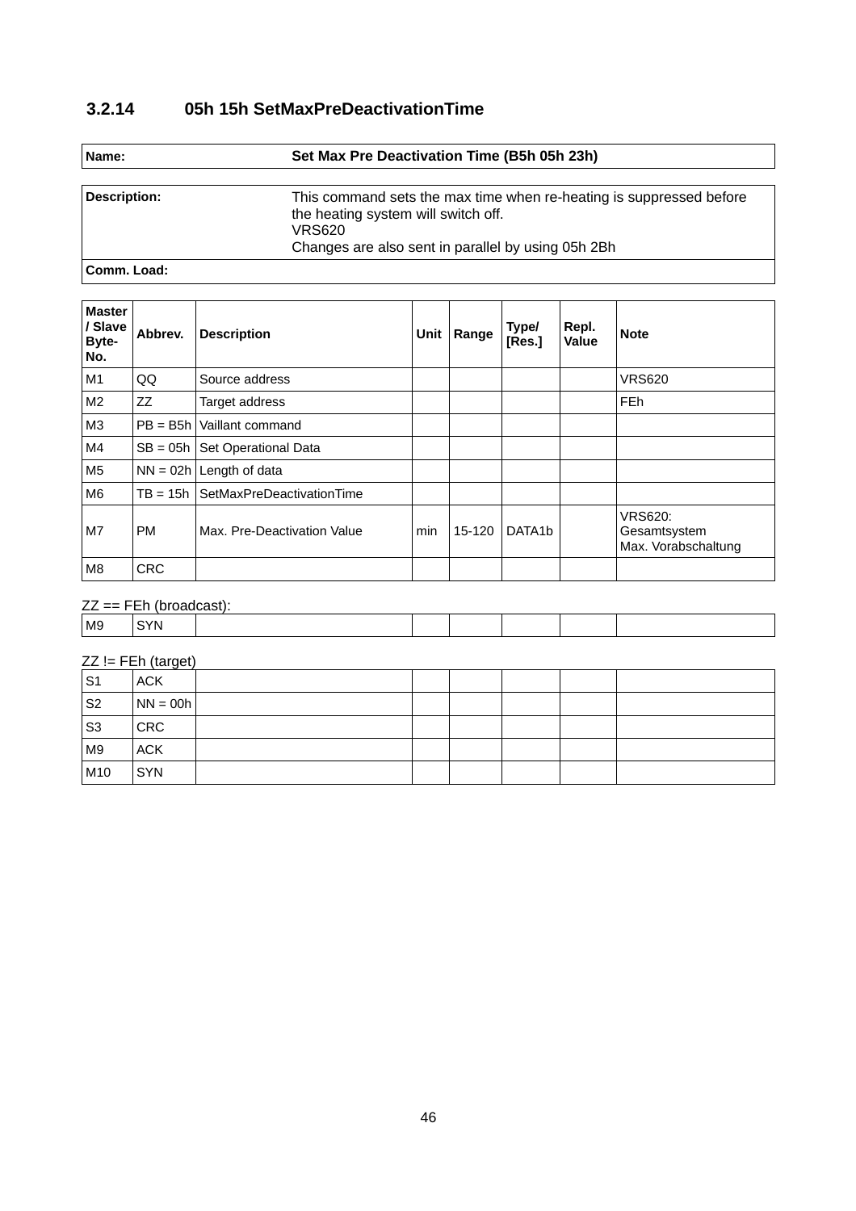### 3.2.14 05h 15h SetMaxPreDeactivationTime

| **Name:** | **Set Max Pre Deactivation Time (B5h 05h 23h)** |
|---|---|

| **Description:** | This command sets the max time when re-heating is suppressed before the heating system will switch off.<br>VRS620<br>Changes are also sent in parallel by using 05h 2Bh |
|---|---|
| **Comm. Load:** | |

| **Master / Slave Byte-No.** | **Abbrev.** | **Description** | **Unit** | **Range** | **Type/ [Res.]** | **Repl. Value** | **Note** |
|---|---|---|---|---|---|---|---|
| M1 | QQ | Source address | | | | | VRS620 |
| M2 | ZZ | Target address | | | | | FEh |
| M3 | PB = B5h | Vaillant command | | | | | |
| M4 | SB = 05h | Set Operational Data | | | | | |
| M5 | NN = 02h | Length of data | | | | | |
| M6 | TB = 15h | SetMaxPreDeactivationTime | | | | | |
| M7 | PM | Max. Pre-Deactivation Value | min | 15-120 | DATA1b | | VRS620: Gesamtsystem Max. Vorabschaltung |
| M8 | CRC | | | | | | |

ZZ == FEh (broadcast):

| | | | | | | | |
|---|---|---|---|---|---|---|---|
| M9 | SYN | | | | | | |

ZZ != FEh (target)

| | | | | | | | |
|---|---|---|---|---|---|---|---|
| S1 | ACK | | | | | | |
| S2 | NN = 00h | | | | | | |
| S3 | CRC | | | | | | |
| M9 | ACK | | | | | | |
| M10 | SYN | | | | | | |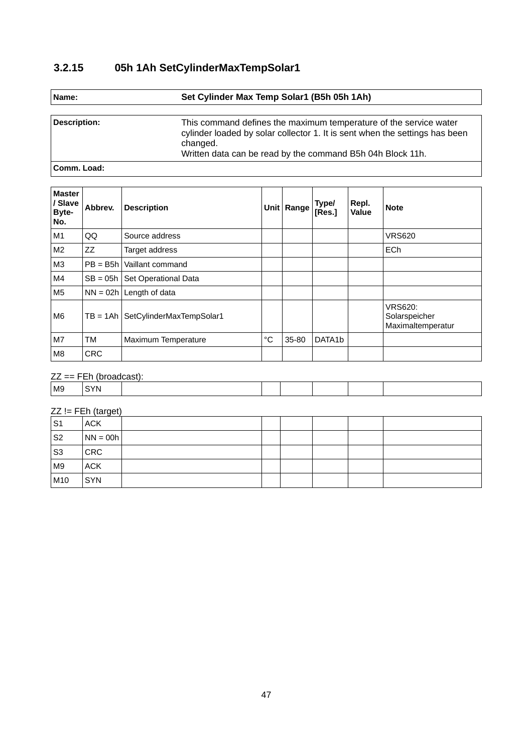### 3.2.15 05h 1Ah SetCylinderMaxTempSolar1

| **Name:** | **Set Cylinder Max Temp Solar1 (B5h 05h 1Ah)** |
|---|---|

| **Description:** | This command defines the maximum temperature of the service water cylinder loaded by solar collector 1. It is sent when the settings has been changed.<br>Written data can be read by the command B5h 04h Block 11h. |
|---|---|
| **Comm. Load:** | |

| **Master / Slave Byte-No.** | **Abbrev.** | **Description** | **Unit** | **Range** | **Type/ [Res.]** | **Repl. Value** | **Note** |
|---|---|---|---|---|---|---|---|
| M1 | QQ | Source address | | | | | VRS620 |
| M2 | ZZ | Target address | | | | | ECh |
| M3 | PB = B5h | Vaillant command | | | | | |
| M4 | SB = 05h | Set Operational Data | | | | | |
| M5 | NN = 02h | Length of data | | | | | |
| M6 | TB = 1Ah | SetCylinderMaxTempSolar1 | | | | | VRS620: Solarspeicher Maximaltemperatur |
| M7 | TM | Maximum Temperature | °C | 35-80 | DATA1b | | |
| M8 | CRC | | | | | | |

ZZ == FEh (broadcast):

| | | | | | | | |
|---|---|---|---|---|---|---|---|
| M9 | SYN | | | | | | |

ZZ != FEh (target)

| | | | | | | | |
|---|---|---|---|---|---|---|---|
| S1 | ACK | | | | | | |
| S2 | NN = 00h | | | | | | |
| S3 | CRC | | | | | | |
| M9 | ACK | | | | | | |
| M10 | SYN | | | | | | |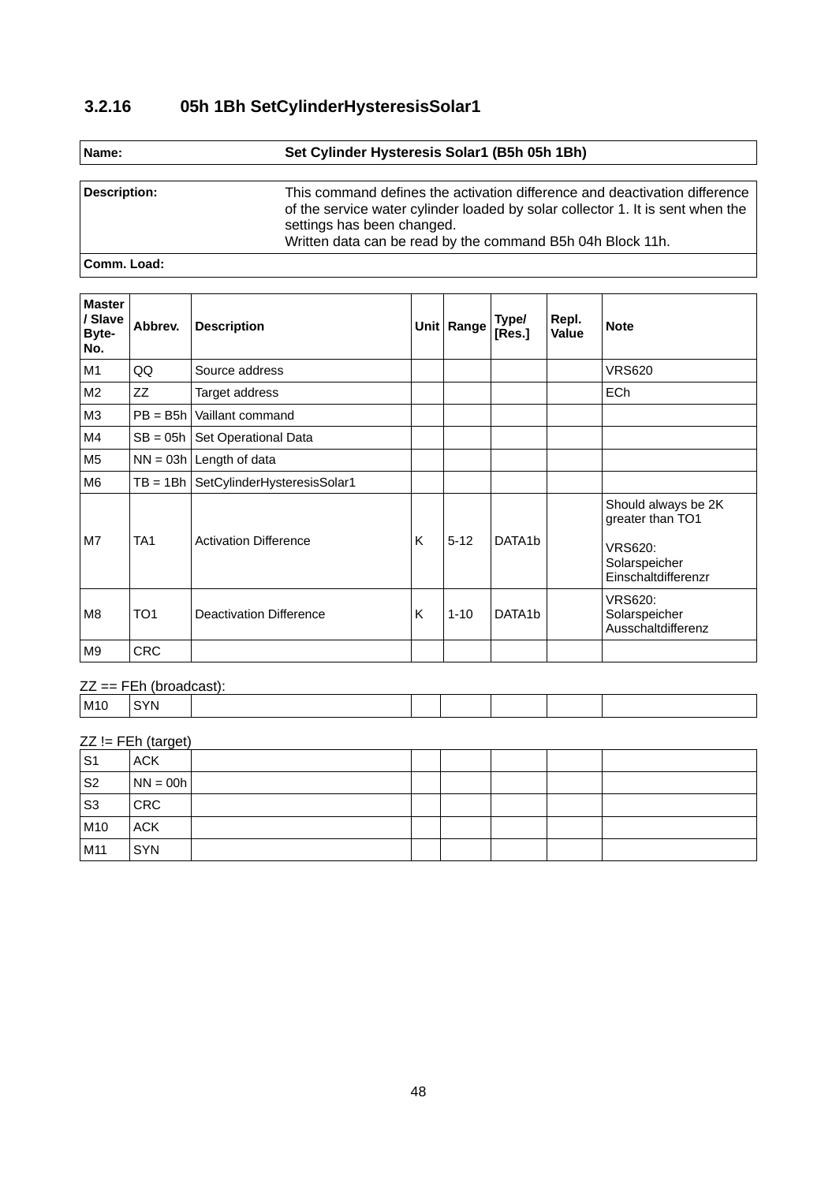### 3.2.16 05h 1Bh SetCylinderHysteresisSolar1

| Name: | Set Cylinder Hysteresis Solar1 (B5h 05h 1Bh) |
|---|---|

| Description: | This command defines the activation difference and deactivation difference of the service water cylinder loaded by solar collector 1. It is sent when the settings has been changed.<br>Written data can be read by the command B5h 04h Block 11h. |
|---|---|
| Comm. Load: | |

| Master / Slave Byte-No. | Abbrev. | Description | Unit | Range | Type/ [Res.] | Repl. Value | Note |
|---|---|---|---|---|---|---|---|
| M1 | QQ | Source address | | | | | VRS620 |
| M2 | ZZ | Target address | | | | | ECh |
| M3 | PB = B5h | Vaillant command | | | | | |
| M4 | SB = 05h | Set Operational Data | | | | | |
| M5 | NN = 03h | Length of data | | | | | |
| M6 | TB = 1Bh | SetCylinderHysteresisSolar1 | | | | | |
| M7 | TA1 | Activation Difference | K | 5-12 | DATA1b | | Should always be 2K greater than TO1<br><br>VRS620: Solarspeicher Einschaltdifferenzr |
| M8 | TO1 | Deactivation Difference | K | 1-10 | DATA1b | | VRS620: Solarspeicher Ausschaltdifferenz |
| M9 | CRC | | | | | | |

ZZ == FEh (broadcast):

| | | | | | | | |
|---|---|---|---|---|---|---|---|
| M10 | SYN | | | | | | |

ZZ != FEh (target)

| | | | | | | | |
|---|---|---|---|---|---|---|---|
| S1 | ACK | | | | | | |
| S2 | NN = 00h | | | | | | |
| S3 | CRC | | | | | | |
| M10 | ACK | | | | | | |
| M11 | SYN | | | | | | |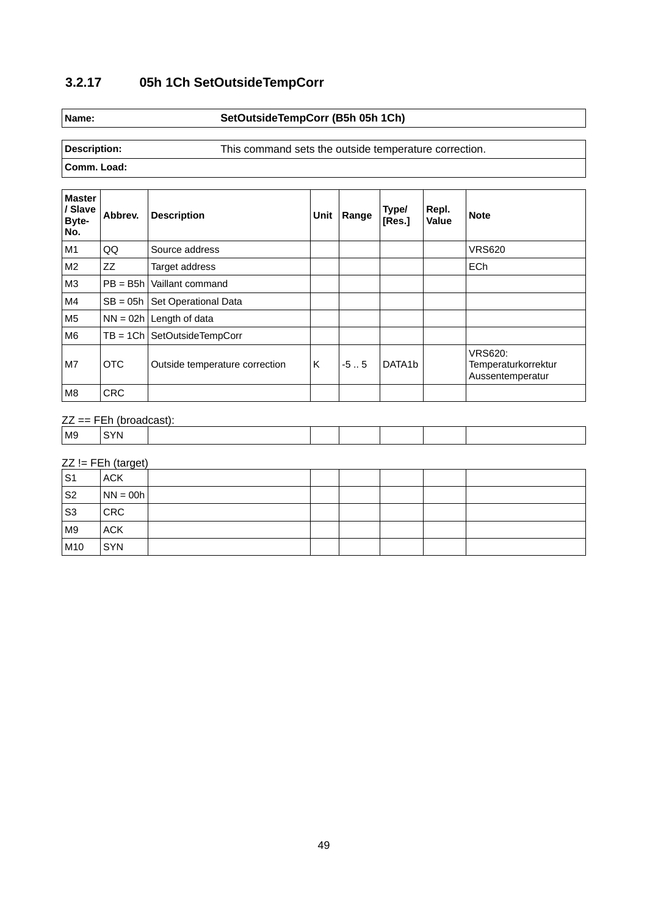### 3.2.17 05h 1Ch SetOutsideTempCorr

| Name: | SetOutsideTempCorr (B5h 05h 1Ch) |
|---|---|

| Description: | This command sets the outside temperature correction. |
|---|---|
| Comm. Load: | |

| Master / Slave Byte-No. | Abbrev. | Description | Unit | Range | Type/ [Res.] | Repl. Value | Note |
|---|---|---|---|---|---|---|---|
| M1 | QQ | Source address | | | | | VRS620 |
| M2 | ZZ | Target address | | | | | ECh |
| M3 | PB = B5h | Vaillant command | | | | | |
| M4 | SB = 05h | Set Operational Data | | | | | |
| M5 | NN = 02h | Length of data | | | | | |
| M6 | TB = 1Ch | SetOutsideTempCorr | | | | | |
| M7 | OTC | Outside temperature correction | K | -5 .. 5 | DATA1b | | VRS620: Temperaturkorrektur Aussentemperatur |
| M8 | CRC | | | | | | |

ZZ == FEh (broadcast):

| | | | | | | | |
|---|---|---|---|---|---|---|---|
| M9 | SYN | | | | | | |

ZZ != FEh (target)

| | | | | | | | |
|---|---|---|---|---|---|---|---|
| S1 | ACK | | | | | | |
| S2 | NN = 00h | | | | | | |
| S3 | CRC | | | | | | |
| M9 | ACK | | | | | | |
| M10 | SYN | | | | | | |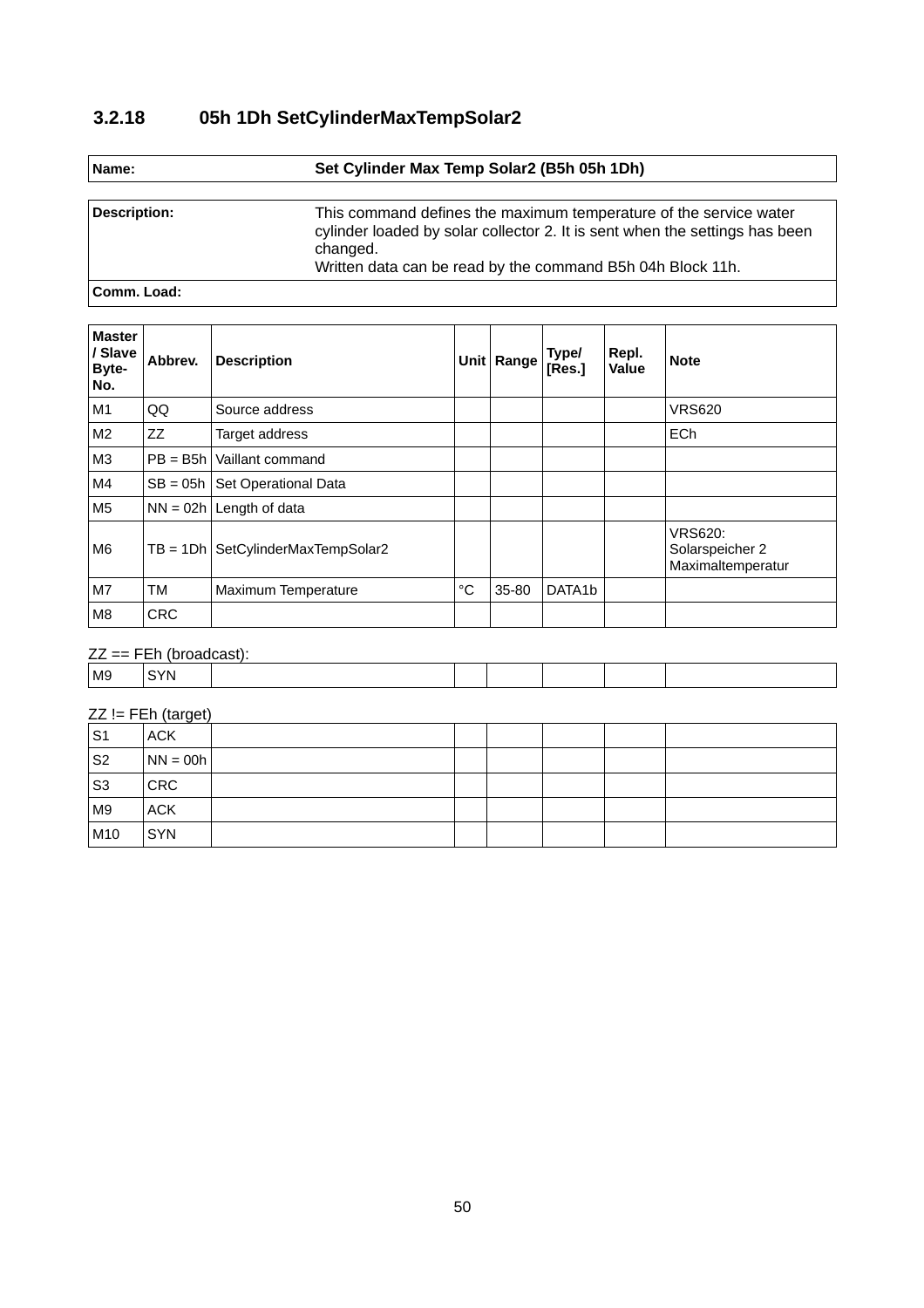### 3.2.18 05h 1Dh SetCylinderMaxTempSolar2

| **Name:** | **Set Cylinder Max Temp Solar2 (B5h 05h 1Dh)** |
|---|---|

| **Description:** | This command defines the maximum temperature of the service water cylinder loaded by solar collector 2. It is sent when the settings has been changed. Written data can be read by the command B5h 04h Block 11h. |
|---|---|
| **Comm. Load:** | |

| **Master / Slave Byte-No.** | **Abbrev.** | **Description** | **Unit** | **Range** | **Type/ [Res.]** | **Repl. Value** | **Note** |
|---|---|---|---|---|---|---|---|
| M1 | QQ | Source address | | | | | VRS620 |
| M2 | ZZ | Target address | | | | | ECh |
| M3 | PB = B5h | Vaillant command | | | | | |
| M4 | SB = 05h | Set Operational Data | | | | | |
| M5 | NN = 02h | Length of data | | | | | |
| M6 | TB = 1Dh | SetCylinderMaxTempSolar2 | | | | | VRS620: Solarspeicher 2 Maximaltemperatur |
| M7 | TM | Maximum Temperature | °C | 35-80 | DATA1b | | |
| M8 | CRC | | | | | | |

ZZ == FEh (broadcast):

| | | | | | | | |
|---|---|---|---|---|---|---|---|
| M9 | SYN | | | | | | |

ZZ != FEh (target)

| | | | | | | | |
|---|---|---|---|---|---|---|---|
| S1 | ACK | | | | | | |
| S2 | NN = 00h | | | | | | |
| S3 | CRC | | | | | | |
| M9 | ACK | | | | | | |
| M10 | SYN | | | | | | |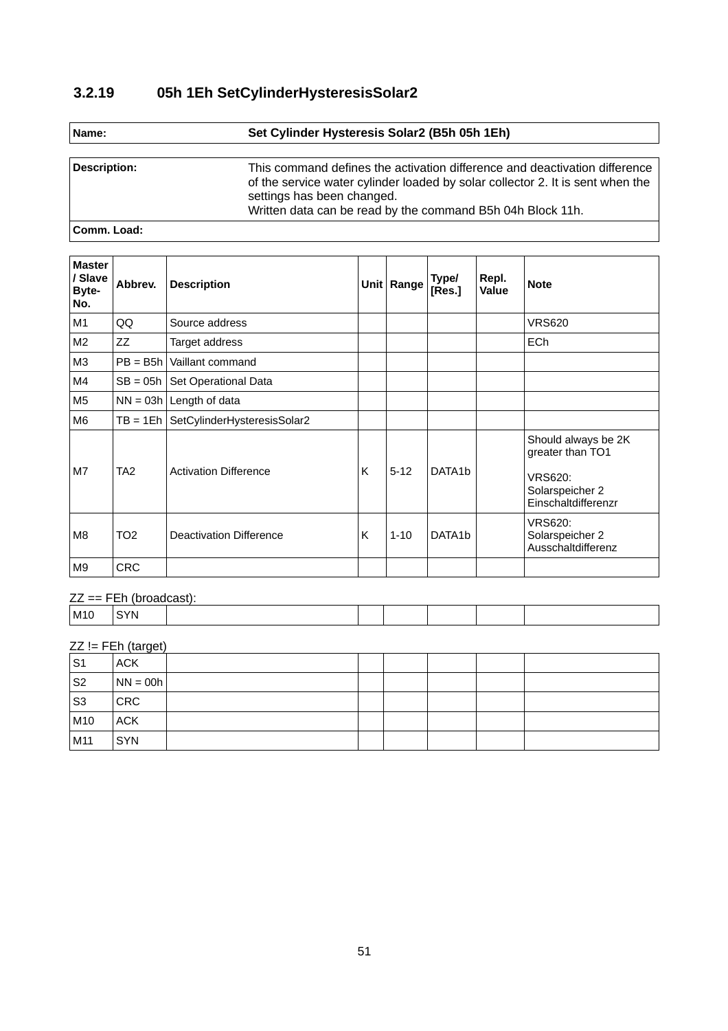### 3.2.19 05h 1Eh SetCylinderHysteresisSolar2

| Name: | Set Cylinder Hysteresis Solar2 (B5h 05h 1Eh) |
|---|---|

| Description: | This command defines the activation difference and deactivation difference of the service water cylinder loaded by solar collector 2. It is sent when the settings has been changed.<br>Written data can be read by the command B5h 04h Block 11h. |
|---|---|
| Comm. Load: | |

| Master / Slave Byte-No. | Abbrev. | Description | Unit | Range | Type/ [Res.] | Repl. Value | Note |
|---|---|---|---|---|---|---|---|
| M1 | QQ | Source address | | | | | VRS620 |
| M2 | ZZ | Target address | | | | | ECh |
| M3 | PB = B5h | Vaillant command | | | | | |
| M4 | SB = 05h | Set Operational Data | | | | | |
| M5 | NN = 03h | Length of data | | | | | |
| M6 | TB = 1Eh | SetCylinderHysteresisSolar2 | | | | | |
| M7 | TA2 | Activation Difference | K | 5-12 | DATA1b | | Should always be 2K greater than TO1<br><br>VRS620: Solarspeicher 2 Einschaltdifferenzr |
| M8 | TO2 | Deactivation Difference | K | 1-10 | DATA1b | | VRS620: Solarspeicher 2 Ausschaltdifferenz |
| M9 | CRC | | | | | | |

ZZ == FEh (broadcast):

| | | | | | | | |
|---|---|---|---|---|---|---|---|
| M10 | SYN | | | | | | |

ZZ != FEh (target)

| | | | | | | | |
|---|---|---|---|---|---|---|---|
| S1 | ACK | | | | | | |
| S2 | NN = 00h | | | | | | |
| S3 | CRC | | | | | | |
| M10 | ACK | | | | | | |
| M11 | SYN | | | | | | |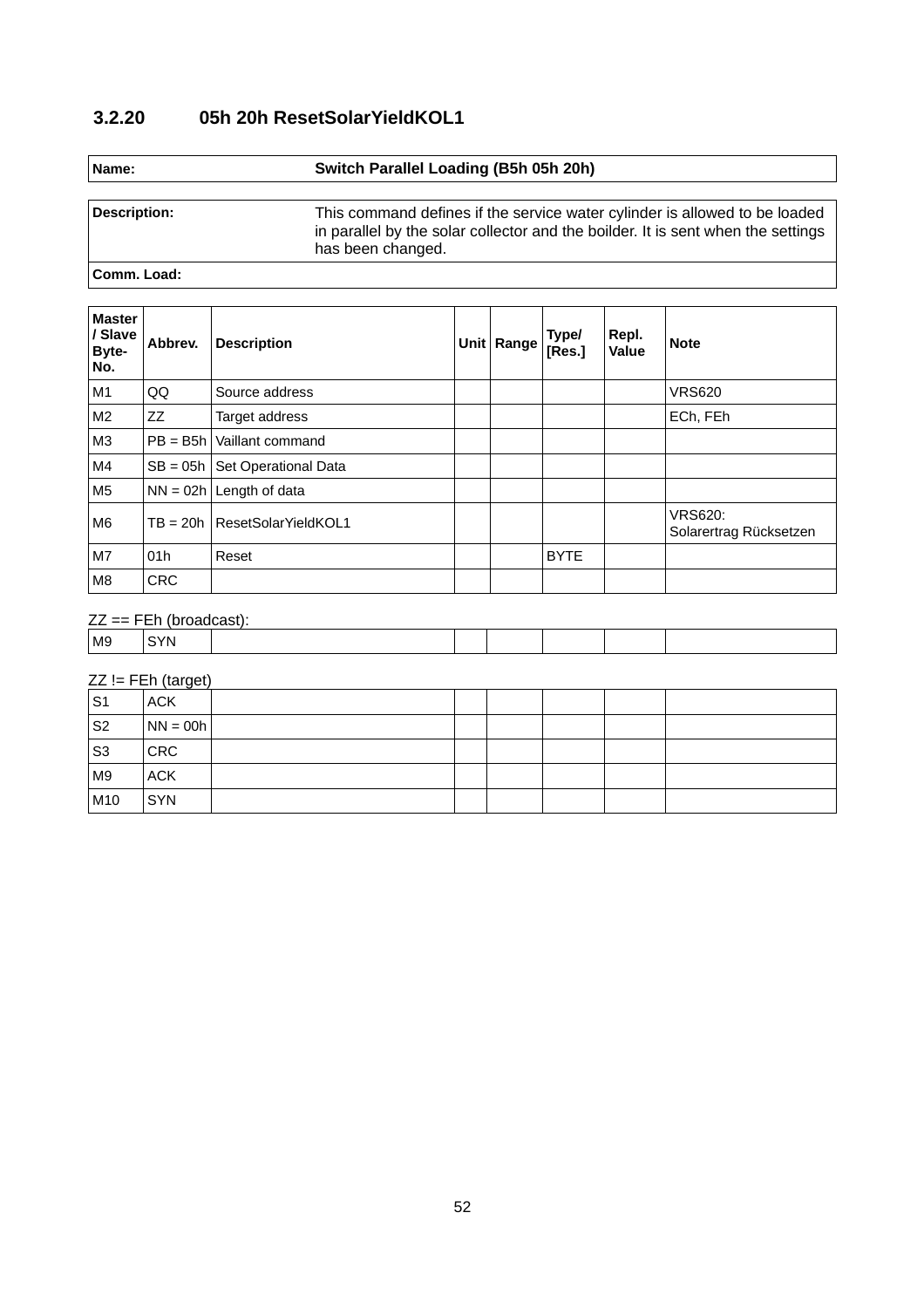### 3.2.20 05h 20h ResetSolarYieldKOL1

| Name: | Switch Parallel Loading (B5h 05h 20h) |
|---|---|

| Description: | This command defines if the service water cylinder is allowed to be loaded in parallel by the solar collector and the boilder. It is sent when the settings has been changed. |
|---|---|
| Comm. Load: | |

| Master / Slave Byte-No. | Abbrev. | Description | Unit | Range | Type/ [Res.] | Repl. Value | Note |
|---|---|---|---|---|---|---|---|
| M1 | QQ | Source address | | | | | VRS620 |
| M2 | ZZ | Target address | | | | | ECh, FEh |
| M3 | PB = B5h | Vaillant command | | | | | |
| M4 | SB = 05h | Set Operational Data | | | | | |
| M5 | NN = 02h | Length of data | | | | | |
| M6 | TB = 20h | ResetSolarYieldKOL1 | | | | | VRS620: Solarertrag Rücksetzen |
| M7 | 01h | Reset | | | BYTE | | |
| M8 | CRC | | | | | | |

ZZ == FEh (broadcast):

| | | | | | | | |
|---|---|---|---|---|---|---|---|
| M9 | SYN | | | | | | |

ZZ != FEh (target)

| | | | | | | | |
|---|---|---|---|---|---|---|---|
| S1 | ACK | | | | | | |
| S2 | NN = 00h | | | | | | |
| S3 | CRC | | | | | | |
| M9 | ACK | | | | | | |
| M10 | SYN | | | | | | |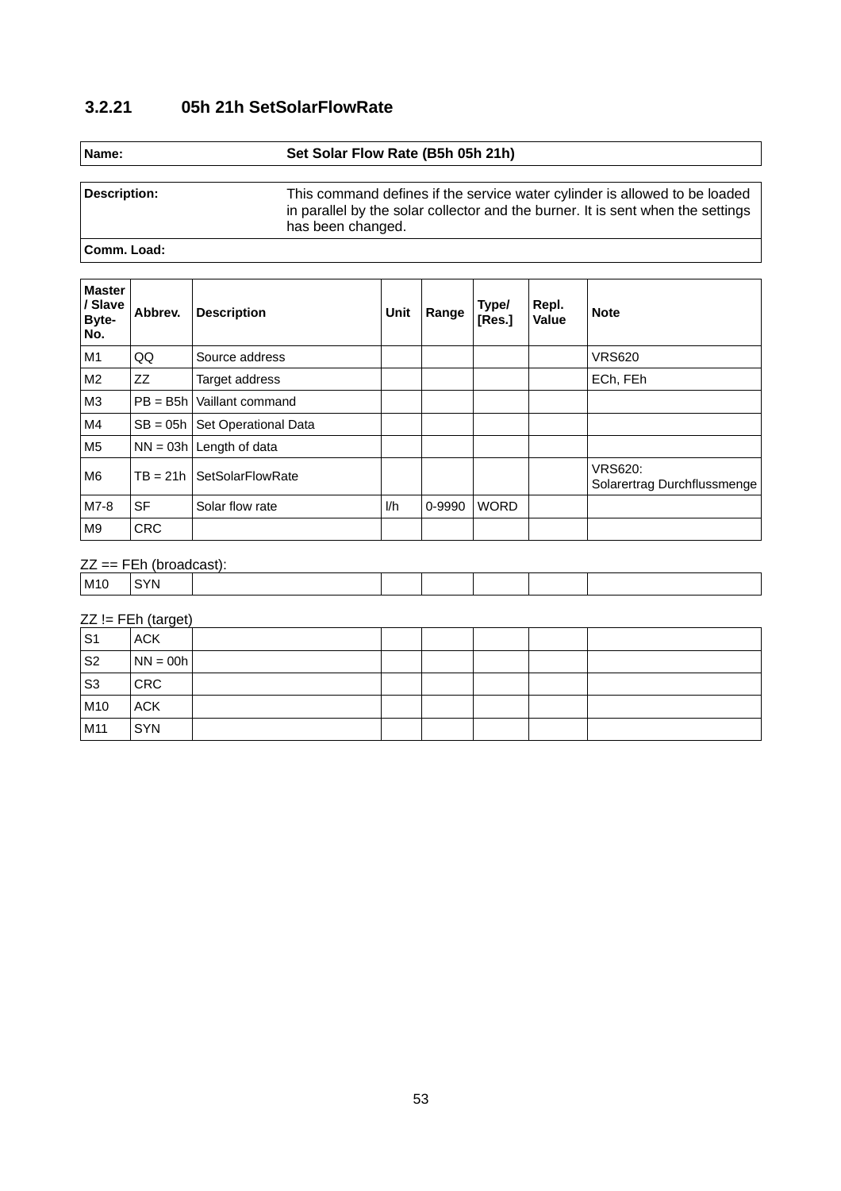### 3.2.21 05h 21h SetSolarFlowRate

| **Name:** | **Set Solar Flow Rate (B5h 05h 21h)** |
|---|---|

| **Description:** | This command defines if the service water cylinder is allowed to be loaded in parallel by the solar collector and the burner. It is sent when the settings has been changed. |
|---|---|
| **Comm. Load:** | |

| **Master / Slave Byte-No.** | **Abbrev.** | **Description** | **Unit** | **Range** | **Type/ [Res.]** | **Repl. Value** | **Note** |
|---|---|---|---|---|---|---|---|
| M1 | QQ | Source address | | | | | VRS620 |
| M2 | ZZ | Target address | | | | | ECh, FEh |
| M3 | PB = B5h | Vaillant command | | | | | |
| M4 | SB = 05h | Set Operational Data | | | | | |
| M5 | NN = 03h | Length of data | | | | | |
| M6 | TB = 21h | SetSolarFlowRate | | | | | VRS620: Solarertrag Durchflussmenge |
| M7-8 | SF | Solar flow rate | l/h | 0-9990 | WORD | | |
| M9 | CRC | | | | | | |

ZZ == FEh (broadcast):

| | | | | | | | |
|---|---|---|---|---|---|---|---|
| M10 | SYN | | | | | | |

ZZ != FEh (target)

| | | | | | | | |
|---|---|---|---|---|---|---|---|
| S1 | ACK | | | | | | |
| S2 | NN = 00h | | | | | | |
| S3 | CRC | | | | | | |
| M10 | ACK | | | | | | |
| M11 | SYN | | | | | | |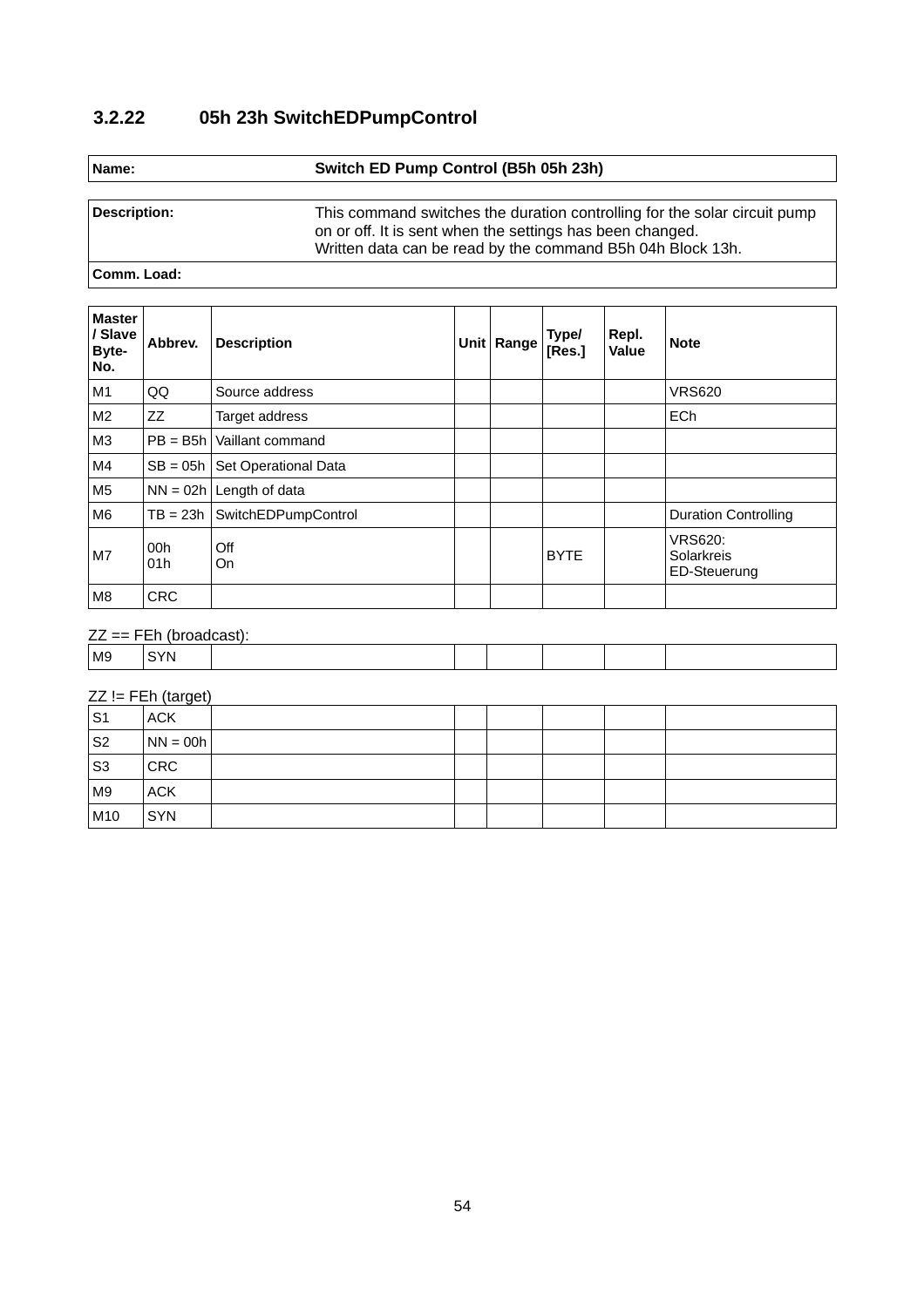### 3.2.22 05h 23h SwitchEDPumpControl

| **Name:** | **Switch ED Pump Control (B5h 05h 23h)** |
|---|---|

| **Description:** | This command switches the duration controlling for the solar circuit pump on or off. It is sent when the settings has been changed. Written data can be read by the command B5h 04h Block 13h. |
|---|---|
| **Comm. Load:** | |

| Master / Slave Byte-No. | Abbrev. | Description | Unit | Range | Type/ [Res.] | Repl. Value | Note |
|---|---|---|---|---|---|---|---|
| M1 | QQ | Source address | | | | | VRS620 |
| M2 | ZZ | Target address | | | | | ECh |
| M3 | PB = B5h | Vaillant command | | | | | |
| M4 | SB = 05h | Set Operational Data | | | | | |
| M5 | NN = 02h | Length of data | | | | | |
| M6 | TB = 23h | SwitchEDPumpControl | | | | | Duration Controlling |
| M7 | 00h<br>01h | Off<br>On | | | BYTE | | VRS620:<br>Solarkreis<br>ED-Steuerung |
| M8 | CRC | | | | | | |

ZZ == FEh (broadcast):

| | | | | | | | |
|---|---|---|---|---|---|---|---|
| M9 | SYN | | | | | | |

ZZ != FEh (target)

| | | | | | | | |
|---|---|---|---|---|---|---|---|
| S1 | ACK | | | | | | |
| S2 | NN = 00h | | | | | | |
| S3 | CRC | | | | | | |
| M9 | ACK | | | | | | |
| M10 | SYN | | | | | | |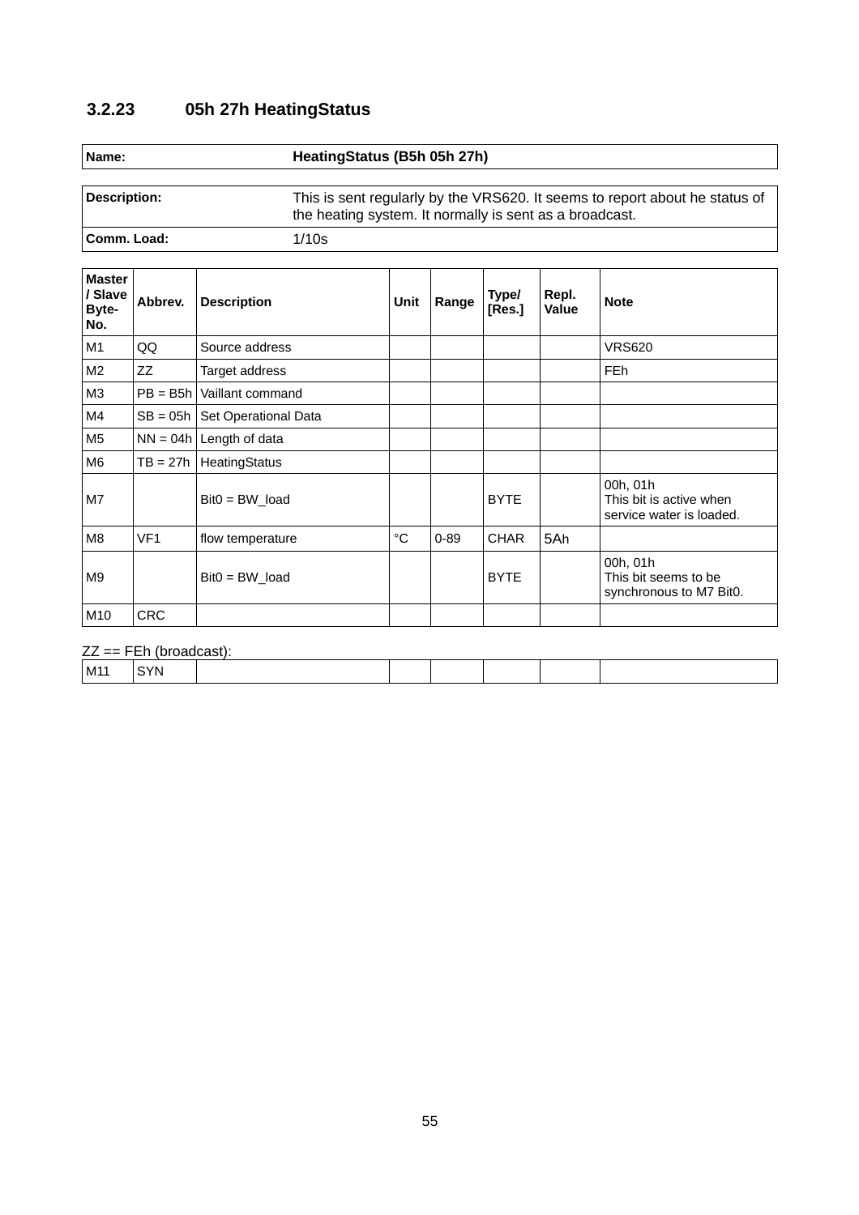### 3.2.23 05h 27h HeatingStatus

| **Name:** | **HeatingStatus (B5h 05h 27h)** |
|---|---|

| **Description:** | This is sent regularly by the VRS620. It seems to report about he status of the heating system. It normally is sent as a broadcast. |
|---|---|
| **Comm. Load:** | 1/10s |

| **Master / Slave Byte-No.** | **Abbrev.** | **Description** | **Unit** | **Range** | **Type/ [Res.]** | **Repl. Value** | **Note** |
|---|---|---|---|---|---|---|---|
| M1 | QQ | Source address | | | | | VRS620 |
| M2 | ZZ | Target address | | | | | FEh |
| M3 | PB = B5h | Vaillant command | | | | | |
| M4 | SB = 05h | Set Operational Data | | | | | |
| M5 | NN = 04h | Length of data | | | | | |
| M6 | TB = 27h | HeatingStatus | | | | | |
| M7 | | Bit0 = BW_load | | | BYTE | | 00h, 01h<br>This bit is active when service water is loaded. |
| M8 | VF1 | flow temperature | °C | 0-89 | CHAR | 5Ah | |
| M9 | | Bit0 = BW_load | | | BYTE | | 00h, 01h<br>This bit seems to be synchronous to M7 Bit0. |
| M10 | CRC | | | | | | |

ZZ == FEh (broadcast):

| M11 | SYN | | | | | | |
|---|---|---|---|---|---|---|---|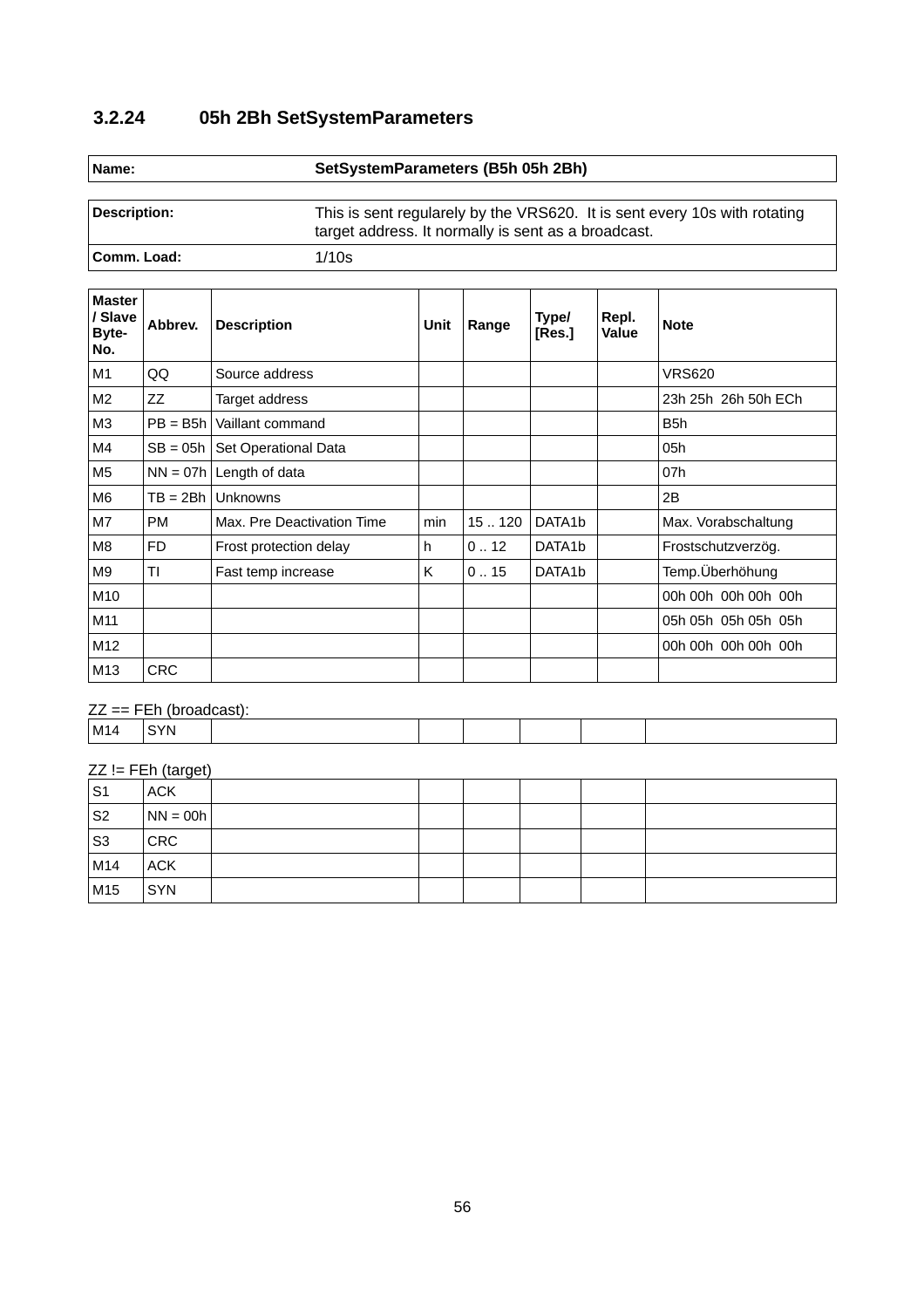### 3.2.24 05h 2Bh SetSystemParameters

| Name: | SetSystemParameters (B5h 05h 2Bh) |
|---|---|

| Description: | This is sent regularely by the VRS620. It is sent every 10s with rotating target address. It normally is sent as a broadcast. |
|---|---|
| Comm. Load: | 1/10s |

| Master / Slave Byte-No. | Abbrev. | Description | Unit | Range | Type/ [Res.] | Repl. Value | Note |
|---|---|---|---|---|---|---|---|
| M1 | QQ | Source address | | | | | VRS620 |
| M2 | ZZ | Target address | | | | | 23h 25h 26h 50h ECh |
| M3 | PB = B5h | Vaillant command | | | | | B5h |
| M4 | SB = 05h | Set Operational Data | | | | | 05h |
| M5 | NN = 07h | Length of data | | | | | 07h |
| M6 | TB = 2Bh | Unknowns | | | | | 2B |
| M7 | PM | Max. Pre Deactivation Time | min | 15 .. 120 | DATA1b | | Max. Vorabschaltung |
| M8 | FD | Frost protection delay | h | 0 .. 12 | DATA1b | | Frostschutzverzög. |
| M9 | TI | Fast temp increase | K | 0 .. 15 | DATA1b | | Temp.Überhöhung |
| M10 | | | | | | | 00h 00h 00h 00h 00h |
| M11 | | | | | | | 05h 05h 05h 05h 05h |
| M12 | | | | | | | 00h 00h 00h 00h 00h |
| M13 | CRC | | | | | | |

ZZ == FEh (broadcast):

| | | | | | | | |
|---|---|---|---|---|---|---|---|
| M14 | SYN | | | | | | |

ZZ != FEh (target)

| | | | | | | | |
|---|---|---|---|---|---|---|---|
| S1 | ACK | | | | | | |
| S2 | NN = 00h | | | | | | |
| S3 | CRC | | | | | | |
| M14 | ACK | | | | | | |
| M15 | SYN | | | | | | |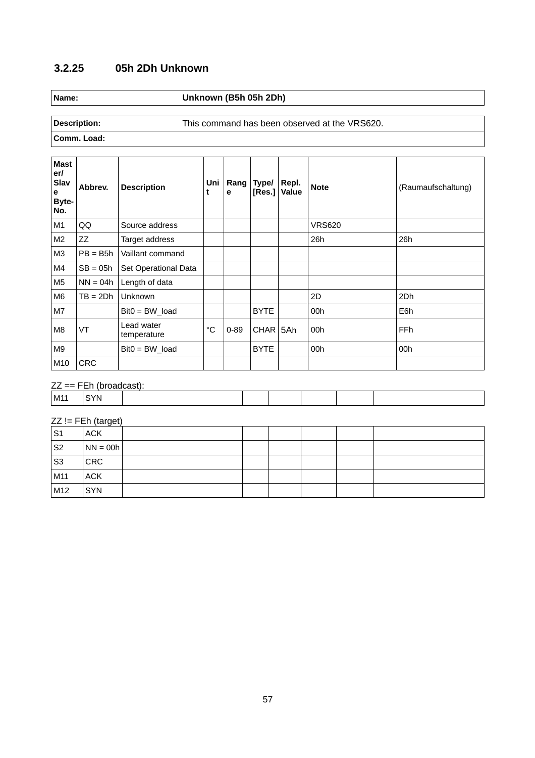### 3.2.25 05h 2Dh Unknown

| **Name:** | **Unknown (B5h 05h 2Dh)** |
|---|---|

| **Description:** | This command has been observed at the VRS620. |
|---|---|
| **Comm. Load:** | |

| **Master/ Slave Byte-No.** | **Abbrev.** | **Description** | **Unit** | **Range** | **Type/ [Res.]** | **Repl. Value** | **Note** | (Raumaufschaltung) |
|---|---|---|---|---|---|---|---|---|
| M1 | QQ | Source address | | | | | VRS620 | |
| M2 | ZZ | Target address | | | | | 26h | 26h |
| M3 | PB = B5h | Vaillant command | | | | | | |
| M4 | SB = 05h | Set Operational Data | | | | | | |
| M5 | NN = 04h | Length of data | | | | | | |
| M6 | TB = 2Dh | Unknown | | | | | 2D | 2Dh |
| M7 | | Bit0 = BW_load | | | BYTE | | 00h | E6h |
| M8 | VT | Lead water temperature | °C | 0-89 | CHAR | 5Ah | 00h | FFh |
| M9 | | Bit0 = BW_load | | | BYTE | | 00h | 00h |
| M10 | CRC | | | | | | | |

ZZ == FEh (broadcast):

| M11 | SYN | | | | | | |
|---|---|---|---|---|---|---|---|

ZZ != FEh (target)

| S1 | ACK | | | | | | |
|---|---|---|---|---|---|---|---|
| S2 | NN = 00h | | | | | | |
| S3 | CRC | | | | | | |
| M11 | ACK | | | | | | |
| M12 | SYN | | | | | | |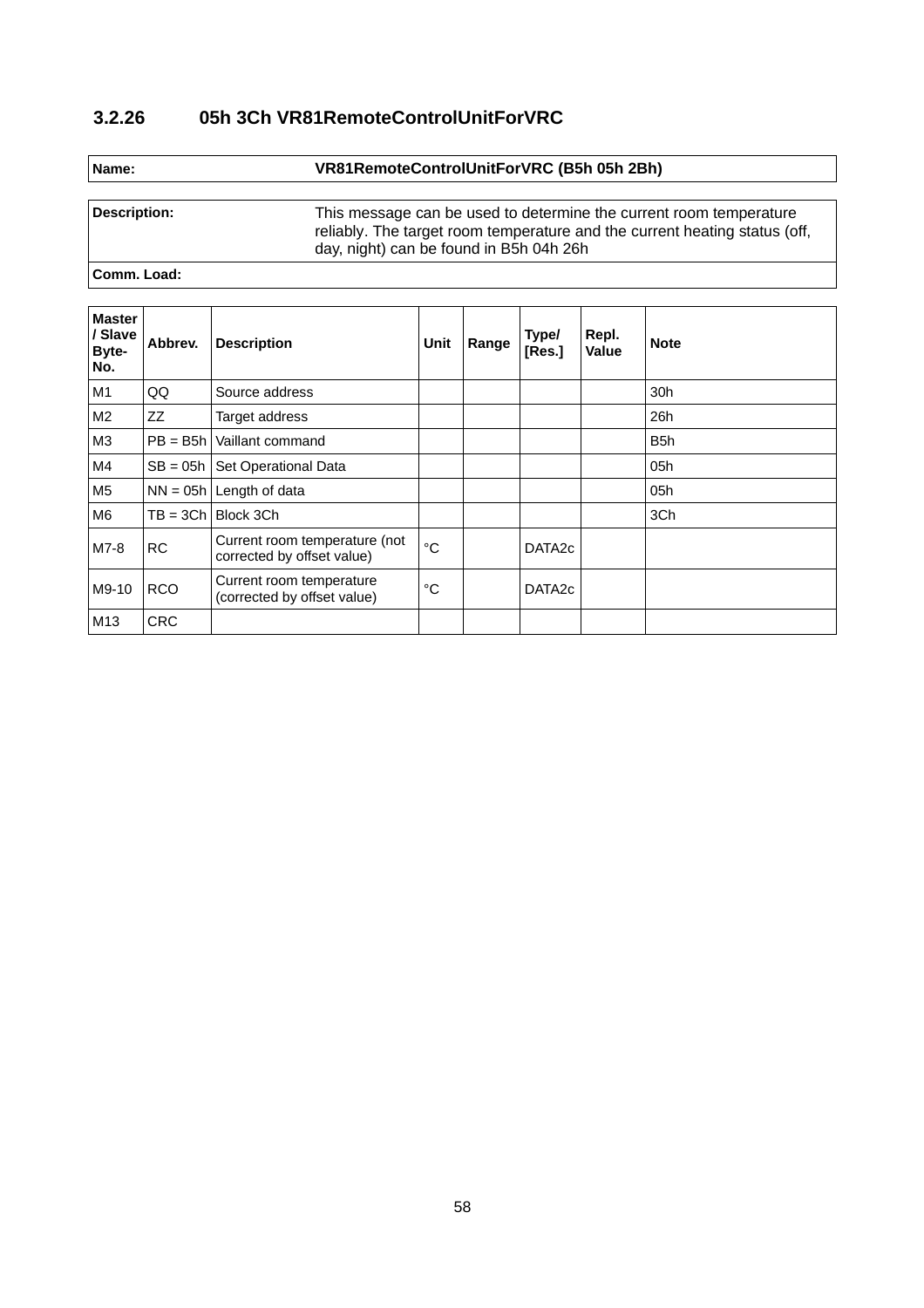### 3.2.26 05h 3Ch VR81RemoteControlUnitForVRC

| Name: | VR81RemoteControlUnitForVRC (B5h 05h 2Bh) |
|---|---|

| Description: | This message can be used to determine the current room temperature reliably. The target room temperature and the current heating status (off, day, night) can be found in B5h 04h 26h |
|---|---|
| **Comm. Load:** | |

| Master / Slave Byte-No. | Abbrev. | Description | Unit | Range | Type/ [Res.] | Repl. Value | Note |
|---|---|---|---|---|---|---|---|
| M1 | QQ | Source address | | | | | 30h |
| M2 | ZZ | Target address | | | | | 26h |
| M3 | PB = B5h | Vaillant command | | | | | B5h |
| M4 | SB = 05h | Set Operational Data | | | | | 05h |
| M5 | NN = 05h | Length of data | | | | | 05h |
| M6 | TB = 3Ch | Block 3Ch | | | | | 3Ch |
| M7-8 | RC | Current room temperature (not corrected by offset value) | °C | | DATA2c | | |
| M9-10 | RCO | Current room temperature (corrected by offset value) | °C | | DATA2c | | |
| M13 | CRC | | | | | | |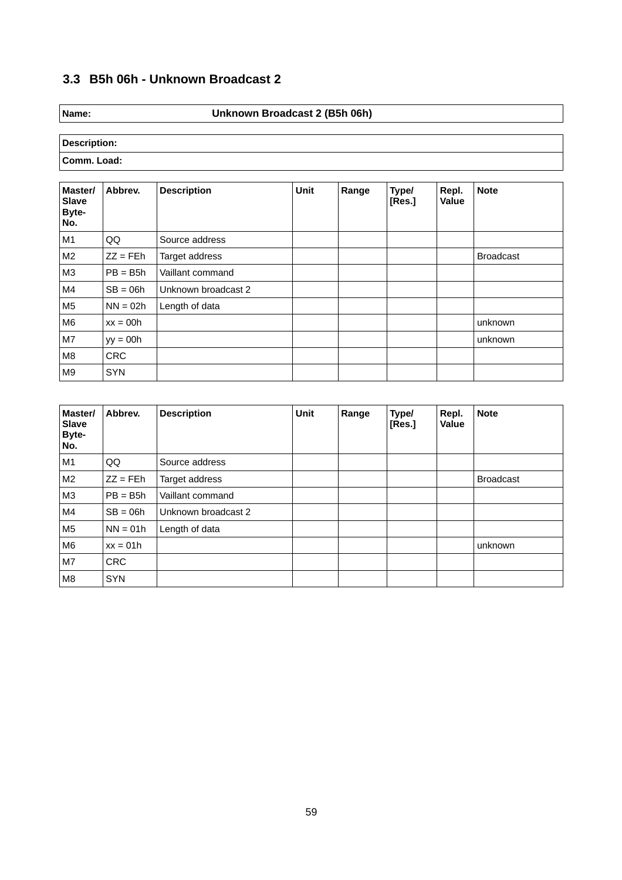## 3.3 B5h 06h - Unknown Broadcast 2

| **Name:** | **Unknown Broadcast 2 (B5h 06h)** |
|---|---|

| **Description:** |
|---|
| **Comm. Load:** |

| Master/ Slave Byte-No. | Abbrev. | Description | Unit | Range | Type/ [Res.] | Repl. Value | Note |
|---|---|---|---|---|---|---|---|
| M1 | QQ | Source address | | | | | |
| M2 | ZZ = FEh | Target address | | | | | Broadcast |
| M3 | PB = B5h | Vaillant command | | | | | |
| M4 | SB = 06h | Unknown broadcast 2 | | | | | |
| M5 | NN = 02h | Length of data | | | | | |
| M6 | xx = 00h | | | | | | unknown |
| M7 | yy = 00h | | | | | | unknown |
| M8 | CRC | | | | | | |
| M9 | SYN | | | | | | |

| Master/ Slave Byte-No. | Abbrev. | Description | Unit | Range | Type/ [Res.] | Repl. Value | Note |
|---|---|---|---|---|---|---|---|
| M1 | QQ | Source address | | | | | |
| M2 | ZZ = FEh | Target address | | | | | Broadcast |
| M3 | PB = B5h | Vaillant command | | | | | |
| M4 | SB = 06h | Unknown broadcast 2 | | | | | |
| M5 | NN = 01h | Length of data | | | | | |
| M6 | xx = 01h | | | | | | unknown |
| M7 | CRC | | | | | | |
| M8 | SYN | | | | | | |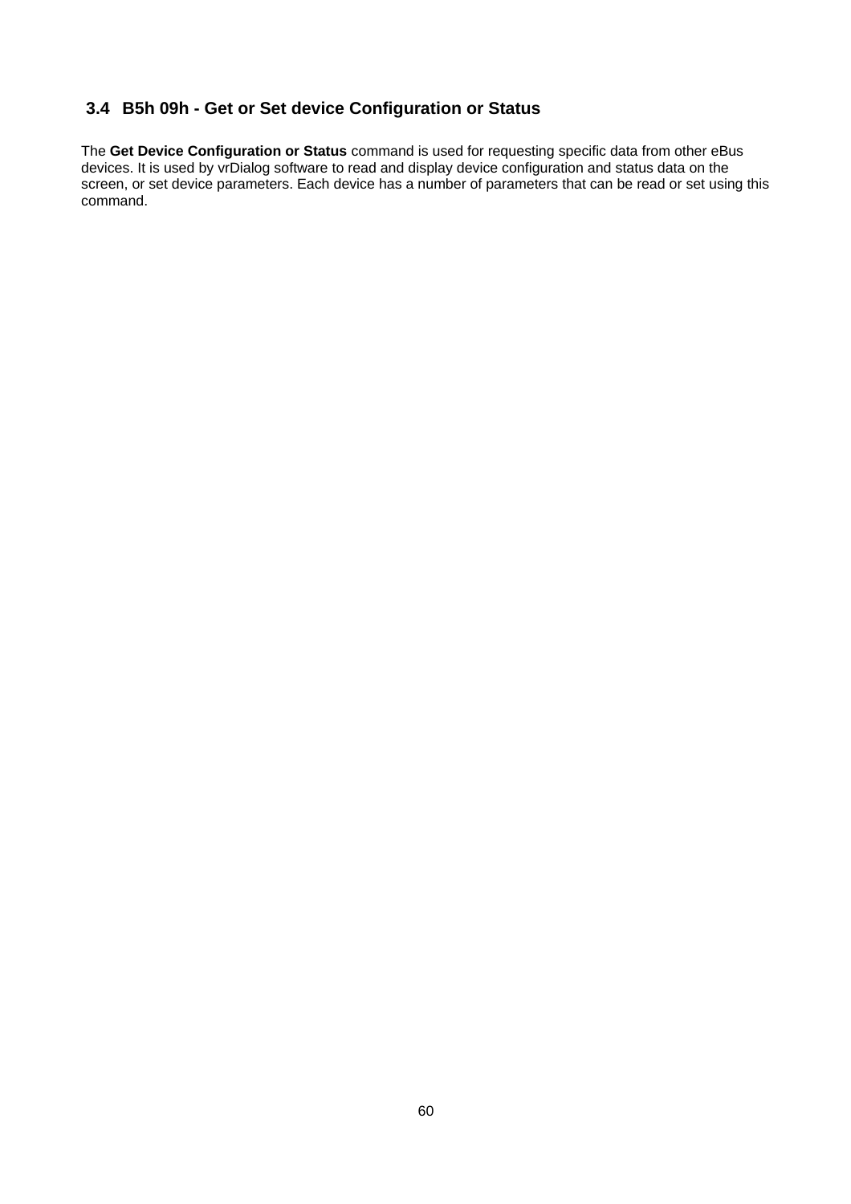## 3.4 B5h 09h - Get or Set device Configuration or Status

The **Get Device Configuration or Status** command is used for requesting specific data from other eBus devices. It is used by vrDialog software to read and display device configuration and status data on the screen, or set device parameters. Each device has a number of parameters that can be read or set using this command.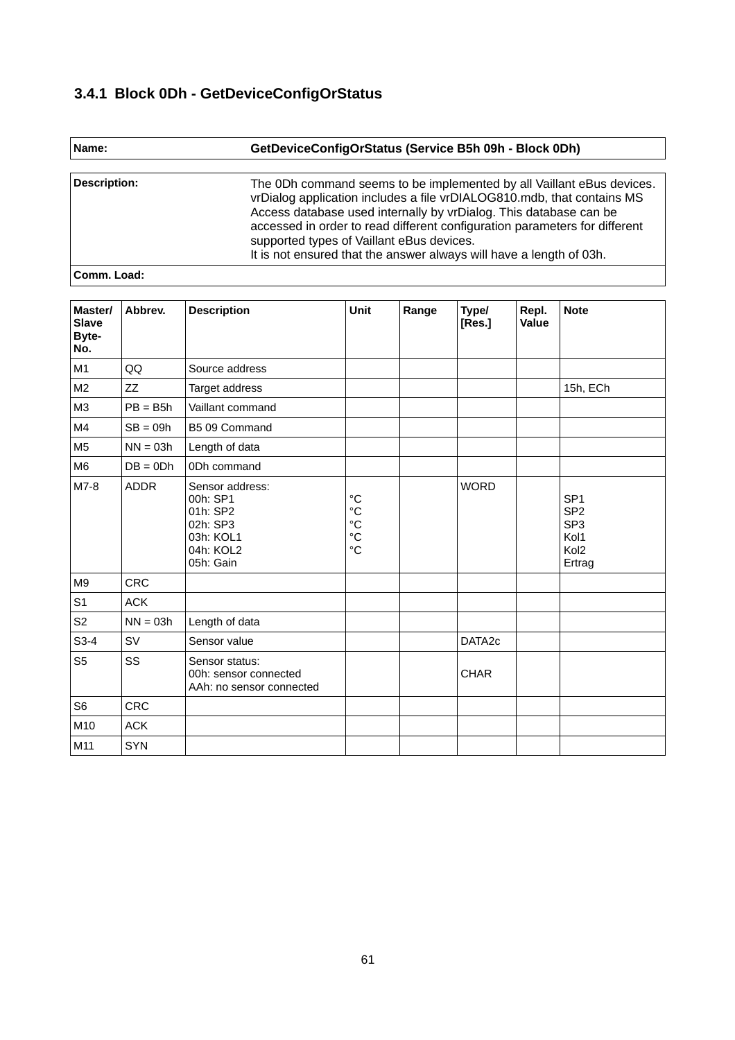### 3.4.1 Block 0Dh - GetDeviceConfigOrStatus

| **Name:** | **GetDeviceConfigOrStatus (Service B5h 09h - Block 0Dh)** |
|---|---|

| **Description:** | The 0Dh command seems to be implemented by all Vaillant eBus devices. vrDialog application includes a file vrDIALOG810.mdb, that contains MS Access database used internally by vrDialog. This database can be accessed in order to read different configuration parameters for different supported types of Vaillant eBus devices.<br>It is not ensured that the answer always will have a length of 03h. |
|---|---|
| **Comm. Load:** | |

| **Master/ Slave Byte-No.** | **Abbrev.** | **Description** | **Unit** | **Range** | **Type/ [Res.]** | **Repl. Value** | **Note** |
|---|---|---|---|---|---|---|---|
| M1 | QQ | Source address | | | | | |
| M2 | ZZ | Target address | | | | | 15h, ECh |
| M3 | PB = B5h | Vaillant command | | | | | |
| M4 | SB = 09h | B5 09 Command | | | | | |
| M5 | NN = 03h | Length of data | | | | | |
| M6 | DB = 0Dh | 0Dh command | | | | | |
| M7-8 | ADDR | Sensor address:<br>00h: SP1<br>01h: SP2<br>02h: SP3<br>03h: KOL1<br>04h: KOL2<br>05h: Gain | <br>°C<br>°C<br>°C<br>°C<br>°C | | WORD | | <br>SP1<br>SP2<br>SP3<br>Kol1<br>Kol2<br>Ertrag |
| M9 | CRC | | | | | | |
| S1 | ACK | | | | | | |
| S2 | NN = 03h | Length of data | | | | | |
| S3-4 | SV | Sensor value | | | DATA2c | | |
| S5 | SS | Sensor status:<br>00h: sensor connected<br>AAh: no sensor connected | | | CHAR | | |
| S6 | CRC | | | | | | |
| M10 | ACK | | | | | | |
| M11 | SYN | | | | | | |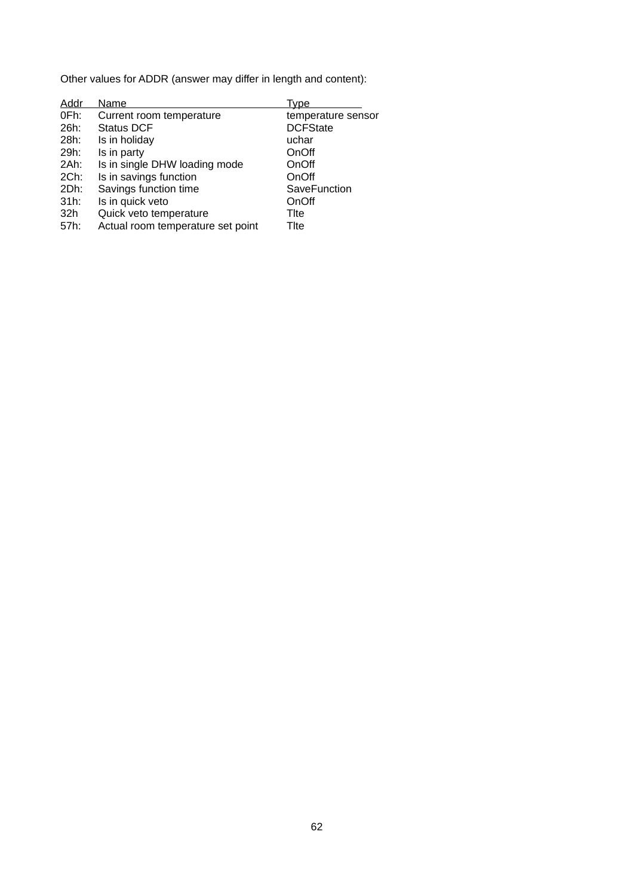Other values for ADDR (answer may differ in length and content):

| Addr | Name | Type |
|---|---|---|
| 0Fh: | Current room temperature | temperature sensor |
| 26h: | Status DCF | DCFState |
| 28h: | Is in holiday | uchar |
| 29h: | Is in party | OnOff |
| 2Ah: | Is in single DHW loading mode | OnOff |
| 2Ch: | Is in savings function | OnOff |
| 2Dh: | Savings function time | SaveFunction |
| 31h: | Is in quick veto | OnOff |
| 32h | Quick veto temperature | Tlte |
| 57h: | Actual room temperature set point | Tlte |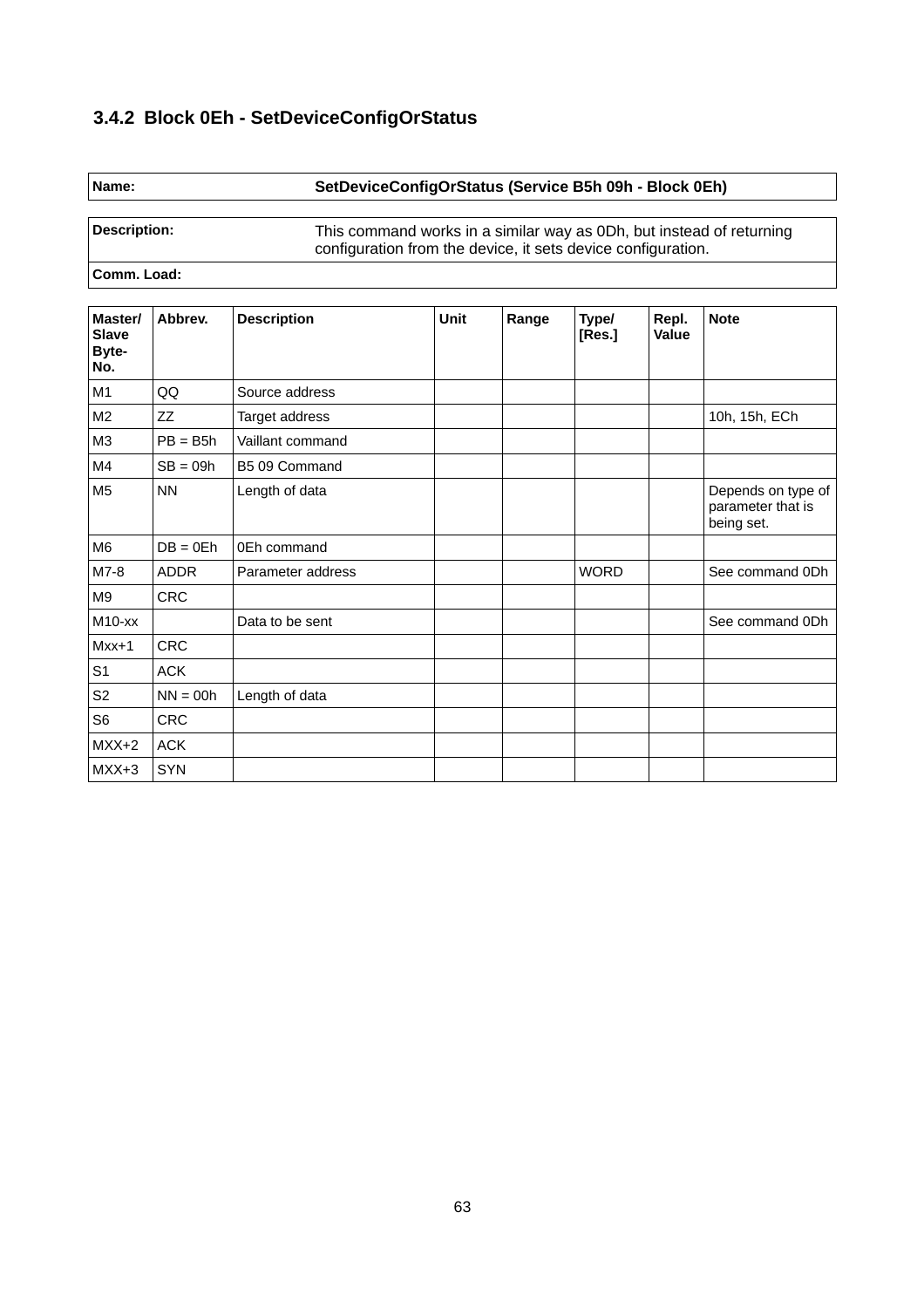### 3.4.2 Block 0Eh - SetDeviceConfigOrStatus

| Name: | SetDeviceConfigOrStatus (Service B5h 09h - Block 0Eh) |
|---|---|

| Description: | This command works in a similar way as 0Dh, but instead of returning configuration from the device, it sets device configuration. |
|---|---|
| Comm. Load: | |

| Master/ Slave Byte-No. | Abbrev. | Description | Unit | Range | Type/ [Res.] | Repl. Value | Note |
|---|---|---|---|---|---|---|---|
| M1 | QQ | Source address | | | | | |
| M2 | ZZ | Target address | | | | | 10h, 15h, ECh |
| M3 | PB = B5h | Vaillant command | | | | | |
| M4 | SB = 09h | B5 09 Command | | | | | |
| M5 | NN | Length of data | | | | | Depends on type of parameter that is being set. |
| M6 | DB = 0Eh | 0Eh command | | | | | |
| M7-8 | ADDR | Parameter address | | | WORD | | See command 0Dh |
| M9 | CRC | | | | | | |
| M10-xx | | Data to be sent | | | | | See command 0Dh |
| Mxx+1 | CRC | | | | | | |
| S1 | ACK | | | | | | |
| S2 | NN = 00h | Length of data | | | | | |
| S6 | CRC | | | | | | |
| MXX+2 | ACK | | | | | | |
| MXX+3 | SYN | | | | | | |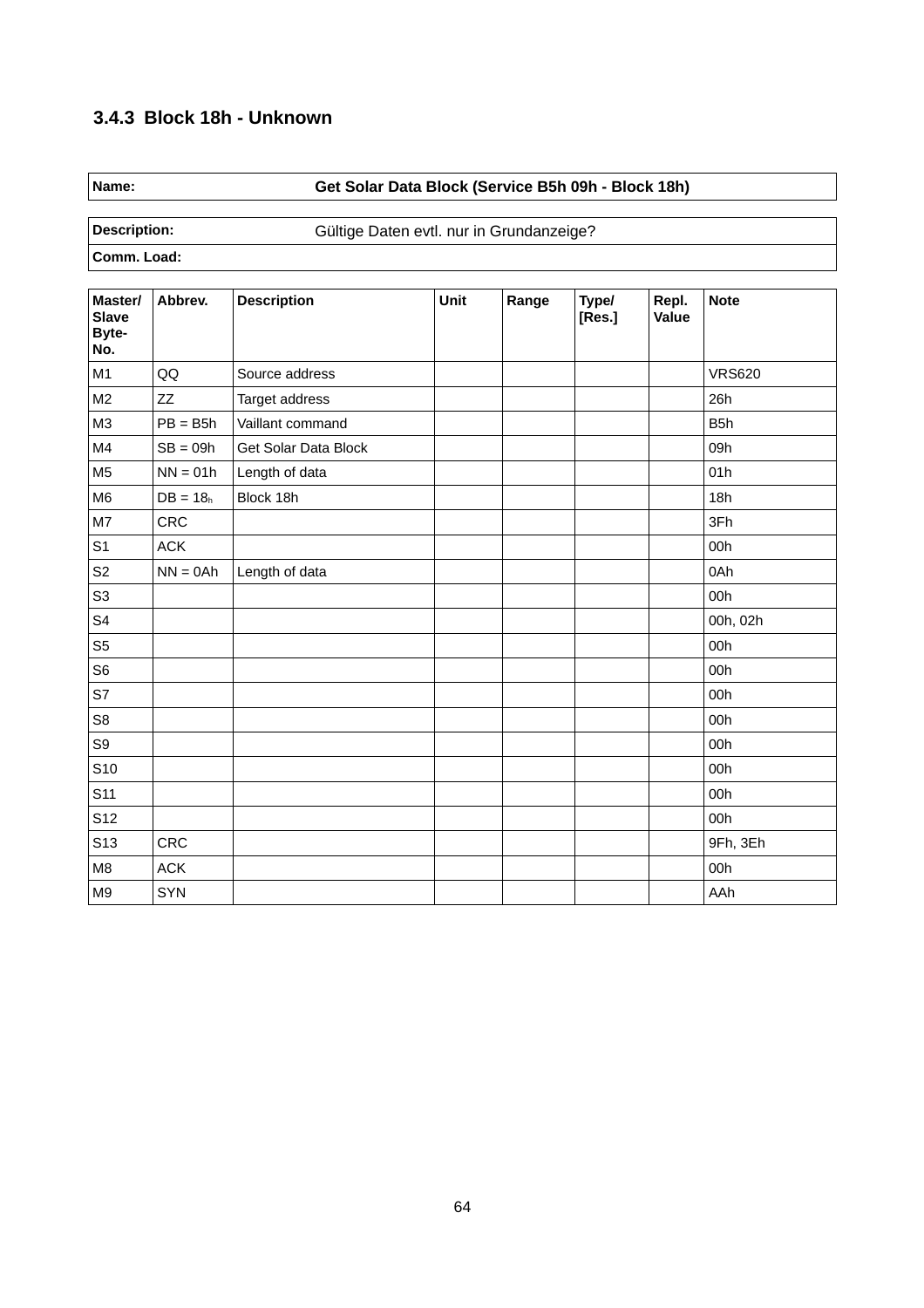### 3.4.3 Block 18h - Unknown

| **Name:** | **Get Solar Data Block (Service B5h 09h - Block 18h)** |
|---|---|

| **Description:** | Gültige Daten evtl. nur in Grundanzeige? |
|---|---|
| **Comm. Load:** | |

| Master/ Slave Byte-No. | Abbrev. | Description | Unit | Range | Type/ [Res.] | Repl. Value | Note |
|---|---|---|---|---|---|---|---|
| M1 | QQ | Source address | | | | | VRS620 |
| M2 | ZZ | Target address | | | | | 26h |
| M3 | PB = B5h | Vaillant command | | | | | B5h |
| M4 | SB = 09h | Get Solar Data Block | | | | | 09h |
| M5 | NN = 01h | Length of data | | | | | 01h |
| M6 | DB = 18h | Block 18h | | | | | 18h |
| M7 | CRC | | | | | | 3Fh |
| S1 | ACK | | | | | | 00h |
| S2 | NN = 0Ah | Length of data | | | | | 0Ah |
| S3 | | | | | | | 00h |
| S4 | | | | | | | 00h, 02h |
| S5 | | | | | | | 00h |
| S6 | | | | | | | 00h |
| S7 | | | | | | | 00h |
| S8 | | | | | | | 00h |
| S9 | | | | | | | 00h |
| S10 | | | | | | | 00h |
| S11 | | | | | | | 00h |
| S12 | | | | | | | 00h |
| S13 | CRC | | | | | | 9Fh, 3Eh |
| M8 | ACK | | | | | | 00h |
| M9 | SYN | | | | | | AAh |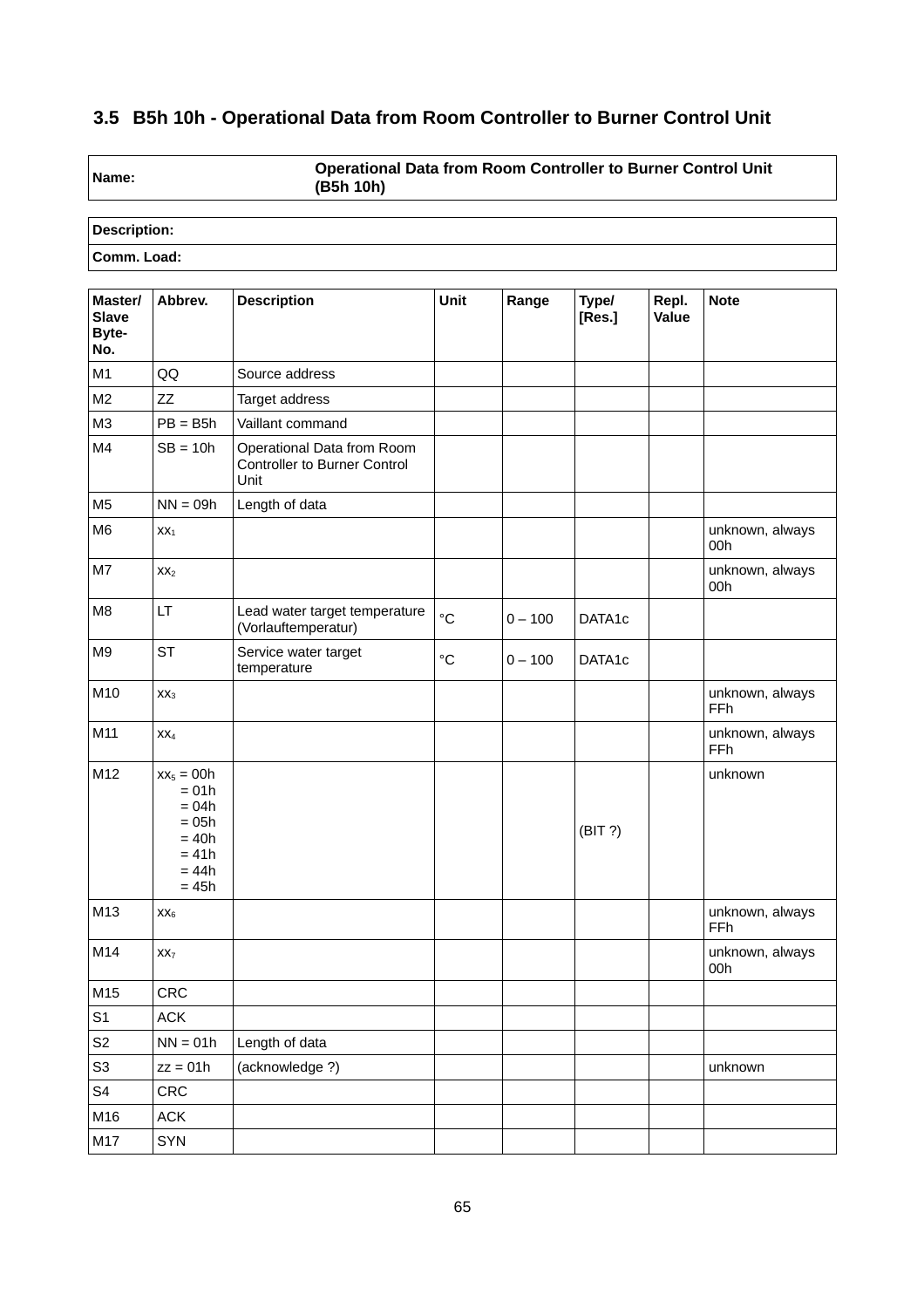## 3.5 B5h 10h - Operational Data from Room Controller to Burner Control Unit

| **Name:** | **Operational Data from Room Controller to Burner Control Unit (B5h 10h)** |
|---|---|

| **Description:** |
|---|
| **Comm. Load:** |

| Master/ Slave Byte-No. | Abbrev. | Description | Unit | Range | Type/ [Res.] | Repl. Value | Note |
|---|---|---|---|---|---|---|---|
| M1 | QQ | Source address | | | | | |
| M2 | ZZ | Target address | | | | | |
| M3 | PB = B5h | Vaillant command | | | | | |
| M4 | SB = 10h | Operational Data from Room Controller to Burner Control Unit | | | | | |
| M5 | NN = 09h | Length of data | | | | | |
| M6 | $xx_1$ | | | | | | unknown, always 00h |
| M7 | $xx_2$ | | | | | | unknown, always 00h |
| M8 | LT | Lead water target temperature (Vorlauftemperatur) | °C | 0 – 100 | DATA1c | | |
| M9 | ST | Service water target temperature | °C | 0 – 100 | DATA1c | | |
| M10 | $xx_3$ | | | | | | unknown, always FFh |
| M11 | $xx_4$ | | | | | | unknown, always FFh |
| M12 | $xx_5$ = 00h<br>= 01h<br>= 04h<br>= 05h<br>= 40h<br>= 41h<br>= 44h<br>= 45h | | | | (BIT ?) | | unknown |
| M13 | $xx_6$ | | | | | | unknown, always FFh |
| M14 | $xx_7$ | | | | | | unknown, always 00h |
| M15 | CRC | | | | | | |
| S1 | ACK | | | | | | |
| S2 | NN = 01h | Length of data | | | | | |
| S3 | zz = 01h | (acknowledge ?) | | | | | unknown |
| S4 | CRC | | | | | | |
| M16 | ACK | | | | | | |
| M17 | SYN | | | | | | |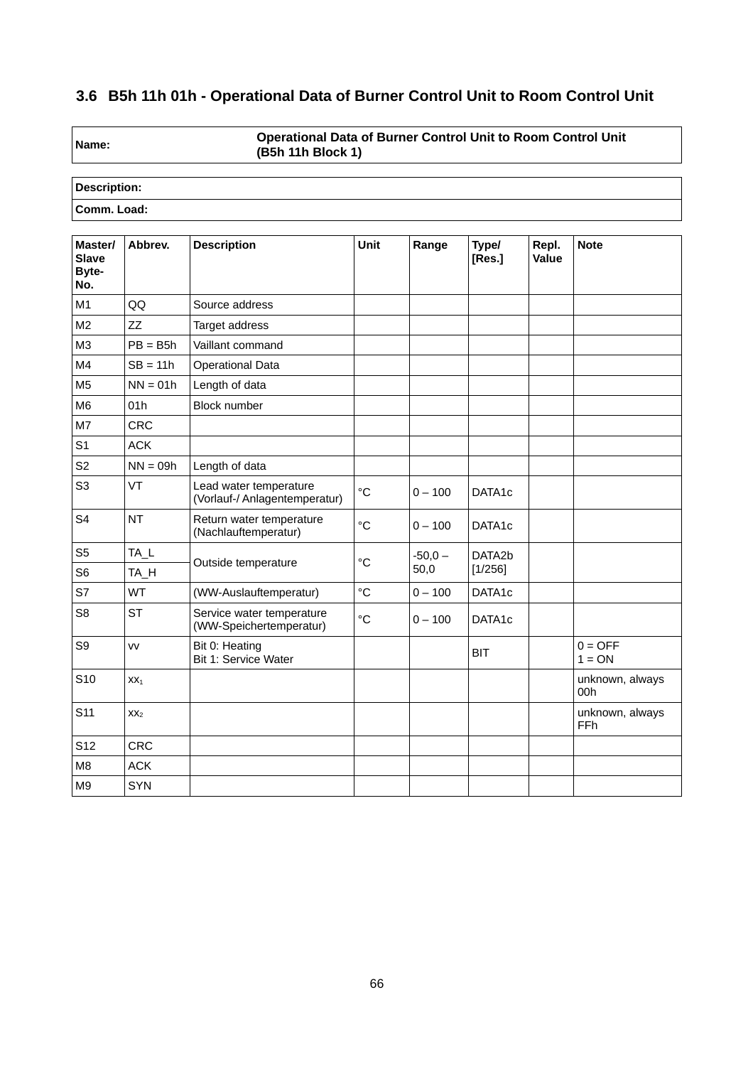### 3.6 B5h 11h 01h - Operational Data of Burner Control Unit to Room Control Unit

| **Name:** | **Operational Data of Burner Control Unit to Room Control Unit (B5h 11h Block 1)** |
|---|---|

| **Description:** |
|---|
| **Comm. Load:** |

| Master/ Slave Byte-No. | Abbrev. | Description | Unit | Range | Type/ [Res.] | Repl. Value | Note |
|---|---|---|---|---|---|---|---|
| M1 | QQ | Source address | | | | | |
| M2 | ZZ | Target address | | | | | |
| M3 | PB = B5h | Vaillant command | | | | | |
| M4 | SB = 11h | Operational Data | | | | | |
| M5 | NN = 01h | Length of data | | | | | |
| M6 | 01h | Block number | | | | | |
| M7 | CRC | | | | | | |
| S1 | ACK | | | | | | |
| S2 | NN = 09h | Length of data | | | | | |
| S3 | VT | Lead water temperature (Vorlauf-/ Anlagentemperatur) | °C | 0 – 100 | DATA1c | | |
| S4 | NT | Return water temperature (Nachlauftemperatur) | °C | 0 – 100 | DATA1c | | |
| S5 | TA_L | Outside temperature | °C | -50,0 – 50,0 | DATA2b [1/256] | | |
| S6 | TA_H | | | | | | |
| S7 | WT | (WW-Auslauftemperatur) | °C | 0 – 100 | DATA1c | | |
| S8 | ST | Service water temperature (WW-Speichertemperatur) | °C | 0 – 100 | DATA1c | | |
| S9 | vv | Bit 0: Heating<br>Bit 1: Service Water | | | BIT | | 0 = OFF<br>1 = ON |
| S10 | $xx_1$ | | | | | | unknown, always 00h |
| S11 | $xx_2$ | | | | | | unknown, always FFh |
| S12 | CRC | | | | | | |
| M8 | ACK | | | | | | |
| M9 | SYN | | | | | | |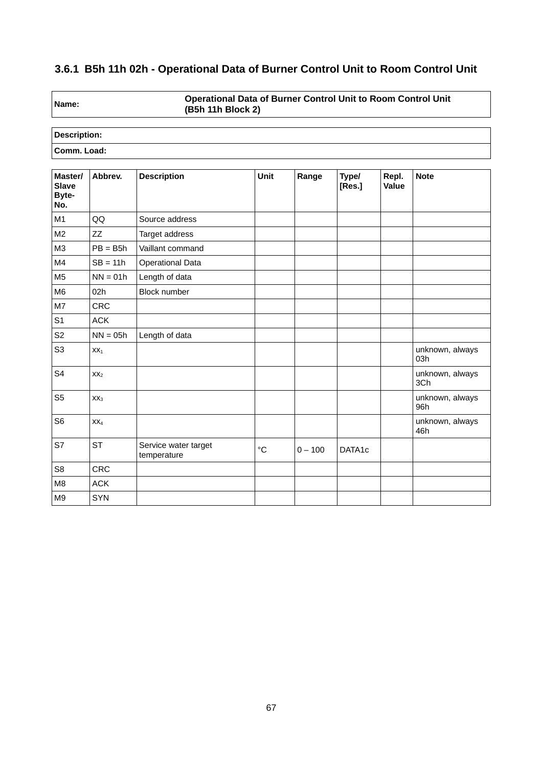### 3.6.1 B5h 11h 02h - Operational Data of Burner Control Unit to Room Control Unit

| **Name:** | **Operational Data of Burner Control Unit to Room Control Unit (B5h 11h Block 2)** |
|---|---|

| **Description:** |
|---|
| **Comm. Load:** |

| Master/ Slave Byte-No. | Abbrev. | Description | Unit | Range | Type/ [Res.] | Repl. Value | Note |
|---|---|---|---|---|---|---|---|
| M1 | QQ | Source address | | | | | |
| M2 | ZZ | Target address | | | | | |
| M3 | PB = B5h | Vaillant command | | | | | |
| M4 | SB = 11h | Operational Data | | | | | |
| M5 | NN = 01h | Length of data | | | | | |
| M6 | 02h | Block number | | | | | |
| M7 | CRC | | | | | | |
| S1 | ACK | | | | | | |
| S2 | NN = 05h | Length of data | | | | | |
| S3 | $xx_1$ | | | | | | unknown, always 03h |
| S4 | $xx_2$ | | | | | | unknown, always 3Ch |
| S5 | $xx_3$ | | | | | | unknown, always 96h |
| S6 | $xx_4$ | | | | | | unknown, always 46h |
| S7 | ST | Service water target temperature | °C | 0 – 100 | DATA1c | | |
| S8 | CRC | | | | | | |
| M8 | ACK | | | | | | |
| M9 | SYN | | | | | | |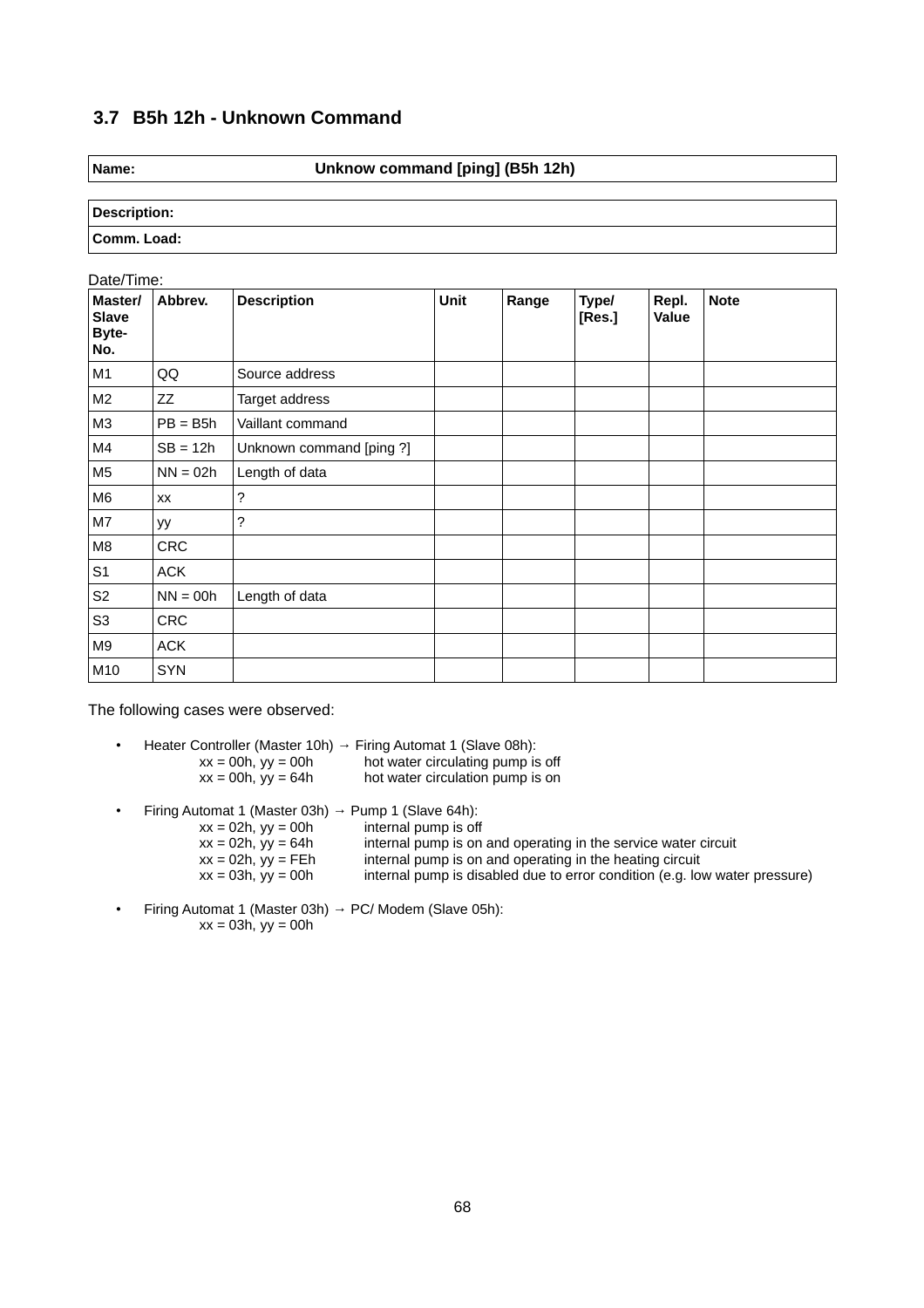### 3.7 B5h 12h - Unknown Command

| **Name:** | **Unknow command [ping] (B5h 12h)** |
|---|---|

| **Description:** |
|---|
| **Comm. Load:** |

Date/Time:

| Master/ Slave Byte- No. | Abbrev. | Description | Unit | Range | Type/ [Res.] | Repl. Value | Note |
|---|---|---|---|---|---|---|---|
| M1 | QQ | Source address | | | | | |
| M2 | ZZ | Target address | | | | | |
| M3 | PB = B5h | Vaillant command | | | | | |
| M4 | SB = 12h | Unknown command [ping ?] | | | | | |
| M5 | NN = 02h | Length of data | | | | | |
| M6 | xx | ? | | | | | |
| M7 | yy | ? | | | | | |
| M8 | CRC | | | | | | |
| S1 | ACK | | | | | | |
| S2 | NN = 00h | Length of data | | | | | |
| S3 | CRC | | | | | | |
| M9 | ACK | | | | | | |
| M10 | SYN | | | | | | |

The following cases were observed:

- Heater Controller (Master 10h) → Firing Automat 1 (Slave 08h):
  - xx = 00h, yy = 00h — hot water circulating pump is off
  - xx = 00h, yy = 64h — hot water circulation pump is on
- Firing Automat 1 (Master 03h) → Pump 1 (Slave 64h):
  - xx = 02h, yy = 00h — internal pump is off
  - xx = 02h, yy = 64h — internal pump is on and operating in the service water circuit
  - xx = 02h, yy = FEh — internal pump is on and operating in the heating circuit
  - xx = 03h, yy = 00h — internal pump is disabled due to error condition (e.g. low water pressure)
- Firing Automat 1 (Master 03h) → PC/ Modem (Slave 05h):
  - xx = 03h, yy = 00h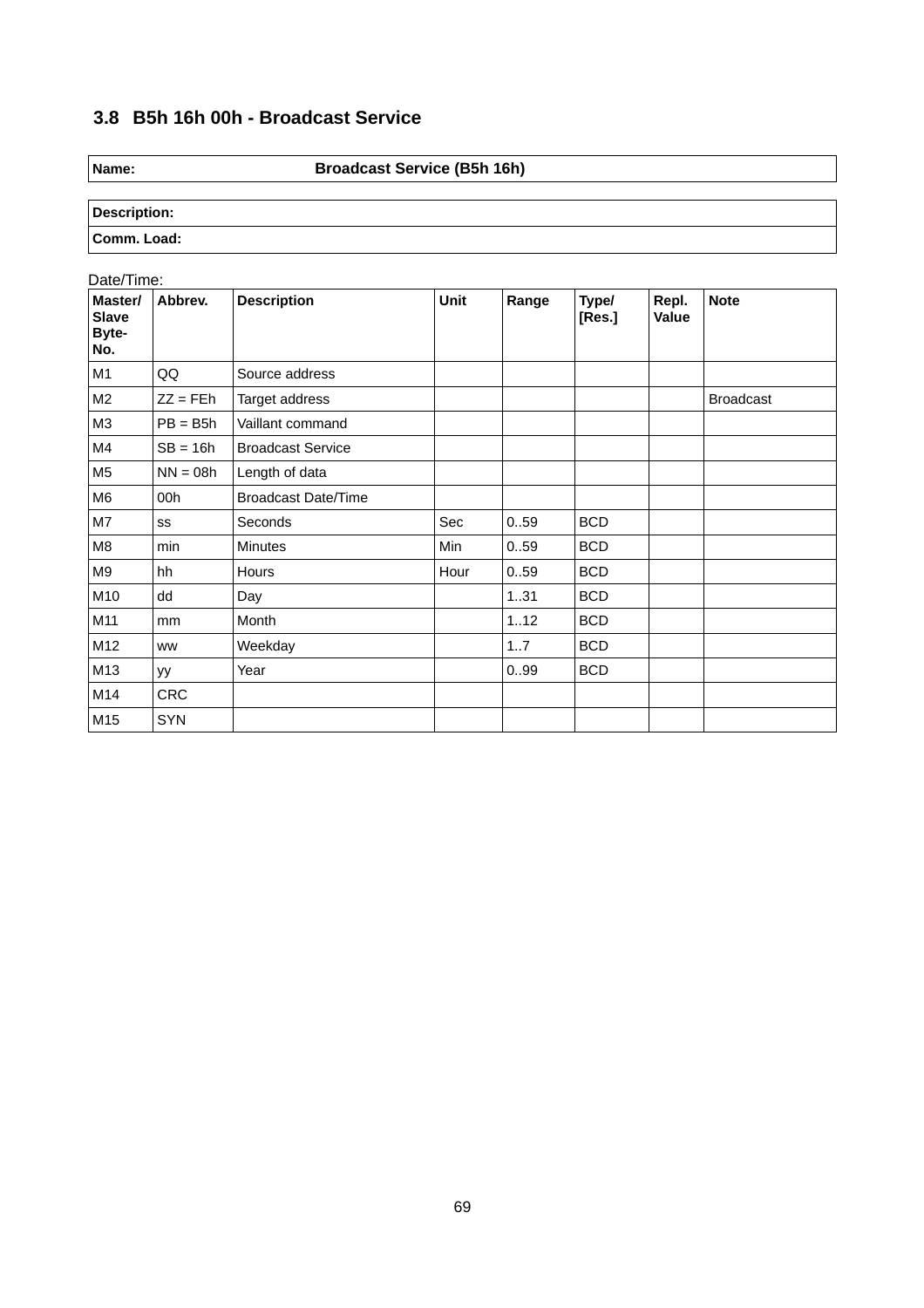## 3.8 B5h 16h 00h - Broadcast Service

| **Name:** | **Broadcast Service (B5h 16h)** |
|---|---|

| **Description:** |
|---|
| **Comm. Load:** |

Date/Time:

| **Master/ Slave Byte-No.** | **Abbrev.** | **Description** | **Unit** | **Range** | **Type/ [Res.]** | **Repl. Value** | **Note** |
|---|---|---|---|---|---|---|---|
| M1 | QQ | Source address | | | | | |
| M2 | ZZ = FEh | Target address | | | | | Broadcast |
| M3 | PB = B5h | Vaillant command | | | | | |
| M4 | SB = 16h | Broadcast Service | | | | | |
| M5 | NN = 08h | Length of data | | | | | |
| M6 | 00h | Broadcast Date/Time | | | | | |
| M7 | ss | Seconds | Sec | 0..59 | BCD | | |
| M8 | min | Minutes | Min | 0..59 | BCD | | |
| M9 | hh | Hours | Hour | 0..59 | BCD | | |
| M10 | dd | Day | | 1..31 | BCD | | |
| M11 | mm | Month | | 1..12 | BCD | | |
| M12 | ww | Weekday | | 1..7 | BCD | | |
| M13 | yy | Year | | 0..99 | BCD | | |
| M14 | CRC | | | | | | |
| M15 | SYN | | | | | | |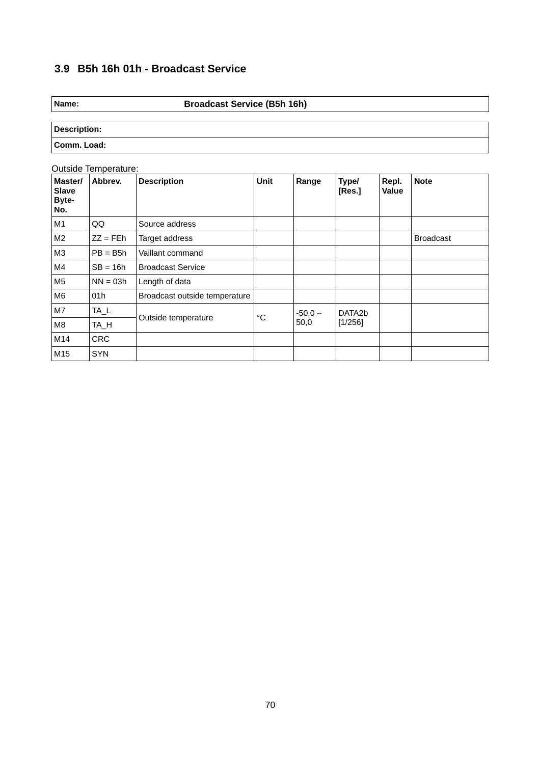## 3.9 B5h 16h 01h - Broadcast Service

| **Name:** | **Broadcast Service (B5h 16h)** |
|---|---|

| **Description:** |
|---|
| **Comm. Load:** |

Outside Temperature:

| Master/ Slave Byte-No. | Abbrev. | Description | Unit | Range | Type/ [Res.] | Repl. Value | Note |
|---|---|---|---|---|---|---|---|
| M1 | QQ | Source address | | | | | |
| M2 | ZZ = FEh | Target address | | | | | Broadcast |
| M3 | PB = B5h | Vaillant command | | | | | |
| M4 | SB = 16h | Broadcast Service | | | | | |
| M5 | NN = 03h | Length of data | | | | | |
| M6 | 01h | Broadcast outside temperature | | | | | |
| M7 | TA_L | Outside temperature | °C | -50,0 – 50,0 | DATA2b [1/256] | | |
| M8 | TA_H | | | | | | |
| M14 | CRC | | | | | | |
| M15 | SYN | | | | | | |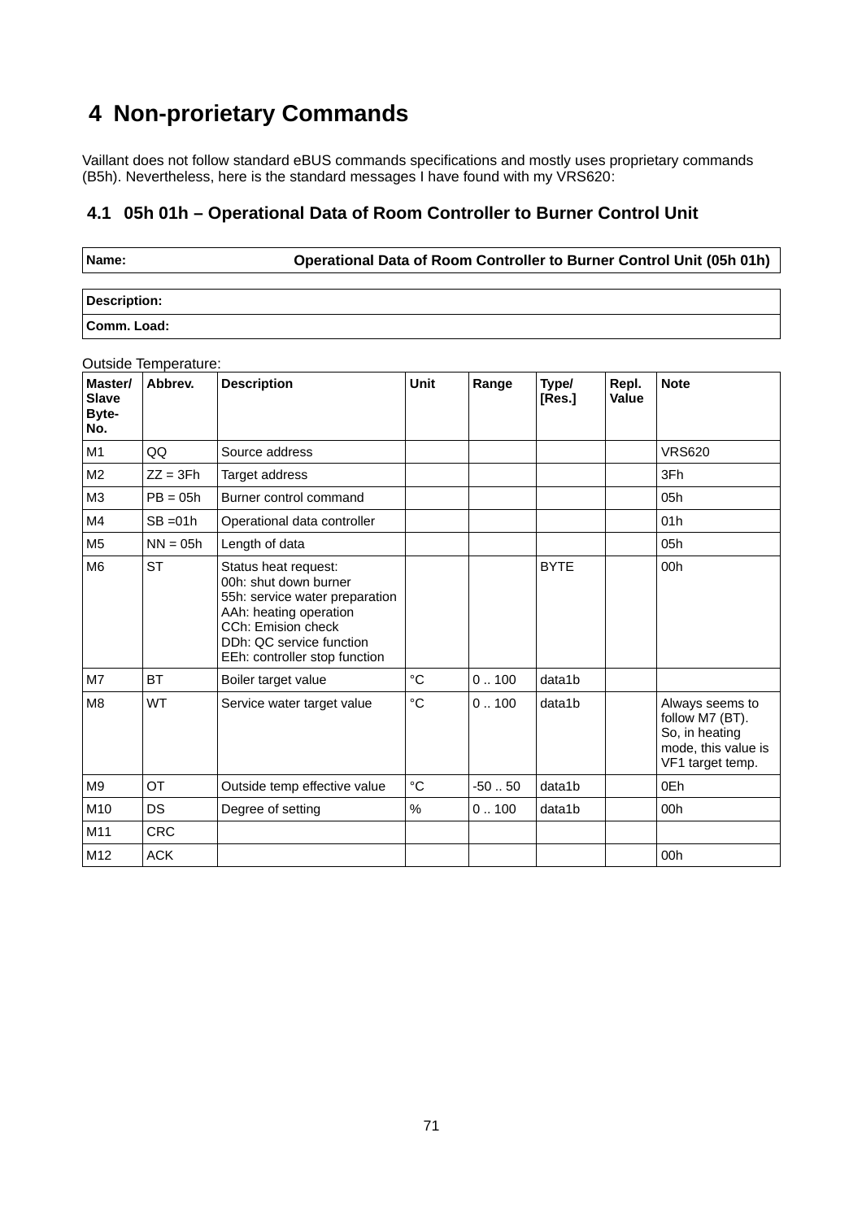# 4 Non-prorietary Commands

Vaillant does not follow standard eBUS commands specifications and mostly uses proprietary commands (B5h). Nevertheless, here is the standard messages I have found with my VRS620:

## 4.1 05h 01h – Operational Data of Room Controller to Burner Control Unit

| Name: | Operational Data of Room Controller to Burner Control Unit (05h 01h) |
|---|---|

| Description: |
|---|
| Comm. Load: |

Outside Temperature:

| Master/ Slave Byte-No. | Abbrev. | Description | Unit | Range | Type/ [Res.] | Repl. Value | Note |
|---|---|---|---|---|---|---|---|
| M1 | QQ | Source address | | | | | VRS620 |
| M2 | ZZ = 3Fh | Target address | | | | | 3Fh |
| M3 | PB = 05h | Burner control command | | | | | 05h |
| M4 | SB =01h | Operational data controller | | | | | 01h |
| M5 | NN = 05h | Length of data | | | | | 05h |
| M6 | ST | Status heat request:<br>00h: shut down burner<br>55h: service water preparation<br>AAh: heating operation<br>CCh: Emision check<br>DDh: QC service function<br>EEh: controller stop function | | | BYTE | | 00h |
| M7 | BT | Boiler target value | °C | 0 .. 100 | data1b | | |
| M8 | WT | Service water target value | °C | 0 .. 100 | data1b | | Always seems to follow M7 (BT). So, in heating mode, this value is VF1 target temp. |
| M9 | OT | Outside temp effective value | °C | -50 .. 50 | data1b | | 0Eh |
| M10 | DS | Degree of setting | % | 0 .. 100 | data1b | | 00h |
| M11 | CRC | | | | | | |
| M12 | ACK | | | | | | 00h |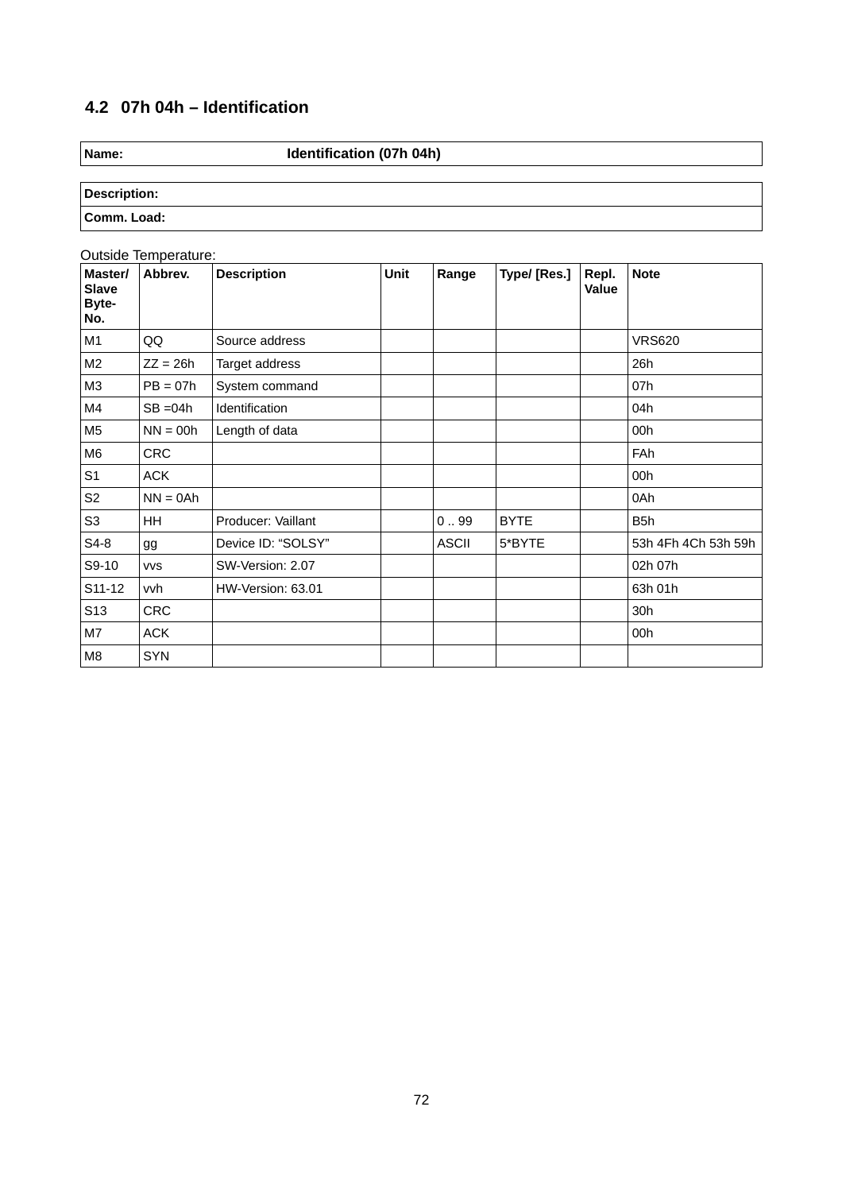## 4.2 07h 04h – Identification

| **Name:** | **Identification (07h 04h)** |
|---|---|

| **Description:** |
|---|
| **Comm. Load:** |

Outside Temperature:

| Master/ Slave Byte-No. | Abbrev. | Description | Unit | Range | Type/ [Res.] | Repl. Value | Note |
|---|---|---|---|---|---|---|---|
| M1 | QQ | Source address | | | | | VRS620 |
| M2 | ZZ = 26h | Target address | | | | | 26h |
| M3 | PB = 07h | System command | | | | | 07h |
| M4 | SB =04h | Identification | | | | | 04h |
| M5 | NN = 00h | Length of data | | | | | 00h |
| M6 | CRC | | | | | | FAh |
| S1 | ACK | | | | | | 00h |
| S2 | NN = 0Ah | | | | | | 0Ah |
| S3 | HH | Producer: Vaillant | | 0 .. 99 | BYTE | | B5h |
| S4-8 | gg | Device ID: “SOLSY” | | ASCII | 5*BYTE | | 53h 4Fh 4Ch 53h 59h |
| S9-10 | vvs | SW-Version: 2.07 | | | | | 02h 07h |
| S11-12 | vvh | HW-Version: 63.01 | | | | | 63h 01h |
| S13 | CRC | | | | | | 30h |
| M7 | ACK | | | | | | 00h |
| M8 | SYN | | | | | | |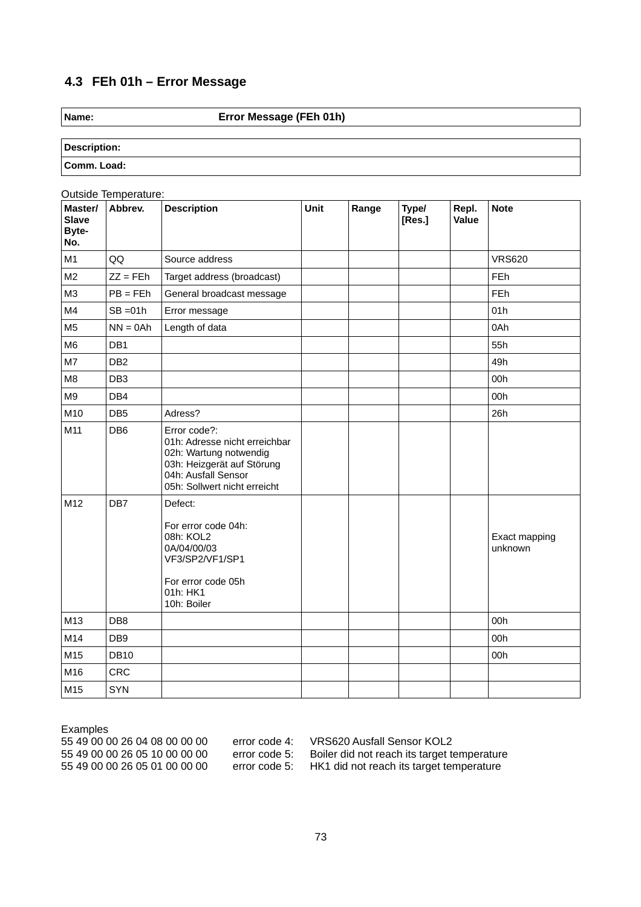## 4.3 FEh 01h – Error Message

| **Name:** | **Error Message (FEh 01h)** |
|---|---|

| **Description:** |
|---|
| **Comm. Load:** |

Outside Temperature:

| Master/ Slave Byte-No. | Abbrev. | Description | Unit | Range | Type/ [Res.] | Repl. Value | Note |
|---|---|---|---|---|---|---|---|
| M1 | QQ | Source address | | | | | VRS620 |
| M2 | ZZ = FEh | Target address (broadcast) | | | | | FEh |
| M3 | PB = FEh | General broadcast message | | | | | FEh |
| M4 | SB =01h | Error message | | | | | 01h |
| M5 | NN = 0Ah | Length of data | | | | | 0Ah |
| M6 | DB1 | | | | | | 55h |
| M7 | DB2 | | | | | | 49h |
| M8 | DB3 | | | | | | 00h |
| M9 | DB4 | | | | | | 00h |
| M10 | DB5 | Adress? | | | | | 26h |
| M11 | DB6 | Error code?:<br>01h: Adresse nicht erreichbar<br>02h: Wartung notwendig<br>03h: Heizgerät auf Störung<br>04h: Ausfall Sensor<br>05h: Sollwert nicht erreicht | | | | | |
| M12 | DB7 | Defect:<br><br>For error code 04h:<br>08h: KOL2<br>0A/04/00/03<br>VF3/SP2/VF1/SP1<br><br>For error code 05h<br>01h: HK1<br>10h: Boiler | | | | | Exact mapping unknown |
| M13 | DB8 | | | | | | 00h |
| M14 | DB9 | | | | | | 00h |
| M15 | DB10 | | | | | | 00h |
| M16 | CRC | | | | | | |
| M15 | SYN | | | | | | |

Examples

| | | |
|---|---|---|
| 55 49 00 00 26 04 08 00 00 00 | error code 4: | VRS620 Ausfall Sensor KOL2 |
| 55 49 00 00 26 05 10 00 00 00 | error code 5: | Boiler did not reach its target temperature |
| 55 49 00 00 26 05 01 00 00 00 | error code 5: | HK1 did not reach its target temperature |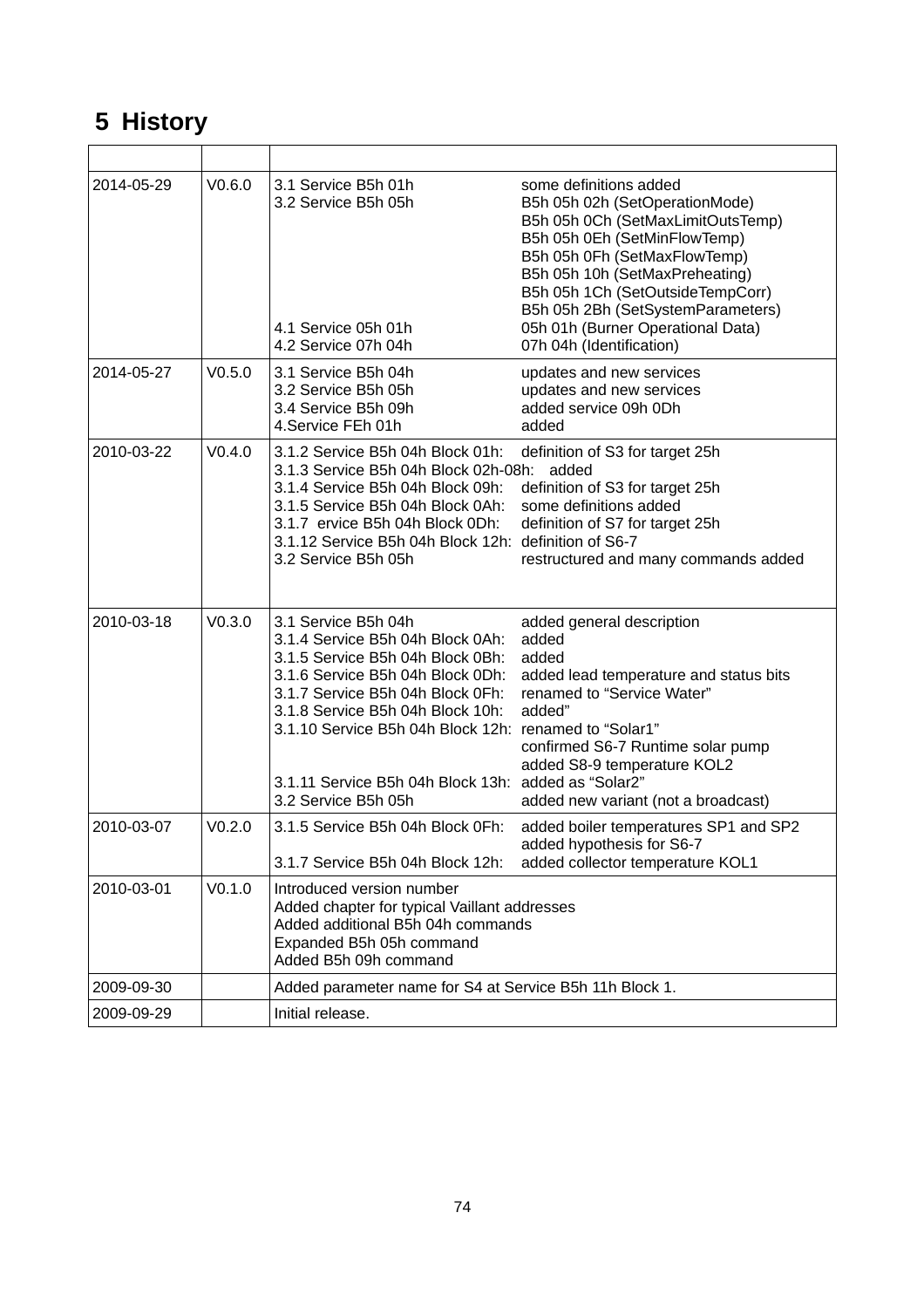# 5 History

| | | | |
|---|---|---|---|
| 2014-05-29 | V0.6.0 | 3.1 Service B5h 01h<br>3.2 Service B5h 05h<br><br><br><br><br><br><br>4.1 Service 05h 01h<br>4.2 Service 07h 04h | some definitions added<br>B5h 05h 02h (SetOperationMode)<br>B5h 05h 0Ch (SetMaxLimitOutsTemp)<br>B5h 05h 0Eh (SetMinFlowTemp)<br>B5h 05h 0Fh (SetMaxFlowTemp)<br>B5h 05h 10h (SetMaxPreheating)<br>B5h 05h 1Ch (SetOutsideTempCorr)<br>B5h 05h 2Bh (SetSystemParameters)<br>05h 01h (Burner Operational Data)<br>07h 04h (Identification) |
| 2014-05-27 | V0.5.0 | 3.1 Service B5h 04h<br>3.2 Service B5h 05h<br>3.4 Service B5h 09h<br>4.Service FEh 01h | updates and new services<br>updates and new services<br>added service 09h 0Dh<br>added |
| 2010-03-22 | V0.4.0 | 3.1.2 Service B5h 04h Block 01h:<br>3.1.3 Service B5h 04h Block 02h-08h:<br>3.1.4 Service B5h 04h Block 09h:<br>3.1.5 Service B5h 04h Block 0Ah:<br>3.1.7 ervice B5h 04h Block 0Dh:<br>3.1.12 Service B5h 04h Block 12h:<br>3.2 Service B5h 05h | definition of S3 for target 25h<br>added<br>definition of S3 for target 25h<br>some definitions added<br>definition of S7 for target 25h<br>definition of S6-7<br>restructured and many commands added |
| 2010-03-18 | V0.3.0 | 3.1 Service B5h 04h<br>3.1.4 Service B5h 04h Block 0Ah:<br>3.1.5 Service B5h 04h Block 0Bh:<br>3.1.6 Service B5h 04h Block 0Dh:<br>3.1.7 Service B5h 04h Block 0Fh:<br>3.1.8 Service B5h 04h Block 10h:<br>3.1.10 Service B5h 04h Block 12h:<br><br><br>3.1.11 Service B5h 04h Block 13h:<br>3.2 Service B5h 05h | added general description<br>added<br>added<br>added lead temperature and status bits<br>renamed to "Service Water"<br>added"<br>renamed to "Solar1"<br>confirmed S6-7 Runtime solar pump<br>added S8-9 temperature KOL2<br>added as "Solar2"<br>added new variant (not a broadcast) |
| 2010-03-07 | V0.2.0 | 3.1.5 Service B5h 04h Block 0Fh:<br><br>3.1.7 Service B5h 04h Block 12h: | added boiler temperatures SP1 and SP2<br>added hypothesis for S6-7<br>added collector temperature KOL1 |
| 2010-03-01 | V0.1.0 | Introduced version number<br>Added chapter for typical Vaillant addresses<br>Added additional B5h 04h commands<br>Expanded B5h 05h command<br>Added B5h 09h command | |
| 2009-09-30 | | Added parameter name for S4 at Service B5h 11h Block 1. | |
| 2009-09-29 | | Initial release. | |